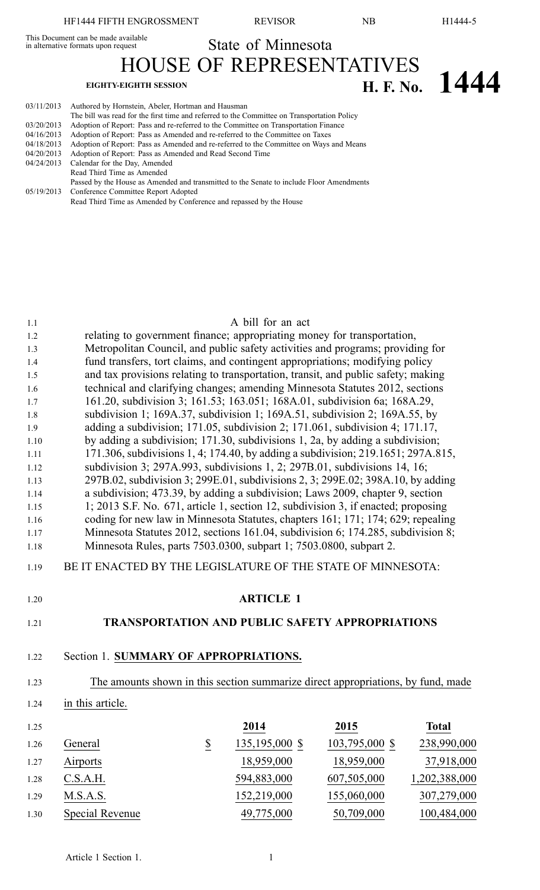This Document can be made available in alternative formats upon request

# State of Minnesota

# HOUSE OF REPRESENTATIVES

**EIGHTY-EIGHTH SESSION** **H. F. No. 1444**

| | |
|---|---|
| 03/11/2013 | Authored by Hornstein, Abeler, Hortman and Hausman |
| | The bill was read for the first time and referred to the Committee on Transportation Policy |
| 03/20/2013 | Adoption of Report: Pass and re-referred to the Committee on Transportation Finance |
| 04/16/2013 | Adoption of Report: Pass as Amended and re-referred to the Committee on Taxes |
| 04/18/2013 | Adoption of Report: Pass as Amended and re-referred to the Committee on Ways and Means |
| 04/20/2013 | Adoption of Report: Pass as Amended and Read Second Time |
| 04/24/2013 | Calendar for the Day, Amended |
| | Read Third Time as Amended |
| | Passed by the House as Amended and transmitted to the Senate to include Floor Amendments |
| 05/19/2013 | Conference Committee Report Adopted |
| | Read Third Time as Amended by Conference and repassed by the House |

A bill for an act

relating to government finance; appropriating money for transportation, Metropolitan Council, and public safety activities and programs; providing for fund transfers, tort claims, and contingent appropriations; modifying policy and tax provisions relating to transportation, transit, and public safety; making technical and clarifying changes; amending Minnesota Statutes 2012, sections 161.20, subdivision 3; 161.53; 163.051; 168A.01, subdivision 6a; 168A.29, subdivision 1; 169A.37, subdivision 1; 169A.51, subdivision 2; 169A.55, by adding a subdivision; 171.05, subdivision 2; 171.061, subdivision 4; 171.17, by adding a subdivision; 171.30, subdivisions 1, 2a, by adding a subdivision; 171.306, subdivisions 1, 4; 174.40, by adding a subdivision; 219.1651; 297A.815, subdivision 3; 297A.993, subdivisions 1, 2; 297B.01, subdivisions 14, 16; 297B.02, subdivision 3; 299E.01, subdivisions 2, 3; 299E.02; 398A.10, by adding a subdivision; 473.39, by adding a subdivision; Laws 2009, chapter 9, section 1; 2013 S.F. No. 671, article 1, section 12, subdivision 3, if enacted; proposing coding for new law in Minnesota Statutes, chapters 161; 171; 174; 629; repealing Minnesota Statutes 2012, sections 161.04, subdivision 6; 174.285, subdivision 8; Minnesota Rules, parts 7503.0300, subpart 1; 7503.0800, subpart 2.

BE IT ENACTED BY THE LEGISLATURE OF THE STATE OF MINNESOTA:

## ARTICLE 1

## TRANSPORTATION AND PUBLIC SAFETY APPROPRIATIONS

Section 1. **SUMMARY OF APPROPRIATIONS.**

The amounts shown in this section summarize direct appropriations, by fund, made in this article.

| | | 2014 | 2015 | Total |
|---|---|---|---|---|
| General | $ | 135,195,000 $ | 103,795,000 $ | 238,990,000 |
| Airports | | 18,959,000 | 18,959,000 | 37,918,000 |
| C.S.A.H. | | 594,883,000 | 607,505,000 | 1,202,388,000 |
| M.S.A.S. | | 152,219,000 | 155,060,000 | 307,279,000 |
| Special Revenue | | 49,775,000 | 50,709,000 | 100,484,000 |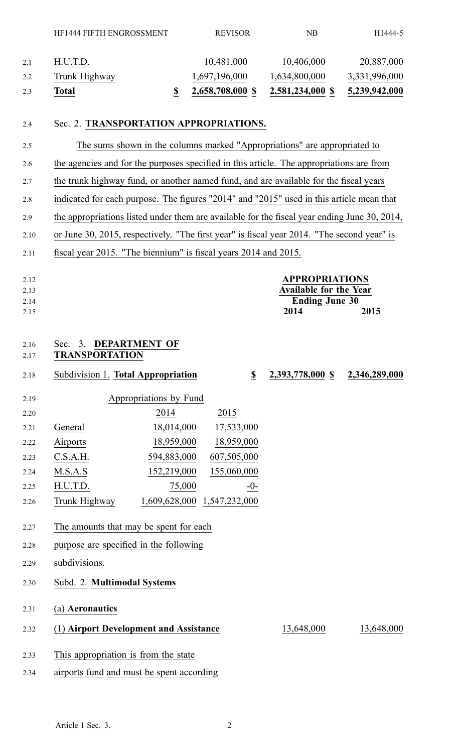| | | | |
|---|---|---|---|
| H.U.T.D. | 10,481,000 | 10,406,000 | 20,887,000 |
| Trunk Highway | 1,697,196,000 | 1,634,800,000 | 3,331,996,000 |
| **Total** | **$ 2,658,708,000** | **$ 2,581,234,000** | **$ 5,239,942,000** |

Sec. 2. **TRANSPORTATION APPROPRIATIONS.**

The sums shown in the columns marked "Appropriations" are appropriated to the agencies and for the purposes specified in this article. The appropriations are from the trunk highway fund, or another named fund, and are available for the fiscal years indicated for each purpose. The figures "2014" and "2015" used in this article mean that the appropriations listed under them are available for the fiscal year ending June 30, 2014, or June 30, 2015, respectively. "The first year" is fiscal year 2014. "The second year" is fiscal year 2015. "The biennium" is fiscal years 2014 and 2015.

| | APPROPRIATIONS Available for the Year Ending June 30 | |
|---|---|---|
| | **2014** | **2015** |

Sec. 3. **DEPARTMENT OF TRANSPORTATION**

| | | |
|---|---|---|
| Subdivision 1. **Total Appropriation** | **$ 2,393,778,000** | **$ 2,346,289,000** |

Appropriations by Fund

| | 2014 | 2015 |
|---|---|---|
| General | 18,014,000 | 17,533,000 |
| Airports | 18,959,000 | 18,959,000 |
| C.S.A.H. | 594,883,000 | 607,505,000 |
| M.S.A.S | 152,219,000 | 155,060,000 |
| H.U.T.D. | 75,000 | -0- |
| Trunk Highway | 1,609,628,000 | 1,547,232,000 |

The amounts that may be spent for each purpose are specified in the following subdivisions.

Subd. 2. **Multimodal Systems**

(a) **Aeronautics**

| | | |
|---|---|---|
| (1) **Airport Development and Assistance** | 13,648,000 | 13,648,000 |

This appropriation is from the state airports fund and must be spent according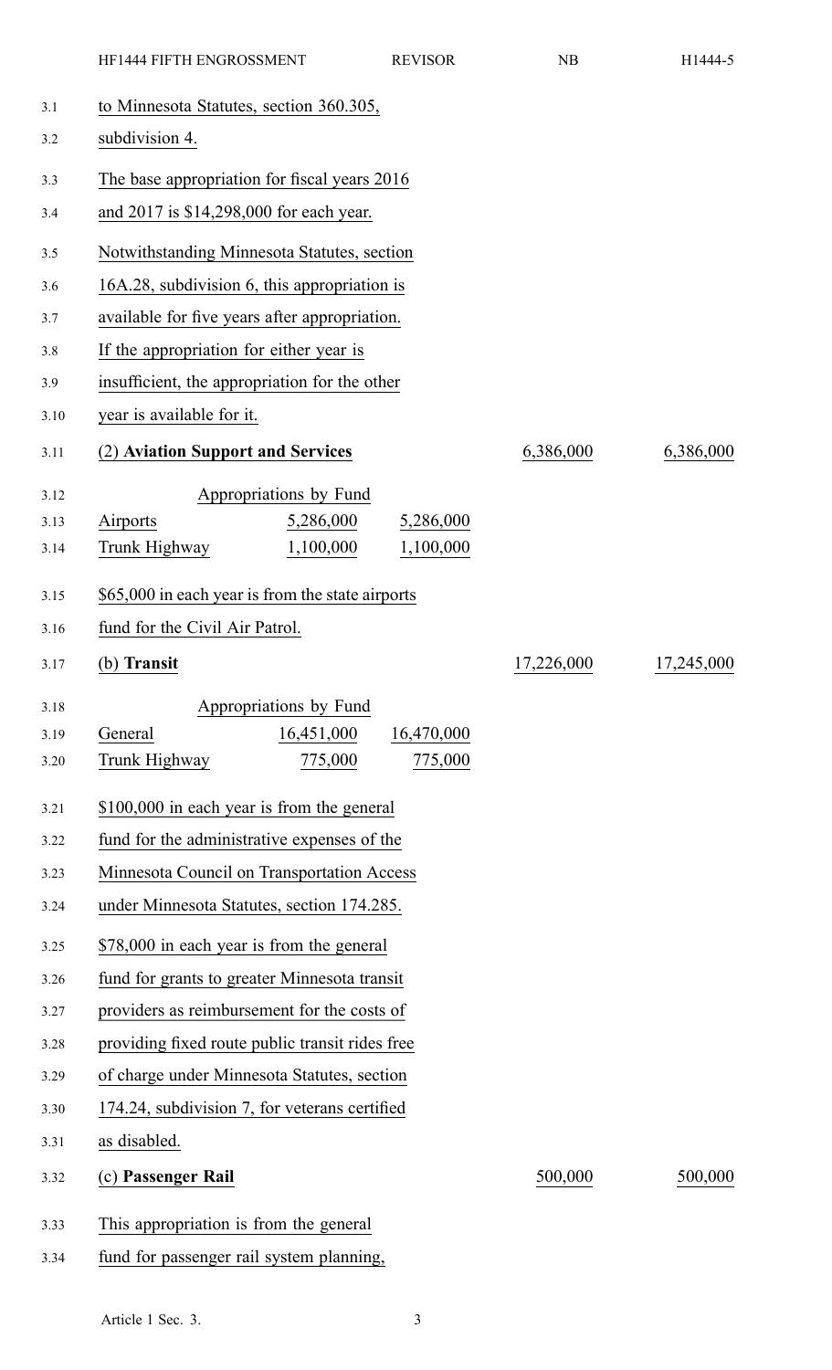to Minnesota Statutes, section 360.305, subdivision 4.

The base appropriation for fiscal years 2016 and 2017 is $14,298,000 for each year.

Notwithstanding Minnesota Statutes, section 16A.28, subdivision 6, this appropriation is available for five years after appropriation. If the appropriation for either year is insufficient, the appropriation for the other year is available for it.

| | | | | |
|---|---|---|---|---|
| (2) **Aviation Support and Services** | | | 6,386,000 | 6,386,000 |

| Appropriations by Fund | | |
|---|---|---|
| Airports | 5,286,000 | 5,286,000 |
| Trunk Highway | 1,100,000 | 1,100,000 |

$65,000 in each year is from the state airports fund for the Civil Air Patrol.

| | | | | |
|---|---|---|---|---|
| (b) **Transit** | | | 17,226,000 | 17,245,000 |

| Appropriations by Fund | | |
|---|---|---|
| General | 16,451,000 | 16,470,000 |
| Trunk Highway | 775,000 | 775,000 |

$100,000 in each year is from the general fund for the administrative expenses of the Minnesota Council on Transportation Access under Minnesota Statutes, section 174.285.

$78,000 in each year is from the general fund for grants to greater Minnesota transit providers as reimbursement for the costs of providing fixed route public transit rides free of charge under Minnesota Statutes, section 174.24, subdivision 7, for veterans certified as disabled.

| | | | | |
|---|---|---|---|---|
| (c) **Passenger Rail** | | | 500,000 | 500,000 |

This appropriation is from the general fund for passenger rail system planning,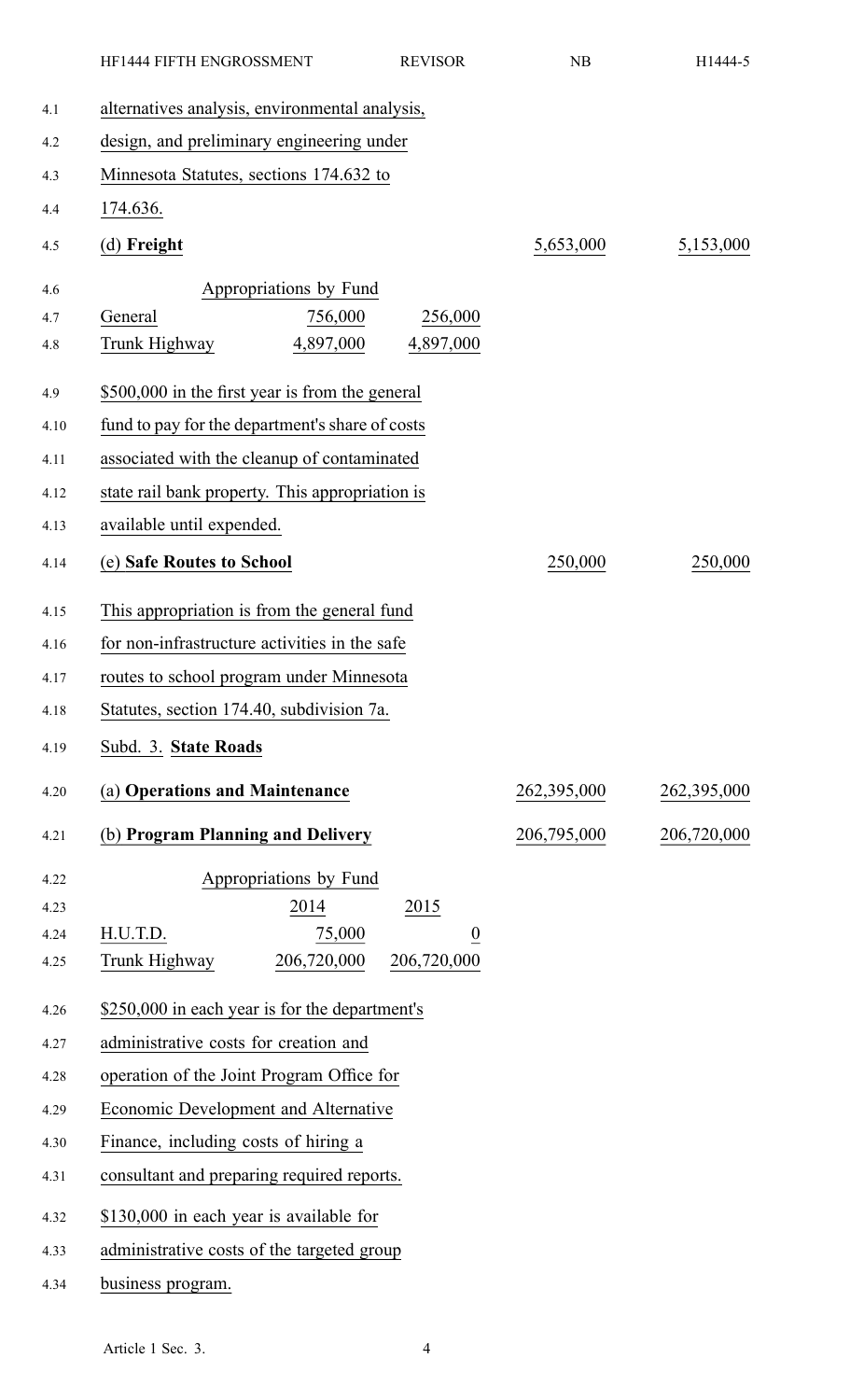alternatives analysis, environmental analysis, design, and preliminary engineering under Minnesota Statutes, sections 174.632 to 174.636.

| | | |
|---|---|---|
| (d) **Freight** | 5,653,000 | 5,153,000 |

| Appropriations by Fund | | |
|---|---|---|
| General | 756,000 | 256,000 |
| Trunk Highway | 4,897,000 | 4,897,000 |

$500,000 in the first year is from the general fund to pay for the department's share of costs associated with the cleanup of contaminated state rail bank property. This appropriation is available until expended.

| | | |
|---|---|---|
| (e) **Safe Routes to School** | 250,000 | 250,000 |

This appropriation is from the general fund for non-infrastructure activities in the safe routes to school program under Minnesota Statutes, section 174.40, subdivision 7a.

Subd. 3. **State Roads**

| | | |
|---|---|---|
| (a) **Operations and Maintenance** | 262,395,000 | 262,395,000 |
| (b) **Program Planning and Delivery** | 206,795,000 | 206,720,000 |

| Appropriations by Fund | | |
|---|---|---|
| | 2014 | 2015 |
| H.U.T.D. | 75,000 | 0 |
| Trunk Highway | 206,720,000 | 206,720,000 |

$250,000 in each year is for the department's administrative costs for creation and operation of the Joint Program Office for Economic Development and Alternative Finance, including costs of hiring a consultant and preparing required reports.

$130,000 in each year is available for administrative costs of the targeted group business program.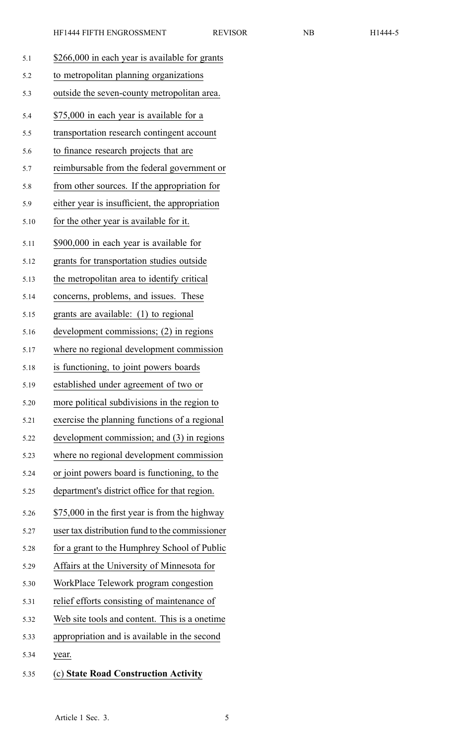$266,000 in each year is available for grants to metropolitan planning organizations outside the seven-county metropolitan area.

$75,000 in each year is available for a transportation research contingent account to finance research projects that are reimbursable from the federal government or from other sources. If the appropriation for either year is insufficient, the appropriation for the other year is available for it.

$900,000 in each year is available for grants for transportation studies outside the metropolitan area to identify critical concerns, problems, and issues. These grants are available: (1) to regional development commissions; (2) in regions where no regional development commission is functioning, to joint powers boards established under agreement of two or more political subdivisions in the region to exercise the planning functions of a regional development commission; and (3) in regions where no regional development commission or joint powers board is functioning, to the department's district office for that region.

$75,000 in the first year is from the highway user tax distribution fund to the commissioner for a grant to the Humphrey School of Public Affairs at the University of Minnesota for WorkPlace Telework program congestion relief efforts consisting of maintenance of Web site tools and content. This is a onetime appropriation and is available in the second year.

(c) **State Road Construction Activity**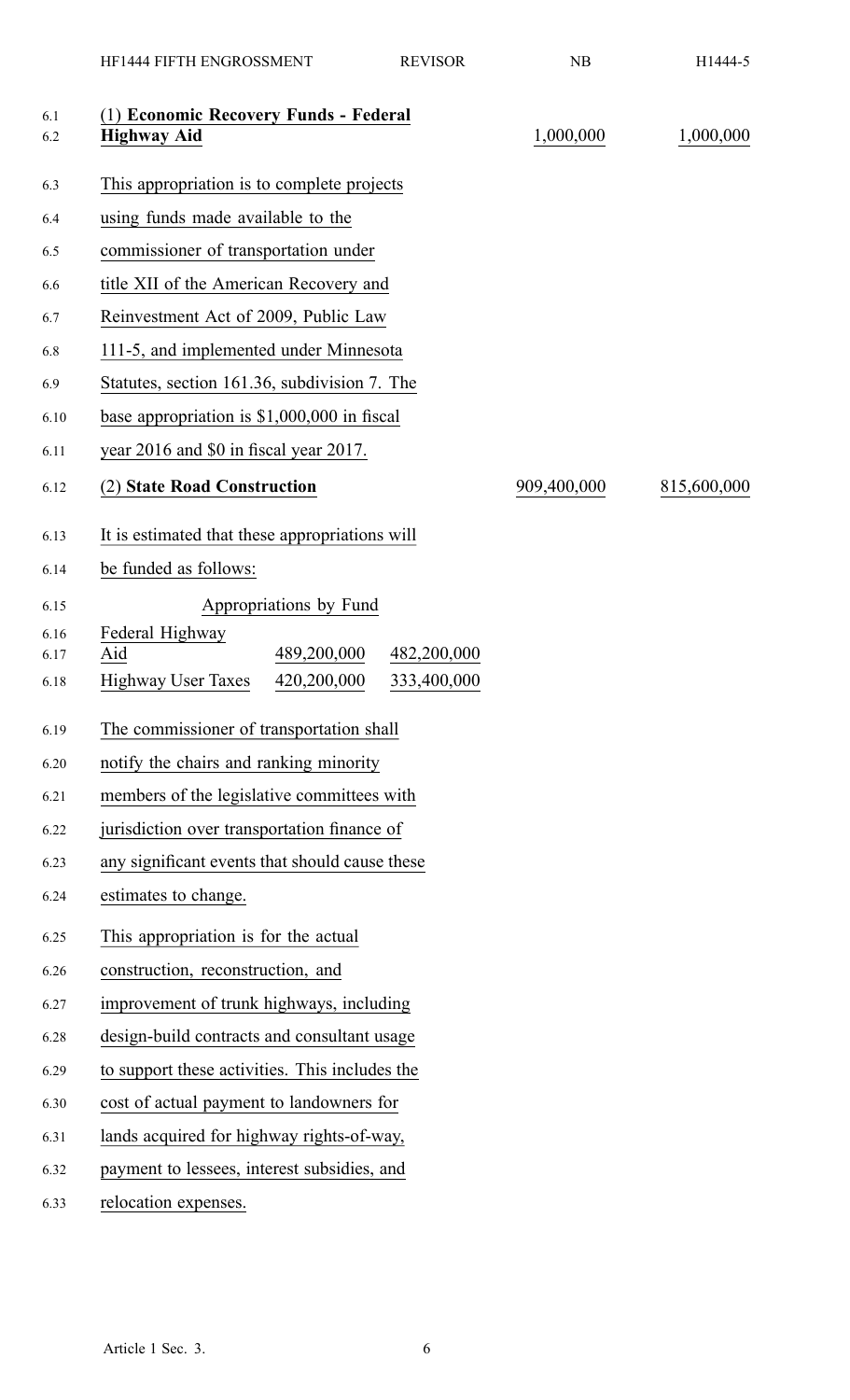| | | |
|---|---|---|
| (1) **Economic Recovery Funds - Federal Highway Aid** | 1,000,000 | 1,000,000 |

This appropriation is to complete projects using funds made available to the commissioner of transportation under title XII of the American Recovery and Reinvestment Act of 2009, Public Law 111-5, and implemented under Minnesota Statutes, section 161.36, subdivision 7. The base appropriation is $1,000,000 in fiscal year 2016 and $0 in fiscal year 2017.

| | | |
|---|---|---|
| (2) **State Road Construction** | 909,400,000 | 815,600,000 |

It is estimated that these appropriations will be funded as follows:

| Appropriations by Fund | | |
|---|---|---|
| Federal Highway Aid | 489,200,000 | 482,200,000 |
| Highway User Taxes | 420,200,000 | 333,400,000 |

The commissioner of transportation shall notify the chairs and ranking minority members of the legislative committees with jurisdiction over transportation finance of any significant events that should cause these estimates to change.

This appropriation is for the actual construction, reconstruction, and improvement of trunk highways, including design-build contracts and consultant usage to support these activities. This includes the cost of actual payment to landowners for lands acquired for highway rights-of-way, payment to lessees, interest subsidies, and relocation expenses.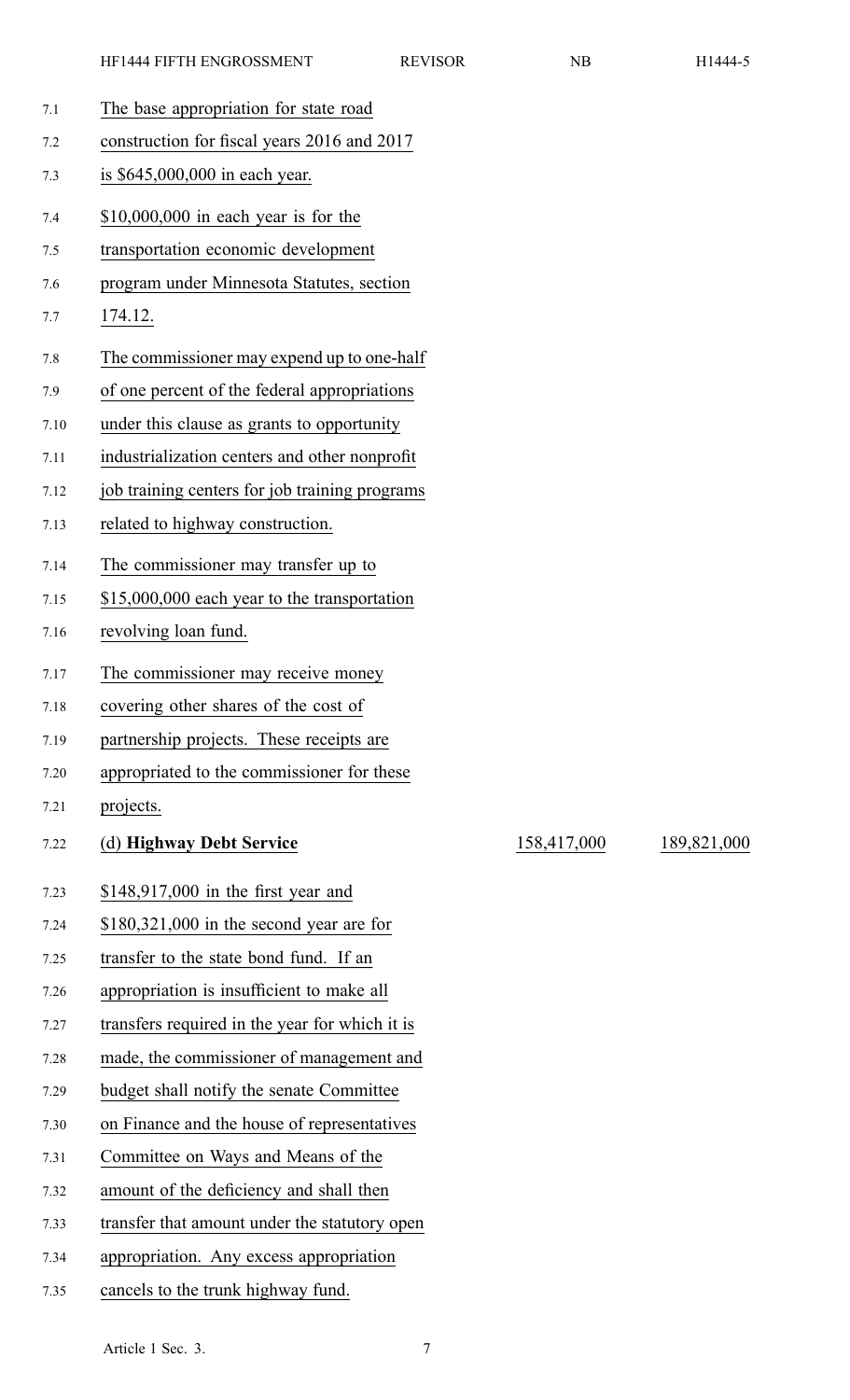The base appropriation for state road construction for fiscal years 2016 and 2017 is $645,000,000 in each year.

$10,000,000 in each year is for the transportation economic development program under Minnesota Statutes, section 174.12.

The commissioner may expend up to one-half of one percent of the federal appropriations under this clause as grants to opportunity industrialization centers and other nonprofit job training centers for job training programs related to highway construction.

The commissioner may transfer up to $15,000,000 each year to the transportation revolving loan fund.

The commissioner may receive money covering other shares of the cost of partnership projects. These receipts are appropriated to the commissioner for these projects.

| | | |
|---|---|---|
| (d) **Highway Debt Service** | 158,417,000 | 189,821,000 |

$148,917,000 in the first year and $180,321,000 in the second year are for transfer to the state bond fund. If an appropriation is insufficient to make all transfers required in the year for which it is made, the commissioner of management and budget shall notify the senate Committee on Finance and the house of representatives Committee on Ways and Means of the amount of the deficiency and shall then transfer that amount under the statutory open appropriation. Any excess appropriation cancels to the trunk highway fund.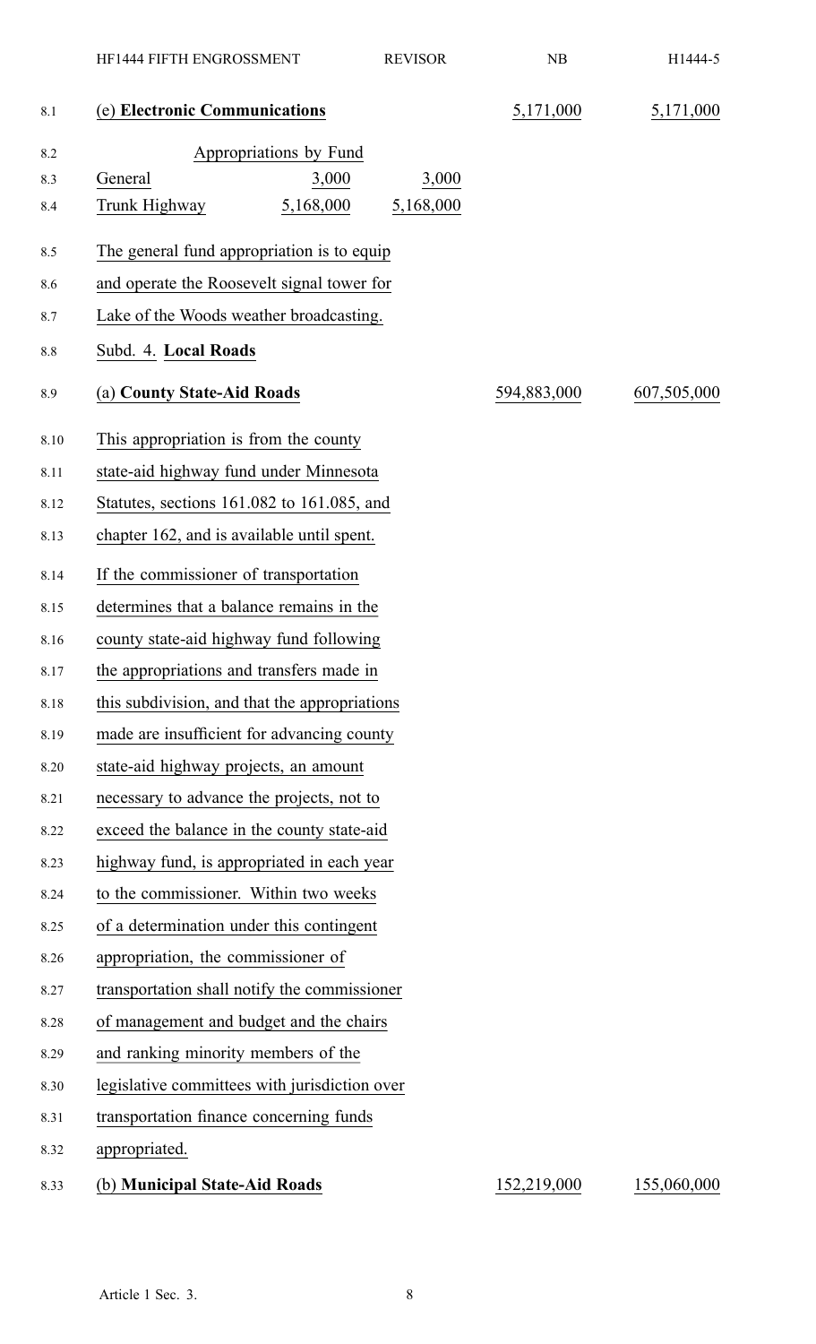| | | |
|---|---|---|
| (e) **Electronic Communications** | 5,171,000 | 5,171,000 |

| Appropriations by Fund | | |
|---|---|---|
| General | 3,000 | 3,000 |
| Trunk Highway | 5,168,000 | 5,168,000 |

The general fund appropriation is to equip and operate the Roosevelt signal tower for Lake of the Woods weather broadcasting.

Subd. 4. **Local Roads**

| | | |
|---|---|---|
| (a) **County State-Aid Roads** | 594,883,000 | 607,505,000 |

This appropriation is from the county state-aid highway fund under Minnesota Statutes, sections 161.082 to 161.085, and chapter 162, and is available until spent.

If the commissioner of transportation determines that a balance remains in the county state-aid highway fund following the appropriations and transfers made in this subdivision, and that the appropriations made are insufficient for advancing county state-aid highway projects, an amount necessary to advance the projects, not to exceed the balance in the county state-aid highway fund, is appropriated in each year to the commissioner. Within two weeks of a determination under this contingent appropriation, the commissioner of transportation shall notify the commissioner of management and budget and the chairs and ranking minority members of the legislative committees with jurisdiction over transportation finance concerning funds appropriated.

| | | |
|---|---|---|
| (b) **Municipal State-Aid Roads** | 152,219,000 | 155,060,000 |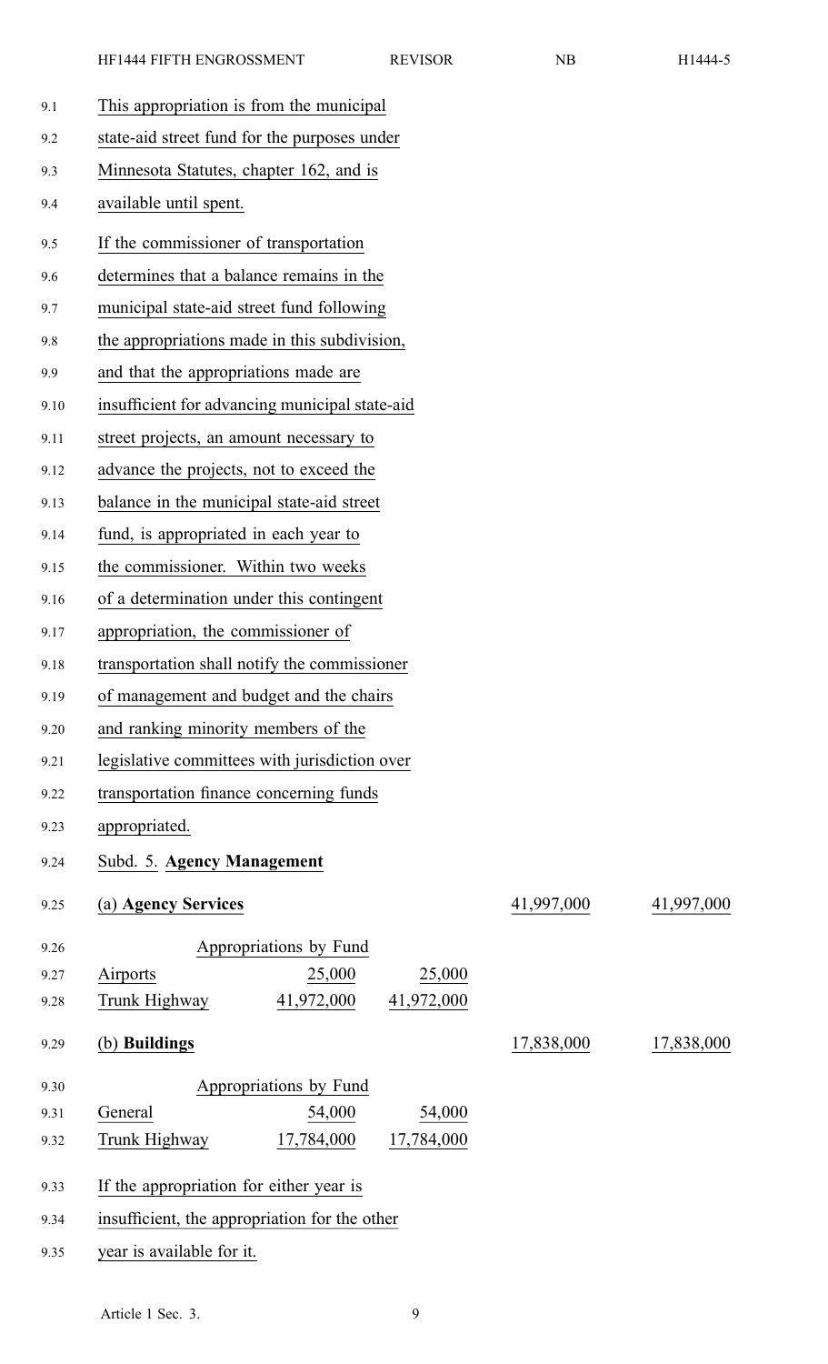This appropriation is from the municipal state-aid street fund for the purposes under Minnesota Statutes, chapter 162, and is available until spent.

If the commissioner of transportation determines that a balance remains in the municipal state-aid street fund following the appropriations made in this subdivision, and that the appropriations made are insufficient for advancing municipal state-aid street projects, an amount necessary to advance the projects, not to exceed the balance in the municipal state-aid street fund, is appropriated in each year to the commissioner. Within two weeks of a determination under this contingent appropriation, the commissioner of transportation shall notify the commissioner of management and budget and the chairs and ranking minority members of the legislative committees with jurisdiction over transportation finance concerning funds appropriated.

Subd. 5. **Agency Management**

| (a) **Agency Services** | | | 41,997,000 | 41,997,000 |
|---|---|---|---|---|
| Appropriations by Fund | | | | |
| Airports | 25,000 | 25,000 | | |
| Trunk Highway | 41,972,000 | 41,972,000 | | |

| (b) **Buildings** | | | 17,838,000 | 17,838,000 |
|---|---|---|---|---|
| Appropriations by Fund | | | | |
| General | 54,000 | 54,000 | | |
| Trunk Highway | 17,784,000 | 17,784,000 | | |

If the appropriation for either year is insufficient, the appropriation for the other year is available for it.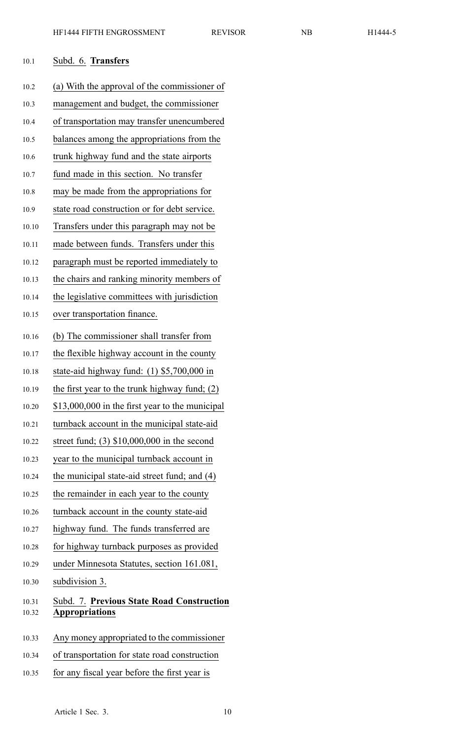Subd. 6. **Transfers**

(a) With the approval of the commissioner of management and budget, the commissioner of transportation may transfer unencumbered balances among the appropriations from the trunk highway fund and the state airports fund made in this section. No transfer may be made from the appropriations for state road construction or for debt service. Transfers under this paragraph may not be made between funds. Transfers under this paragraph must be reported immediately to the chairs and ranking minority members of the legislative committees with jurisdiction over transportation finance.

(b) The commissioner shall transfer from the flexible highway account in the county state-aid highway fund: (1) $5,700,000 in the first year to the trunk highway fund; (2) $13,000,000 in the first year to the municipal turnback account in the municipal state-aid street fund; (3) $10,000,000 in the second year to the municipal turnback account in the municipal state-aid street fund; and (4) the remainder in each year to the county turnback account in the county state-aid highway fund. The funds transferred are for highway turnback purposes as provided under Minnesota Statutes, section 161.081, subdivision 3.

Subd. 7. **Previous State Road Construction Appropriations**

Any money appropriated to the commissioner of transportation for state road construction for any fiscal year before the first year is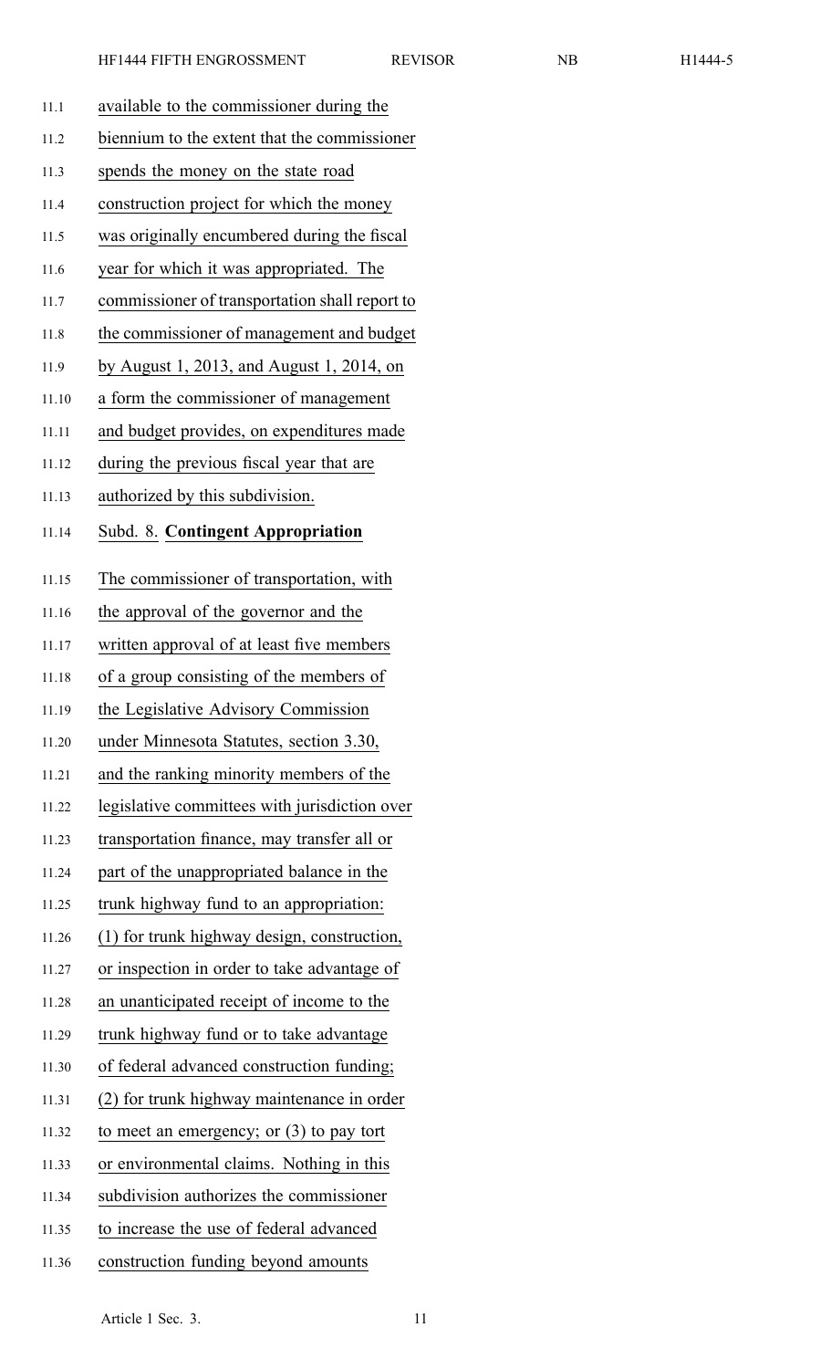available to the commissioner during the biennium to the extent that the commissioner spends the money on the state road construction project for which the money was originally encumbered during the fiscal year for which it was appropriated. The commissioner of transportation shall report to the commissioner of management and budget by August 1, 2013, and August 1, 2014, on a form the commissioner of management and budget provides, on expenditures made during the previous fiscal year that are authorized by this subdivision.

Subd. 8. **Contingent Appropriation**

The commissioner of transportation, with the approval of the governor and the written approval of at least five members of a group consisting of the members of the Legislative Advisory Commission under Minnesota Statutes, section 3.30, and the ranking minority members of the legislative committees with jurisdiction over transportation finance, may transfer all or part of the unappropriated balance in the trunk highway fund to an appropriation: (1) for trunk highway design, construction, or inspection in order to take advantage of an unanticipated receipt of income to the trunk highway fund or to take advantage of federal advanced construction funding; (2) for trunk highway maintenance in order to meet an emergency; or (3) to pay tort or environmental claims. Nothing in this subdivision authorizes the commissioner to increase the use of federal advanced construction funding beyond amounts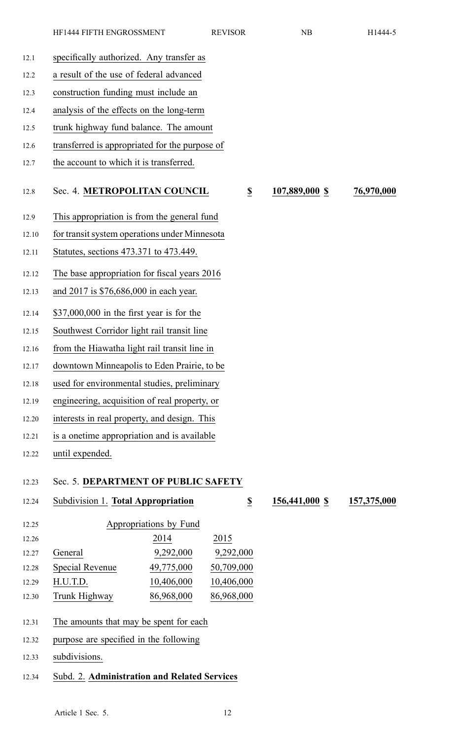specifically authorized. Any transfer as a result of the use of federal advanced construction funding must include an analysis of the effects on the long-term trunk highway fund balance. The amount transferred is appropriated for the purpose of the account to which it is transferred.

Sec. 4. **METROPOLITAN COUNCIL** $ 107,889,000 $ 76,970,000

This appropriation is from the general fund for transit system operations under Minnesota Statutes, sections 473.371 to 473.449.

The base appropriation for fiscal years 2016 and 2017 is $76,686,000 in each year.

$37,000,000 in the first year is for the Southwest Corridor light rail transit line from the Hiawatha light rail transit line in downtown Minneapolis to Eden Prairie, to be used for environmental studies, preliminary engineering, acquisition of real property, or interests in real property, and design. This is a onetime appropriation and is available until expended.

Sec. 5. **DEPARTMENT OF PUBLIC SAFETY**

Subdivision 1. **Total Appropriation** $ 156,441,000 $ 157,375,000

Appropriations by Fund

| | 2014 | 2015 |
|---|---|---|
| General | 9,292,000 | 9,292,000 |
| Special Revenue | 49,775,000 | 50,709,000 |
| H.U.T.D. | 10,406,000 | 10,406,000 |
| Trunk Highway | 86,968,000 | 86,968,000 |

The amounts that may be spent for each purpose are specified in the following subdivisions.

Subd. 2. **Administration and Related Services**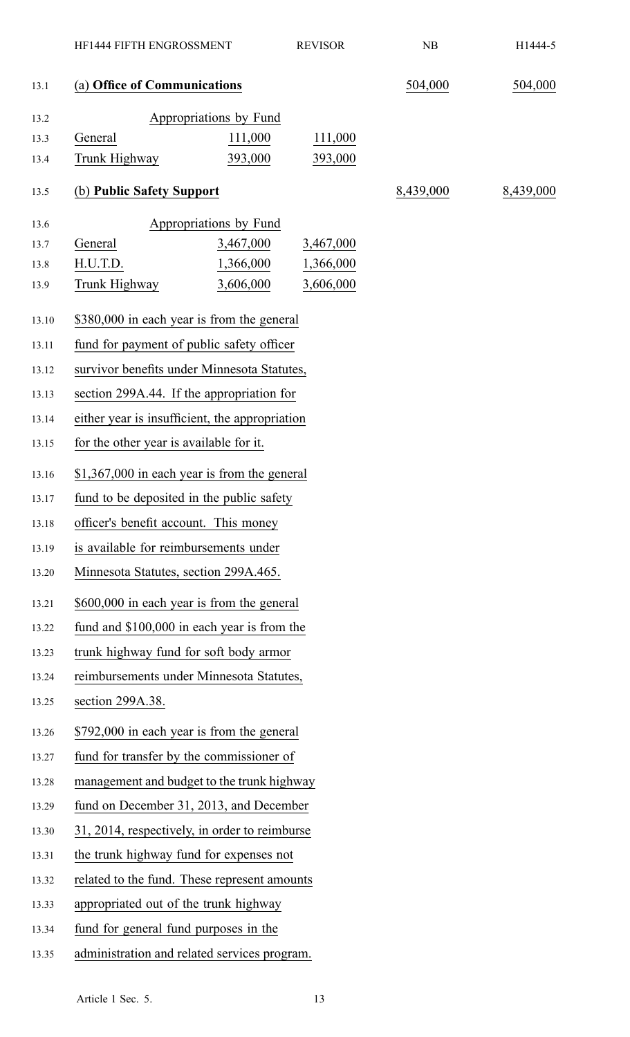(a) **Office of Communications** 504,000 504,000

| Appropriations by Fund | | |
|---|---|---|
| General | 111,000 | 111,000 |
| Trunk Highway | 393,000 | 393,000 |

(b) **Public Safety Support** 8,439,000 8,439,000

| Appropriations by Fund | | |
|---|---|---|
| General | 3,467,000 | 3,467,000 |
| H.U.T.D. | 1,366,000 | 1,366,000 |
| Trunk Highway | 3,606,000 | 3,606,000 |

$380,000 in each year is from the general fund for payment of public safety officer survivor benefits under Minnesota Statutes, section 299A.44. If the appropriation for either year is insufficient, the appropriation for the other year is available for it.

$1,367,000 in each year is from the general fund to be deposited in the public safety officer's benefit account. This money is available for reimbursements under Minnesota Statutes, section 299A.465.

$600,000 in each year is from the general fund and $100,000 in each year is from the trunk highway fund for soft body armor reimbursements under Minnesota Statutes, section 299A.38.

$792,000 in each year is from the general fund for transfer by the commissioner of management and budget to the trunk highway fund on December 31, 2013, and December 31, 2014, respectively, in order to reimburse the trunk highway fund for expenses not related to the fund. These represent amounts appropriated out of the trunk highway fund for general fund purposes in the administration and related services program.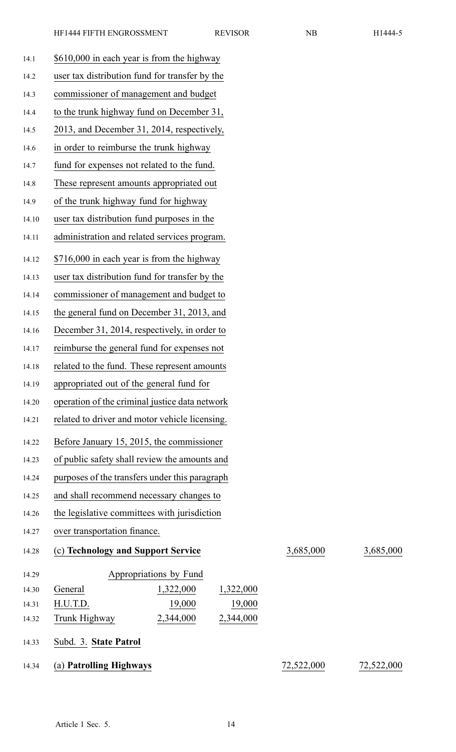$610,000 in each year is from the highway user tax distribution fund for transfer by the commissioner of management and budget to the trunk highway fund on December 31, 2013, and December 31, 2014, respectively, in order to reimburse the trunk highway fund for expenses not related to the fund. These represent amounts appropriated out of the trunk highway fund for highway user tax distribution fund purposes in the administration and related services program.

$716,000 in each year is from the highway user tax distribution fund for transfer by the commissioner of management and budget to the general fund on December 31, 2013, and December 31, 2014, respectively, in order to reimburse the general fund for expenses not related to the fund. These represent amounts appropriated out of the general fund for operation of the criminal justice data network related to driver and motor vehicle licensing.

Before January 15, 2015, the commissioner of public safety shall review the amounts and purposes of the transfers under this paragraph and shall recommend necessary changes to the legislative committees with jurisdiction over transportation finance.

| (c) **Technology and Support Service** | | | 3,685,000 | 3,685,000 |
|---|---|---|---|---|
| | Appropriations by Fund | | | |
| General | 1,322,000 | 1,322,000 | | |
| H.U.T.D. | 19,000 | 19,000 | | |
| Trunk Highway | 2,344,000 | 2,344,000 | | |

Subd. 3. **State Patrol**

| (a) **Patrolling Highways** | 72,522,000 | 72,522,000 |
|---|---|---|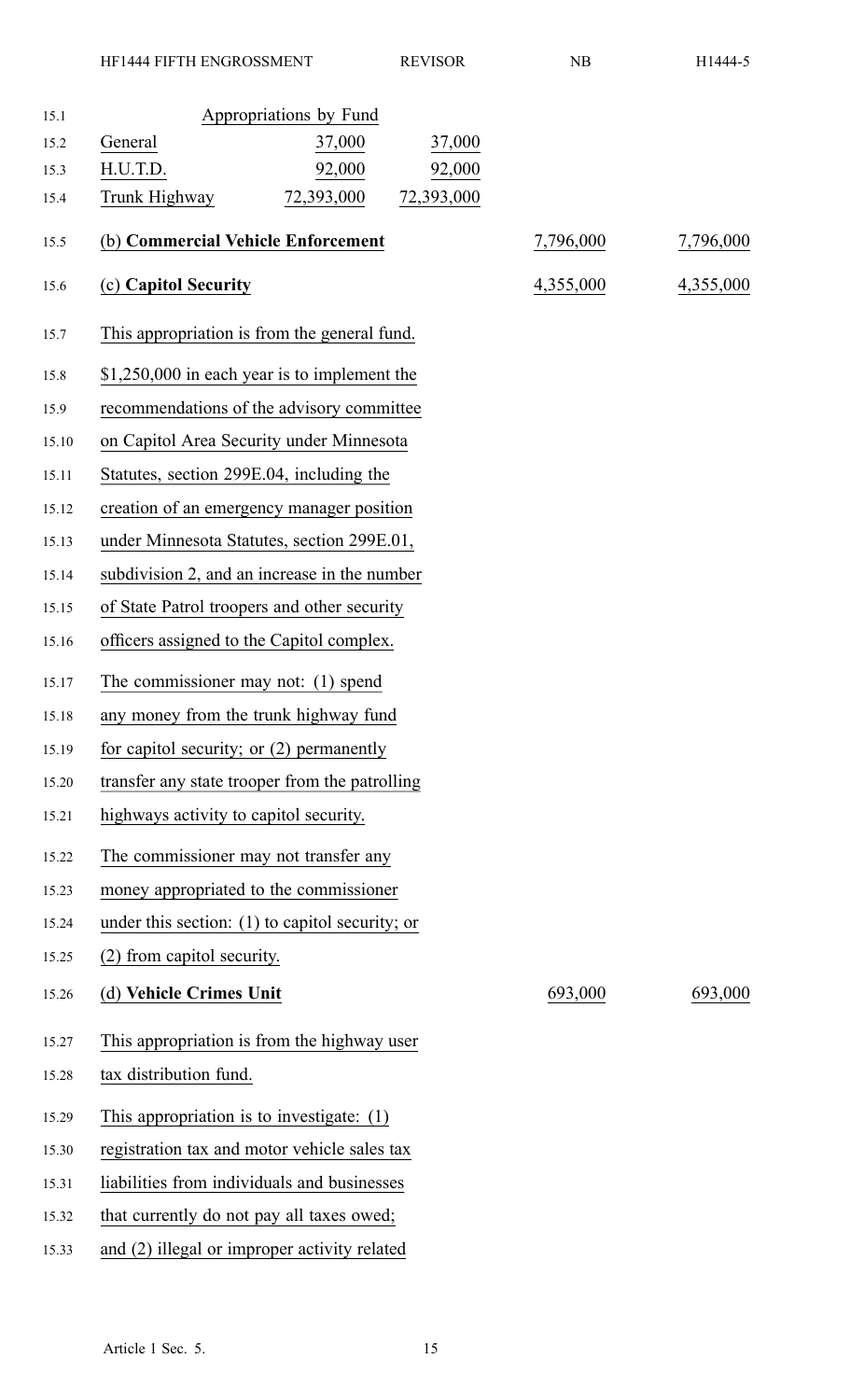| Appropriations by Fund | | | | |
|---|---|---|---|---|
| General | 37,000 | 37,000 | | |
| H.U.T.D. | 92,000 | 92,000 | | |
| Trunk Highway | 72,393,000 | 72,393,000 | | |
| (b) **Commercial Vehicle Enforcement** | | | 7,796,000 | 7,796,000 |
| (c) **Capitol Security** | | | 4,355,000 | 4,355,000 |

This appropriation is from the general fund.

$1,250,000 in each year is to implement the recommendations of the advisory committee on Capitol Area Security under Minnesota Statutes, section 299E.04, including the creation of an emergency manager position under Minnesota Statutes, section 299E.01, subdivision 2, and an increase in the number of State Patrol troopers and other security officers assigned to the Capitol complex.

The commissioner may not: (1) spend any money from the trunk highway fund for capitol security; or (2) permanently transfer any state trooper from the patrolling highways activity to capitol security.

The commissioner may not transfer any money appropriated to the commissioner under this section: (1) to capitol security; or (2) from capitol security.

| | | |
|---|---|---|
| (d) **Vehicle Crimes Unit** | 693,000 | 693,000 |

This appropriation is from the highway user tax distribution fund.

This appropriation is to investigate: (1) registration tax and motor vehicle sales tax liabilities from individuals and businesses that currently do not pay all taxes owed; and (2) illegal or improper activity related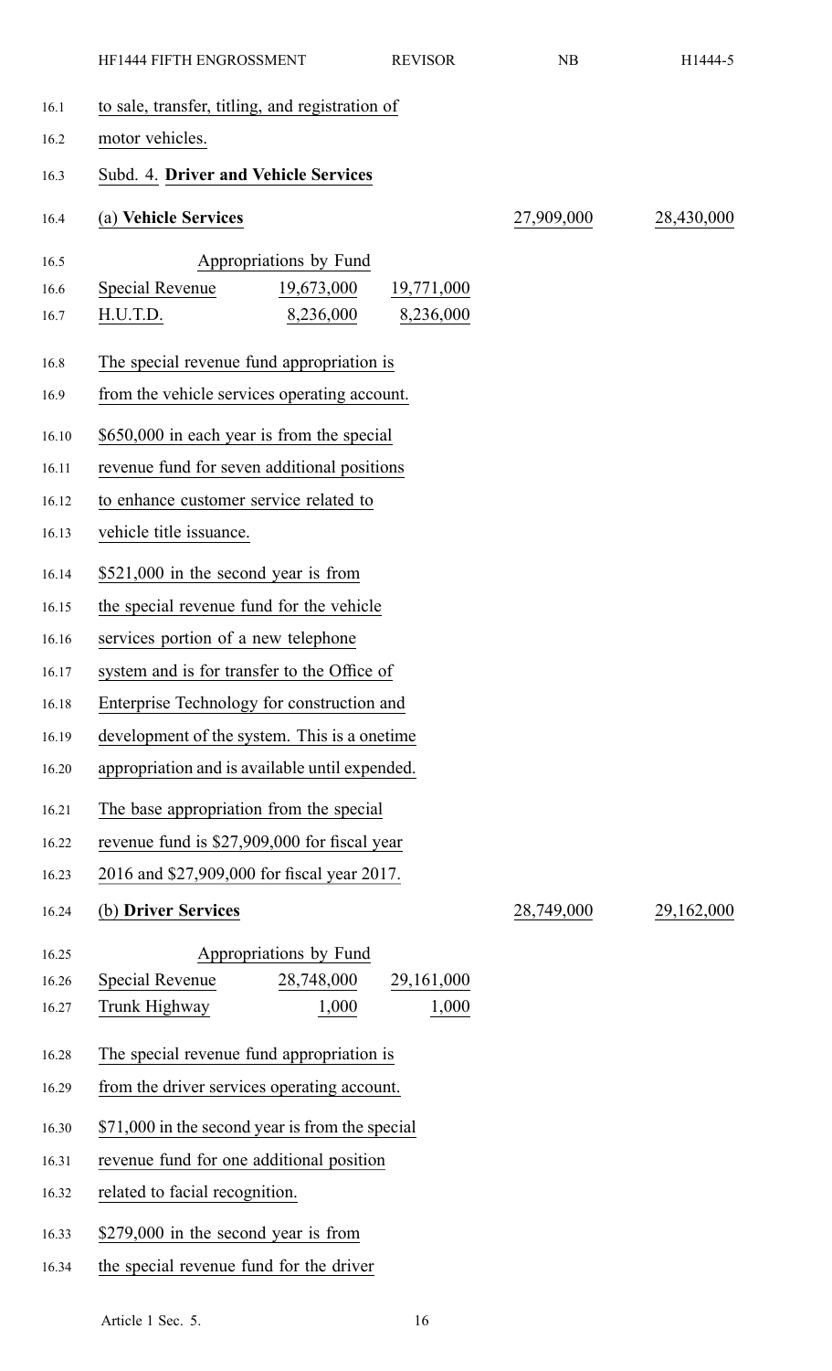to sale, transfer, titling, and registration of motor vehicles.

Subd. 4. **Driver and Vehicle Services**

| (a) **Vehicle Services** | | | 27,909,000 | 28,430,000 |
|---|---|---|---|---|
| | Appropriations by Fund | | | |
| Special Revenue | 19,673,000 | 19,771,000 | | |
| H.U.T.D. | 8,236,000 | 8,236,000 | | |

The special revenue fund appropriation is from the vehicle services operating account.

$650,000 in each year is from the special revenue fund for seven additional positions to enhance customer service related to vehicle title issuance.

$521,000 in the second year is from the special revenue fund for the vehicle services portion of a new telephone system and is for transfer to the Office of Enterprise Technology for construction and development of the system. This is a onetime appropriation and is available until expended.

The base appropriation from the special revenue fund is $27,909,000 for fiscal year 2016 and $27,909,000 for fiscal year 2017.

| (b) **Driver Services** | | | 28,749,000 | 29,162,000 |
|---|---|---|---|---|
| | Appropriations by Fund | | | |
| Special Revenue | 28,748,000 | 29,161,000 | | |
| Trunk Highway | 1,000 | 1,000 | | |

The special revenue fund appropriation is from the driver services operating account.

$71,000 in the second year is from the special revenue fund for one additional position related to facial recognition.

$279,000 in the second year is from the special revenue fund for the driver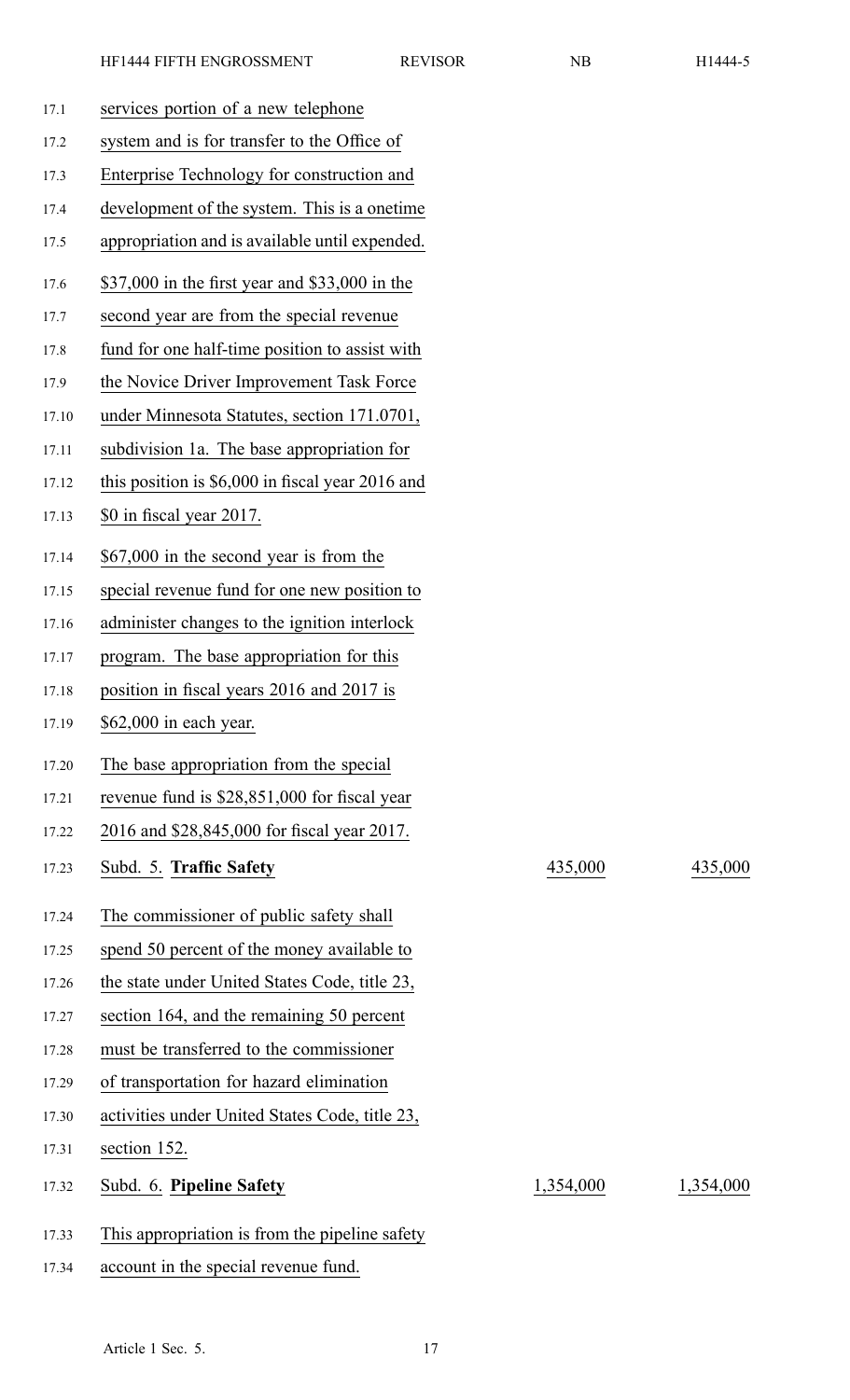services portion of a new telephone system and is for transfer to the Office of Enterprise Technology for construction and development of the system. This is a onetime appropriation and is available until expended.

$37,000 in the first year and $33,000 in the second year are from the special revenue fund for one half-time position to assist with the Novice Driver Improvement Task Force under Minnesota Statutes, section 171.0701, subdivision 1a. The base appropriation for this position is $6,000 in fiscal year 2016 and $0 in fiscal year 2017.

$67,000 in the second year is from the special revenue fund for one new position to administer changes to the ignition interlock program. The base appropriation for this position in fiscal years 2016 and 2017 is $62,000 in each year.

The base appropriation from the special revenue fund is $28,851,000 for fiscal year 2016 and $28,845,000 for fiscal year 2017.

| | | |
|---|---|---|
| Subd. 5. **Traffic Safety** | 435,000 | 435,000 |

The commissioner of public safety shall spend 50 percent of the money available to the state under United States Code, title 23, section 164, and the remaining 50 percent must be transferred to the commissioner of transportation for hazard elimination activities under United States Code, title 23, section 152.

| | | |
|---|---|---|
| Subd. 6. **Pipeline Safety** | 1,354,000 | 1,354,000 |

This appropriation is from the pipeline safety account in the special revenue fund.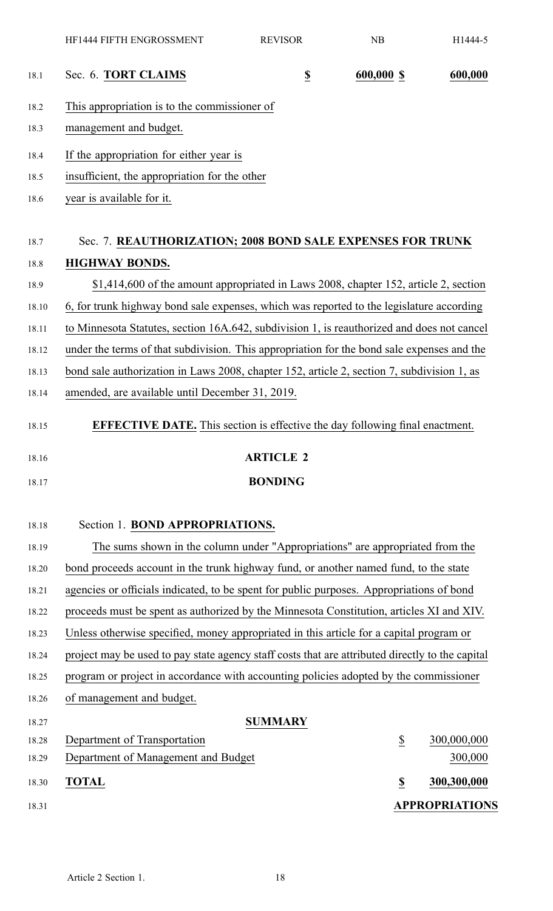Sec. 6. **TORT CLAIMS** **$** **600,000** **$** **600,000**

This appropriation is to the commissioner of management and budget.

If the appropriation for either year is insufficient, the appropriation for the other year is available for it.

Sec. 7. **REAUTHORIZATION; 2008 BOND SALE EXPENSES FOR TRUNK HIGHWAY BONDS.**

$1,414,600 of the amount appropriated in Laws 2008, chapter 152, article 2, section 6, for trunk highway bond sale expenses, which was reported to the legislature according to Minnesota Statutes, section 16A.642, subdivision 1, is reauthorized and does not cancel under the terms of that subdivision. This appropriation for the bond sale expenses and the bond sale authorization in Laws 2008, chapter 152, article 2, section 7, subdivision 1, as amended, are available until December 31, 2019.

**EFFECTIVE DATE.** This section is effective the day following final enactment.

## ARTICLE 2

## BONDING

Section 1. **BOND APPROPRIATIONS.**

The sums shown in the column under "Appropriations" are appropriated from the bond proceeds account in the trunk highway fund, or another named fund, to the state agencies or officials indicated, to be spent for public purposes. Appropriations of bond proceeds must be spent as authorized by the Minnesota Constitution, articles XI and XIV. Unless otherwise specified, money appropriated in this article for a capital program or project may be used to pay state agency staff costs that are attributed directly to the capital program or project in accordance with accounting policies adopted by the commissioner of management and budget.

**SUMMARY**

| | | |
|---|---|---|
| Department of Transportation | $ | 300,000,000 |
| Department of Management and Budget | | 300,000 |
| **TOTAL** | **$** | **300,300,000** |

**APPROPRIATIONS**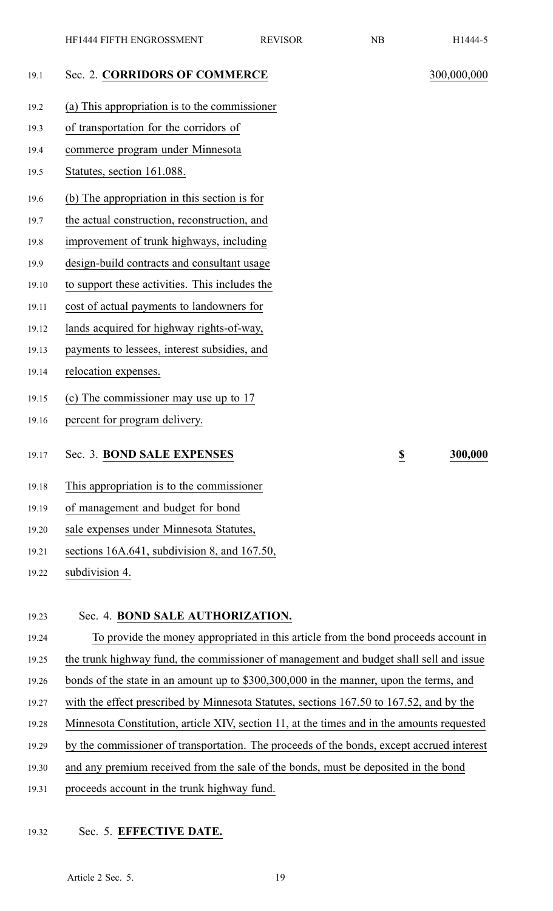Sec. 2. **CORRIDORS OF COMMERCE** 300,000,000

(a) This appropriation is to the commissioner of transportation for the corridors of commerce program under Minnesota Statutes, section 161.088.

(b) The appropriation in this section is for the actual construction, reconstruction, and improvement of trunk highways, including design-build contracts and consultant usage to support these activities. This includes the cost of actual payments to landowners for lands acquired for highway rights-of-way, payments to lessees, interest subsidies, and relocation expenses.

(c) The commissioner may use up to 17 percent for program delivery.

Sec. 3. **BOND SALE EXPENSES** **$ 300,000**

This appropriation is to the commissioner of management and budget for bond sale expenses under Minnesota Statutes, sections 16A.641, subdivision 8, and 167.50, subdivision 4.

Sec. 4. **BOND SALE AUTHORIZATION.**

To provide the money appropriated in this article from the bond proceeds account in the trunk highway fund, the commissioner of management and budget shall sell and issue bonds of the state in an amount up to $300,300,000 in the manner, upon the terms, and with the effect prescribed by Minnesota Statutes, sections 167.50 to 167.52, and by the Minnesota Constitution, article XIV, section 11, at the times and in the amounts requested by the commissioner of transportation. The proceeds of the bonds, except accrued interest and any premium received from the sale of the bonds, must be deposited in the bond proceeds account in the trunk highway fund.

Sec. 5. **EFFECTIVE DATE.**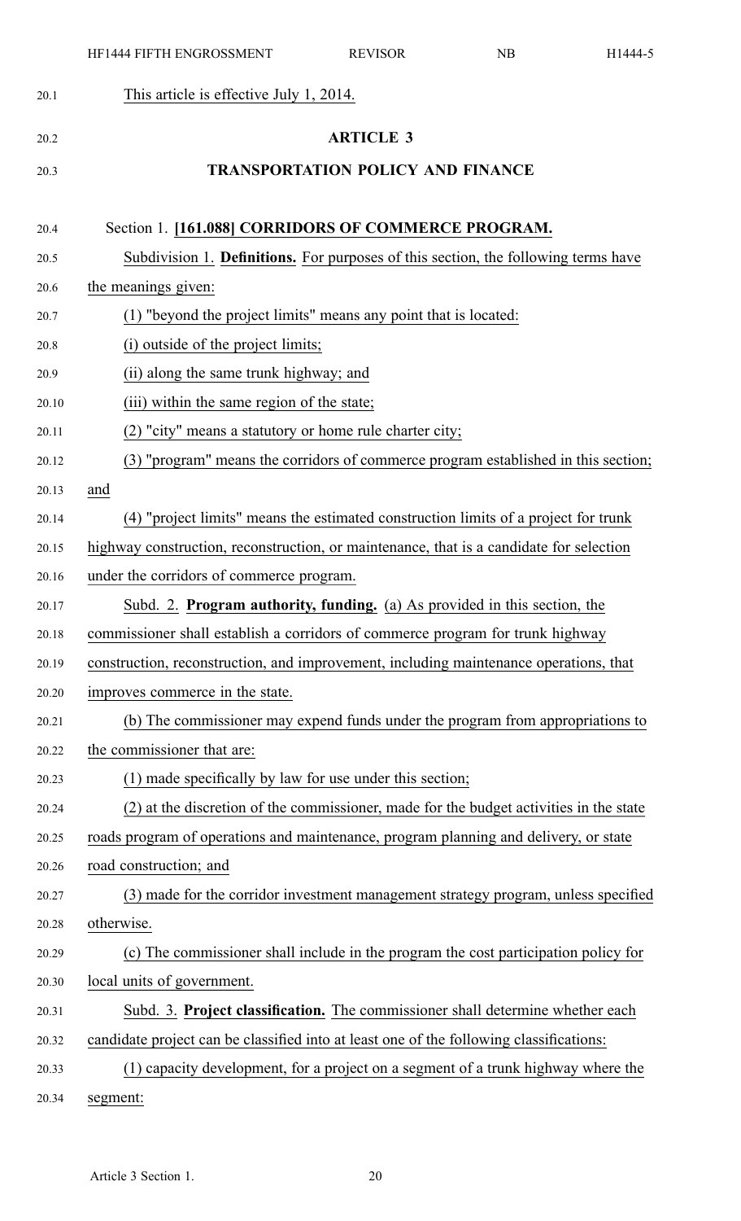This article is effective July 1, 2014.

## ARTICLE 3

## TRANSPORTATION POLICY AND FINANCE

### Section 1. [161.088] CORRIDORS OF COMMERCE PROGRAM.

Subdivision 1. **Definitions.** For purposes of this section, the following terms have the meanings given:

(1) "beyond the project limits" means any point that is located:

(i) outside of the project limits;

(ii) along the same trunk highway; and

(iii) within the same region of the state;

(2) "city" means a statutory or home rule charter city;

(3) "program" means the corridors of commerce program established in this section; and

(4) "project limits" means the estimated construction limits of a project for trunk highway construction, reconstruction, or maintenance, that is a candidate for selection under the corridors of commerce program.

Subd. 2. **Program authority, funding.** (a) As provided in this section, the commissioner shall establish a corridors of commerce program for trunk highway construction, reconstruction, and improvement, including maintenance operations, that improves commerce in the state.

(b) The commissioner may expend funds under the program from appropriations to the commissioner that are:

(1) made specifically by law for use under this section;

(2) at the discretion of the commissioner, made for the budget activities in the state roads program of operations and maintenance, program planning and delivery, or state road construction; and

(3) made for the corridor investment management strategy program, unless specified otherwise.

(c) The commissioner shall include in the program the cost participation policy for local units of government.

Subd. 3. **Project classification.** The commissioner shall determine whether each candidate project can be classified into at least one of the following classifications:

(1) capacity development, for a project on a segment of a trunk highway where the segment: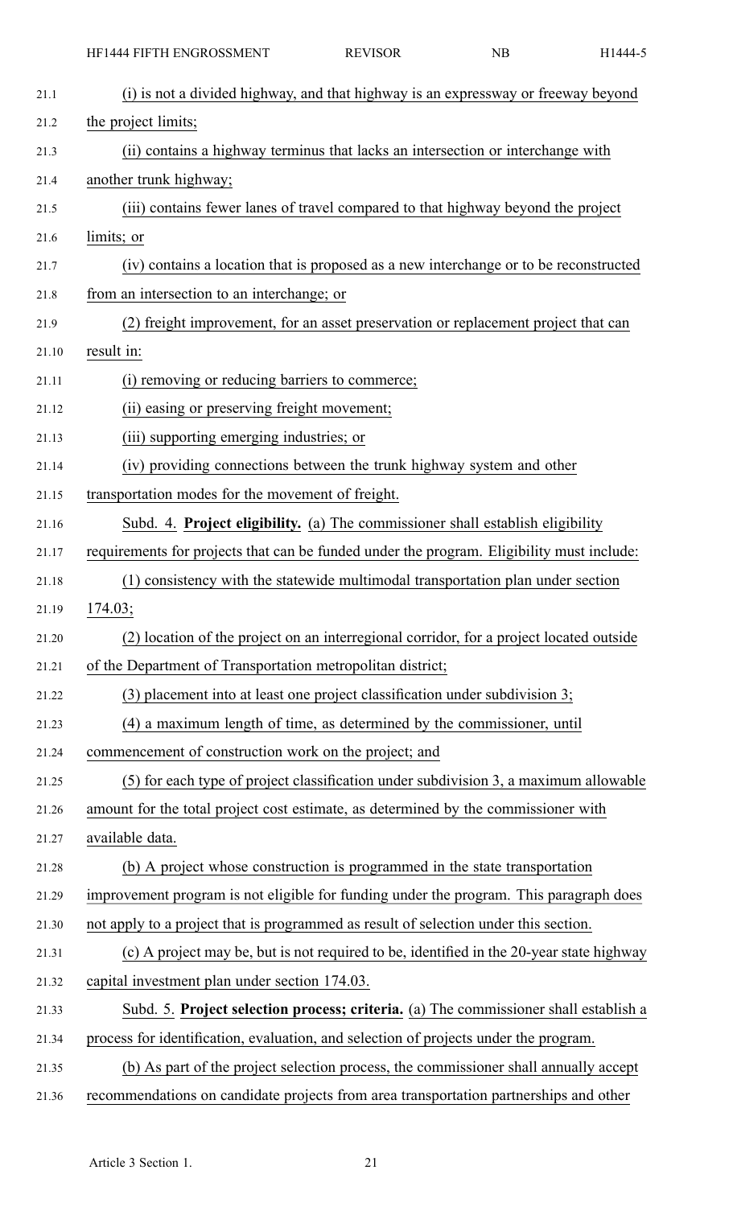(i) is not a divided highway, and that highway is an expressway or freeway beyond the project limits;

(ii) contains a highway terminus that lacks an intersection or interchange with another trunk highway;

(iii) contains fewer lanes of travel compared to that highway beyond the project limits; or

(iv) contains a location that is proposed as a new interchange or to be reconstructed from an intersection to an interchange; or

(2) freight improvement, for an asset preservation or replacement project that can result in:

(i) removing or reducing barriers to commerce;

(ii) easing or preserving freight movement;

(iii) supporting emerging industries; or

(iv) providing connections between the trunk highway system and other transportation modes for the movement of freight.

Subd. 4. **Project eligibility.** (a) The commissioner shall establish eligibility requirements for projects that can be funded under the program. Eligibility must include:

(1) consistency with the statewide multimodal transportation plan under section 174.03;

(2) location of the project on an interregional corridor, for a project located outside of the Department of Transportation metropolitan district;

(3) placement into at least one project classification under subdivision 3;

(4) a maximum length of time, as determined by the commissioner, until commencement of construction work on the project; and

(5) for each type of project classification under subdivision 3, a maximum allowable amount for the total project cost estimate, as determined by the commissioner with available data.

(b) A project whose construction is programmed in the state transportation improvement program is not eligible for funding under the program. This paragraph does not apply to a project that is programmed as result of selection under this section.

(c) A project may be, but is not required to be, identified in the 20-year state highway capital investment plan under section 174.03.

Subd. 5. **Project selection process; criteria.** (a) The commissioner shall establish a process for identification, evaluation, and selection of projects under the program.

(b) As part of the project selection process, the commissioner shall annually accept recommendations on candidate projects from area transportation partnerships and other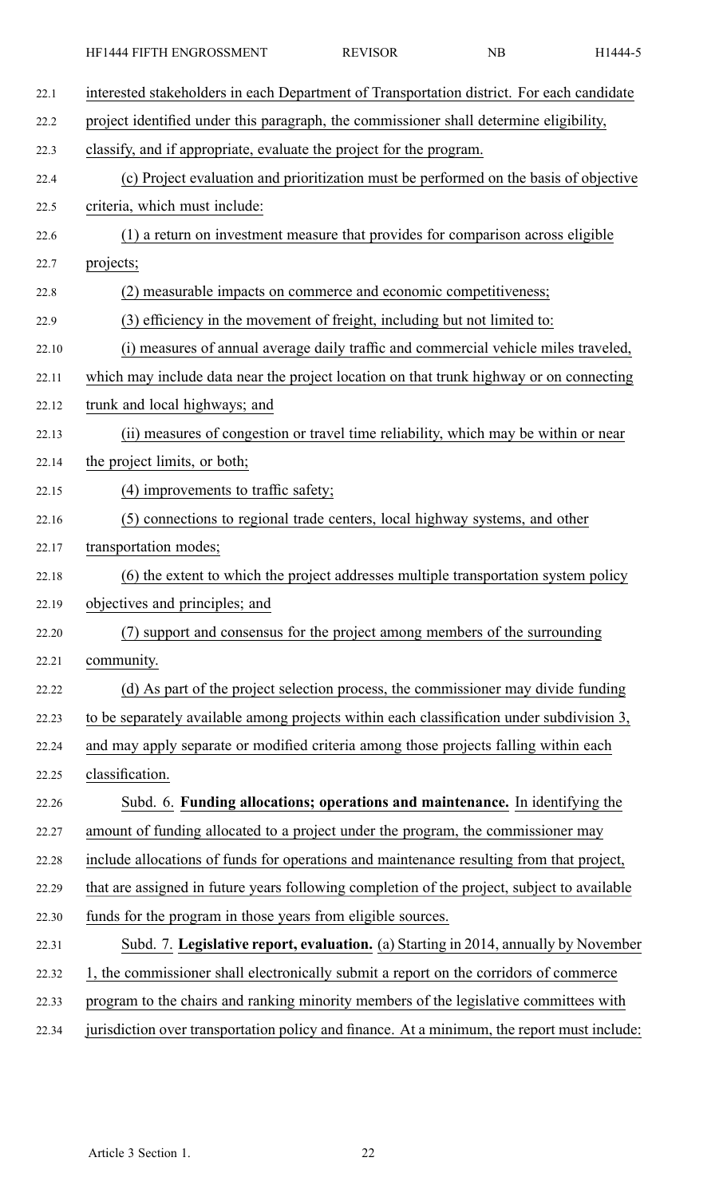interested stakeholders in each Department of Transportation district. For each candidate project identified under this paragraph, the commissioner shall determine eligibility, classify, and if appropriate, evaluate the project for the program.

(c) Project evaluation and prioritization must be performed on the basis of objective criteria, which must include:

(1) a return on investment measure that provides for comparison across eligible projects;

(2) measurable impacts on commerce and economic competitiveness;

(3) efficiency in the movement of freight, including but not limited to:

(i) measures of annual average daily traffic and commercial vehicle miles traveled, which may include data near the project location on that trunk highway or on connecting trunk and local highways; and

(ii) measures of congestion or travel time reliability, which may be within or near the project limits, or both;

(4) improvements to traffic safety;

(5) connections to regional trade centers, local highway systems, and other transportation modes;

(6) the extent to which the project addresses multiple transportation system policy objectives and principles; and

(7) support and consensus for the project among members of the surrounding community.

(d) As part of the project selection process, the commissioner may divide funding to be separately available among projects within each classification under subdivision 3, and may apply separate or modified criteria among those projects falling within each classification.

Subd. 6. **Funding allocations; operations and maintenance.** In identifying the amount of funding allocated to a project under the program, the commissioner may include allocations of funds for operations and maintenance resulting from that project, that are assigned in future years following completion of the project, subject to available funds for the program in those years from eligible sources.

Subd. 7. **Legislative report, evaluation.** (a) Starting in 2014, annually by November 1, the commissioner shall electronically submit a report on the corridors of commerce program to the chairs and ranking minority members of the legislative committees with jurisdiction over transportation policy and finance. At a minimum, the report must include: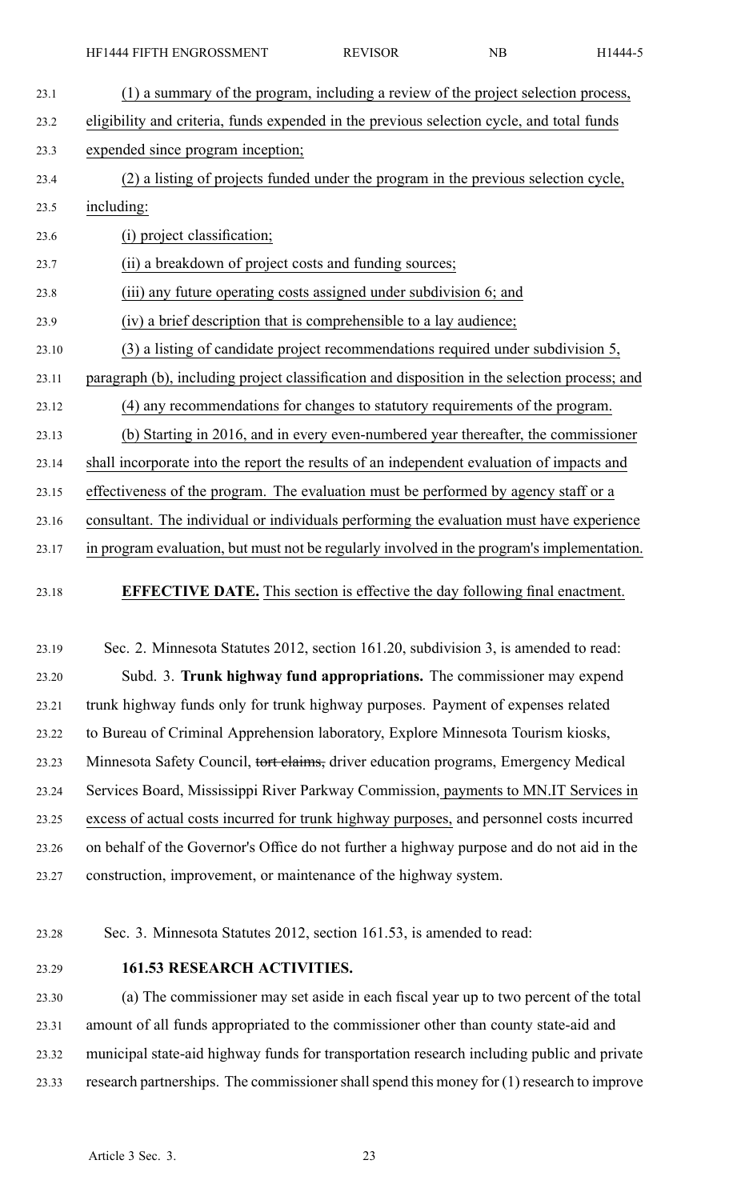(1) a summary of the program, including a review of the project selection process, eligibility and criteria, funds expended in the previous selection cycle, and total funds expended since program inception;

(2) a listing of projects funded under the program in the previous selection cycle, including:

(i) project classification;

(ii) a breakdown of project costs and funding sources;

(iii) any future operating costs assigned under subdivision 6; and

(iv) a brief description that is comprehensible to a lay audience;

(3) a listing of candidate project recommendations required under subdivision 5, paragraph (b), including project classification and disposition in the selection process; and

(4) any recommendations for changes to statutory requirements of the program.

(b) Starting in 2016, and in every even-numbered year thereafter, the commissioner shall incorporate into the report the results of an independent evaluation of impacts and effectiveness of the program. The evaluation must be performed by agency staff or a consultant. The individual or individuals performing the evaluation must have experience in program evaluation, but must not be regularly involved in the program's implementation.

**EFFECTIVE DATE.** This section is effective the day following final enactment.

Sec. 2. Minnesota Statutes 2012, section 161.20, subdivision 3, is amended to read:

Subd. 3. **Trunk highway fund appropriations.** The commissioner may expend trunk highway funds only for trunk highway purposes. Payment of expenses related to Bureau of Criminal Apprehension laboratory, Explore Minnesota Tourism kiosks, Minnesota Safety Council, ~~tort claims,~~ driver education programs, Emergency Medical Services Board, Mississippi River Parkway Commission, payments to MN.IT Services in excess of actual costs incurred for trunk highway purposes, and personnel costs incurred on behalf of the Governor's Office do not further a highway purpose and do not aid in the construction, improvement, or maintenance of the highway system.

Sec. 3. Minnesota Statutes 2012, section 161.53, is amended to read:

**161.53 RESEARCH ACTIVITIES.**

(a) The commissioner may set aside in each fiscal year up to two percent of the total amount of all funds appropriated to the commissioner other than county state-aid and municipal state-aid highway funds for transportation research including public and private research partnerships. The commissioner shall spend this money for (1) research to improve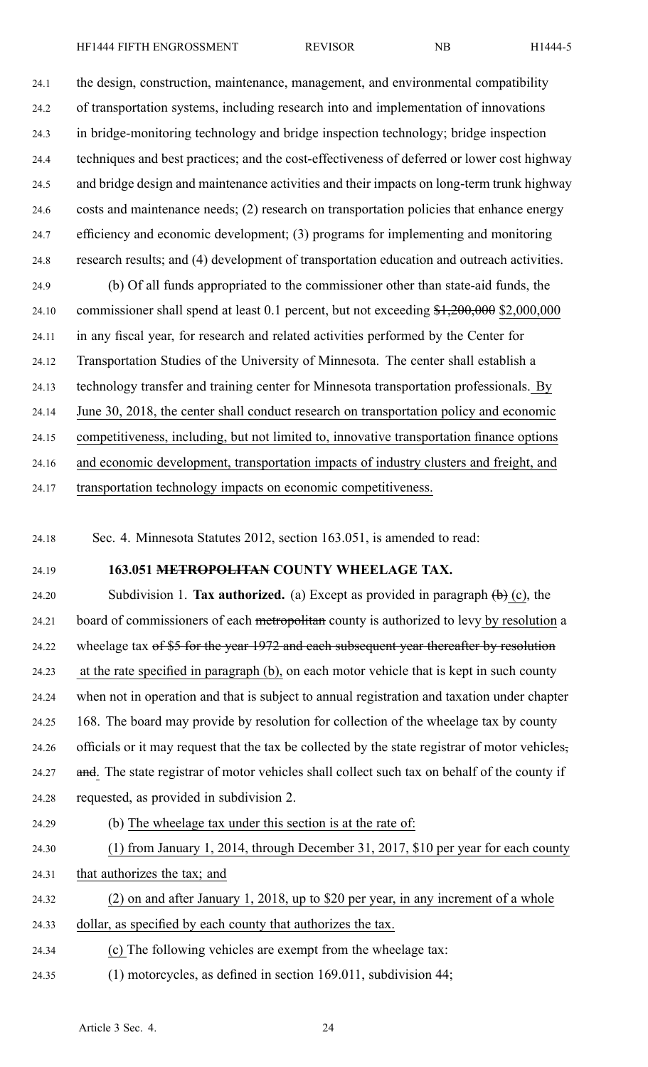the design, construction, maintenance, management, and environmental compatibility of transportation systems, including research into and implementation of innovations in bridge-monitoring technology and bridge inspection technology; bridge inspection techniques and best practices; and the cost-effectiveness of deferred or lower cost highway and bridge design and maintenance activities and their impacts on long-term trunk highway costs and maintenance needs; (2) research on transportation policies that enhance energy efficiency and economic development; (3) programs for implementing and monitoring research results; and (4) development of transportation education and outreach activities.

(b) Of all funds appropriated to the commissioner other than state-aid funds, the commissioner shall spend at least 0.1 percent, but not exceeding ~~$1,200,000~~ $2,000,000 in any fiscal year, for research and related activities performed by the Center for Transportation Studies of the University of Minnesota. The center shall establish a technology transfer and training center for Minnesota transportation professionals. By June 30, 2018, the center shall conduct research on transportation policy and economic competitiveness, including, but not limited to, innovative transportation finance options and economic development, transportation impacts of industry clusters and freight, and transportation technology impacts on economic competitiveness.

Sec. 4. Minnesota Statutes 2012, section 163.051, is amended to read:

**163.051 ~~METROPOLITAN~~ COUNTY WHEELAGE TAX.**

Subdivision 1. **Tax authorized.** (a) Except as provided in paragraph ~~(b)~~ (c), the board of commissioners of each ~~metropolitan~~ county is authorized to levy by resolution a wheelage tax ~~of $5 for the year 1972 and each subsequent year thereafter by resolution~~ at the rate specified in paragraph (b), on each motor vehicle that is kept in such county when not in operation and that is subject to annual registration and taxation under chapter 168. The board may provide by resolution for collection of the wheelage tax by county officials or it may request that the tax be collected by the state registrar of motor vehicles~~,~~ ~~and~~. The state registrar of motor vehicles shall collect such tax on behalf of the county if requested, as provided in subdivision 2.

(b) The wheelage tax under this section is at the rate of:

(1) from January 1, 2014, through December 31, 2017, $10 per year for each county that authorizes the tax; and

(2) on and after January 1, 2018, up to $20 per year, in any increment of a whole dollar, as specified by each county that authorizes the tax.

(c) The following vehicles are exempt from the wheelage tax:

(1) motorcycles, as defined in section 169.011, subdivision 44;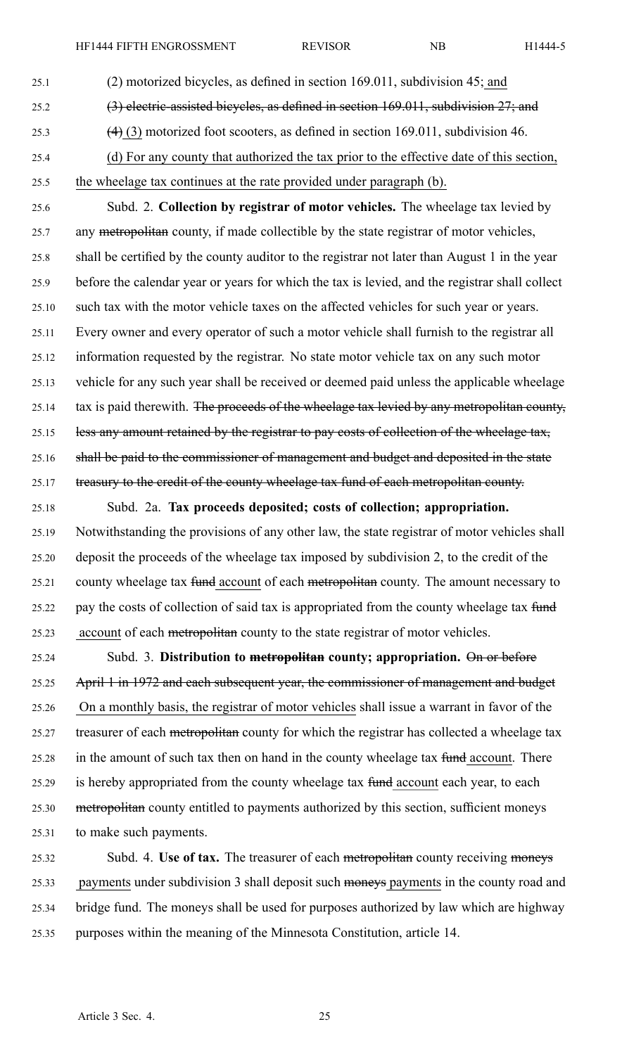(2) motorized bicycles, as defined in section 169.011, subdivision 45; and

~~(3) electric-assisted bicycles, as defined in section 169.011, subdivision 27; and~~

~~(4)~~ (3) motorized foot scooters, as defined in section 169.011, subdivision 46.

(d) For any county that authorized the tax prior to the effective date of this section, the wheelage tax continues at the rate provided under paragraph (b).

Subd. 2. **Collection by registrar of motor vehicles.** The wheelage tax levied by any ~~metropolitan~~ county, if made collectible by the state registrar of motor vehicles, shall be certified by the county auditor to the registrar not later than August 1 in the year before the calendar year or years for which the tax is levied, and the registrar shall collect such tax with the motor vehicle taxes on the affected vehicles for such year or years. Every owner and every operator of such a motor vehicle shall furnish to the registrar all information requested by the registrar. No state motor vehicle tax on any such motor vehicle for any such year shall be received or deemed paid unless the applicable wheelage tax is paid therewith. ~~The proceeds of the wheelage tax levied by any metropolitan county, less any amount retained by the registrar to pay costs of collection of the wheelage tax, shall be paid to the commissioner of management and budget and deposited in the state treasury to the credit of the county wheelage tax fund of each metropolitan county.~~

Subd. 2a. **Tax proceeds deposited; costs of collection; appropriation.** Notwithstanding the provisions of any other law, the state registrar of motor vehicles shall deposit the proceeds of the wheelage tax imposed by subdivision 2, to the credit of the county wheelage tax ~~fund~~ account of each ~~metropolitan~~ county. The amount necessary to pay the costs of collection of said tax is appropriated from the county wheelage tax ~~fund~~ account of each ~~metropolitan~~ county to the state registrar of motor vehicles.

Subd. 3. **Distribution to ~~metropolitan~~ county; appropriation.** ~~On or before April 1 in 1972 and each subsequent year, the commissioner of management and budget~~ On a monthly basis, the registrar of motor vehicles shall issue a warrant in favor of the treasurer of each ~~metropolitan~~ county for which the registrar has collected a wheelage tax in the amount of such tax then on hand in the county wheelage tax ~~fund~~ account. There is hereby appropriated from the county wheelage tax ~~fund~~ account each year, to each ~~metropolitan~~ county entitled to payments authorized by this section, sufficient moneys to make such payments.

Subd. 4. **Use of tax.** The treasurer of each ~~metropolitan~~ county receiving ~~moneys~~ payments under subdivision 3 shall deposit such ~~moneys~~ payments in the county road and bridge fund. The moneys shall be used for purposes authorized by law which are highway purposes within the meaning of the Minnesota Constitution, article 14.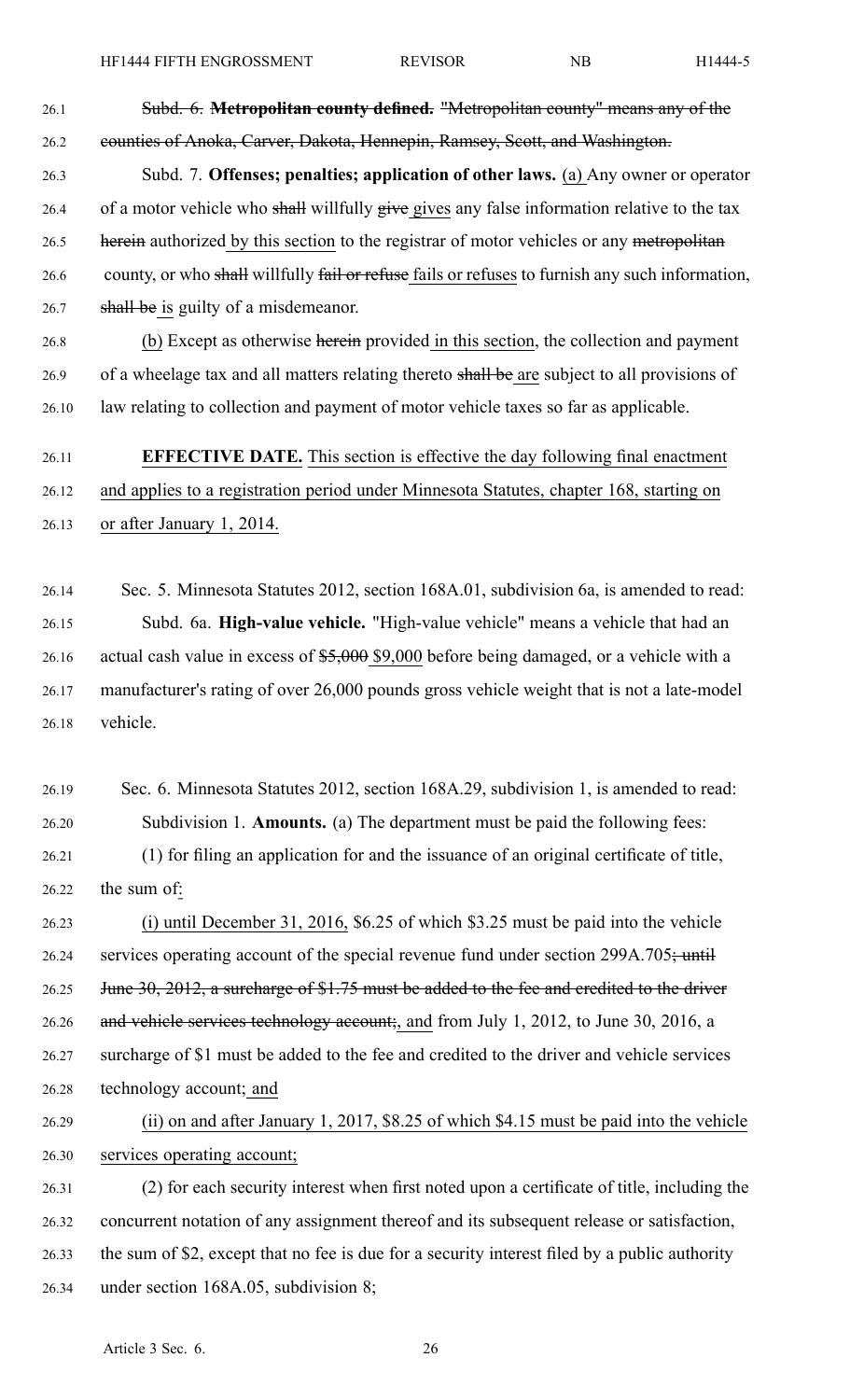~~Subd. 6. **Metropolitan county defined.** "Metropolitan county" means any of the counties of Anoka, Carver, Dakota, Hennepin, Ramsey, Scott, and Washington.~~

Subd. 7. **Offenses; penalties; application of other laws.** (a) Any owner or operator of a motor vehicle who ~~shall~~ willfully ~~give~~ gives any false information relative to the tax ~~herein~~ authorized by this section to the registrar of motor vehicles or any ~~metropolitan~~ county, or who ~~shall~~ willfully ~~fail or refuse~~ fails or refuses to furnish any such information, ~~shall be~~ is guilty of a misdemeanor.

(b) Except as otherwise ~~herein~~ provided in this section, the collection and payment of a wheelage tax and all matters relating thereto ~~shall be~~ are subject to all provisions of law relating to collection and payment of motor vehicle taxes so far as applicable.

**EFFECTIVE DATE.** This section is effective the day following final enactment and applies to a registration period under Minnesota Statutes, chapter 168, starting on or after January 1, 2014.

Sec. 5. Minnesota Statutes 2012, section 168A.01, subdivision 6a, is amended to read:

Subd. 6a. **High-value vehicle.** "High-value vehicle" means a vehicle that had an actual cash value in excess of ~~$5,000~~ $9,000 before being damaged, or a vehicle with a manufacturer's rating of over 26,000 pounds gross vehicle weight that is not a late-model vehicle.

Sec. 6. Minnesota Statutes 2012, section 168A.29, subdivision 1, is amended to read:

Subdivision 1. **Amounts.** (a) The department must be paid the following fees:

(1) for filing an application for and the issuance of an original certificate of title, the sum of:

(i) until December 31, 2016, $6.25 of which $3.25 must be paid into the vehicle services operating account of the special revenue fund under section 299A.705~~; until June 30, 2012, a surcharge of $1.75 must be added to the fee and credited to the driver and vehicle services technology account;~~, and from July 1, 2012, to June 30, 2016, a surcharge of $1 must be added to the fee and credited to the driver and vehicle services technology account; and

(ii) on and after January 1, 2017, $8.25 of which $4.15 must be paid into the vehicle services operating account;

(2) for each security interest when first noted upon a certificate of title, including the concurrent notation of any assignment thereof and its subsequent release or satisfaction, the sum of $2, except that no fee is due for a security interest filed by a public authority under section 168A.05, subdivision 8;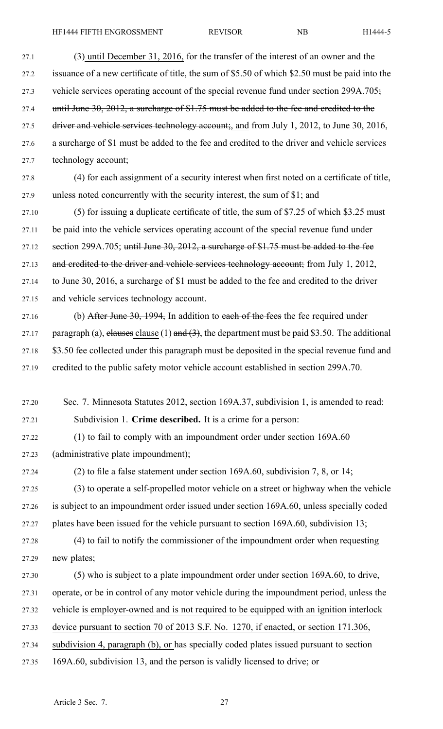(3) until December 31, 2016, for the transfer of the interest of an owner and the issuance of a new certificate of title, the sum of $5.50 of which $2.50 must be paid into the vehicle services operating account of the special revenue fund under section 299A.705; until June 30, 2012, a surcharge of $1.75 must be added to the fee and credited to the driver and vehicle services technology account;, and from July 1, 2012, to June 30, 2016, a surcharge of $1 must be added to the fee and credited to the driver and vehicle services technology account;

(4) for each assignment of a security interest when first noted on a certificate of title, unless noted concurrently with the security interest, the sum of $1; and

(5) for issuing a duplicate certificate of title, the sum of $7.25 of which $3.25 must be paid into the vehicle services operating account of the special revenue fund under section 299A.705; until June 30, 2012, a surcharge of $1.75 must be added to the fee and credited to the driver and vehicle services technology account; from July 1, 2012, to June 30, 2016, a surcharge of $1 must be added to the fee and credited to the driver and vehicle services technology account.

(b) After June 30, 1994, In addition to each of the fees the fee required under paragraph (a), clauses clause (1) and (3), the department must be paid $3.50. The additional $3.50 fee collected under this paragraph must be deposited in the special revenue fund and credited to the public safety motor vehicle account established in section 299A.70.

Sec. 7. Minnesota Statutes 2012, section 169A.37, subdivision 1, is amended to read:

Subdivision 1. **Crime described.** It is a crime for a person:

(1) to fail to comply with an impoundment order under section 169A.60 (administrative plate impoundment);

(2) to file a false statement under section 169A.60, subdivision 7, 8, or 14;

(3) to operate a self-propelled motor vehicle on a street or highway when the vehicle is subject to an impoundment order issued under section 169A.60, unless specially coded plates have been issued for the vehicle pursuant to section 169A.60, subdivision 13;

(4) to fail to notify the commissioner of the impoundment order when requesting new plates;

(5) who is subject to a plate impoundment order under section 169A.60, to drive, operate, or be in control of any motor vehicle during the impoundment period, unless the vehicle is employer-owned and is not required to be equipped with an ignition interlock device pursuant to section 70 of 2013 S.F. No. 1270, if enacted, or section 171.306, subdivision 4, paragraph (b), or has specially coded plates issued pursuant to section 169A.60, subdivision 13, and the person is validly licensed to drive; or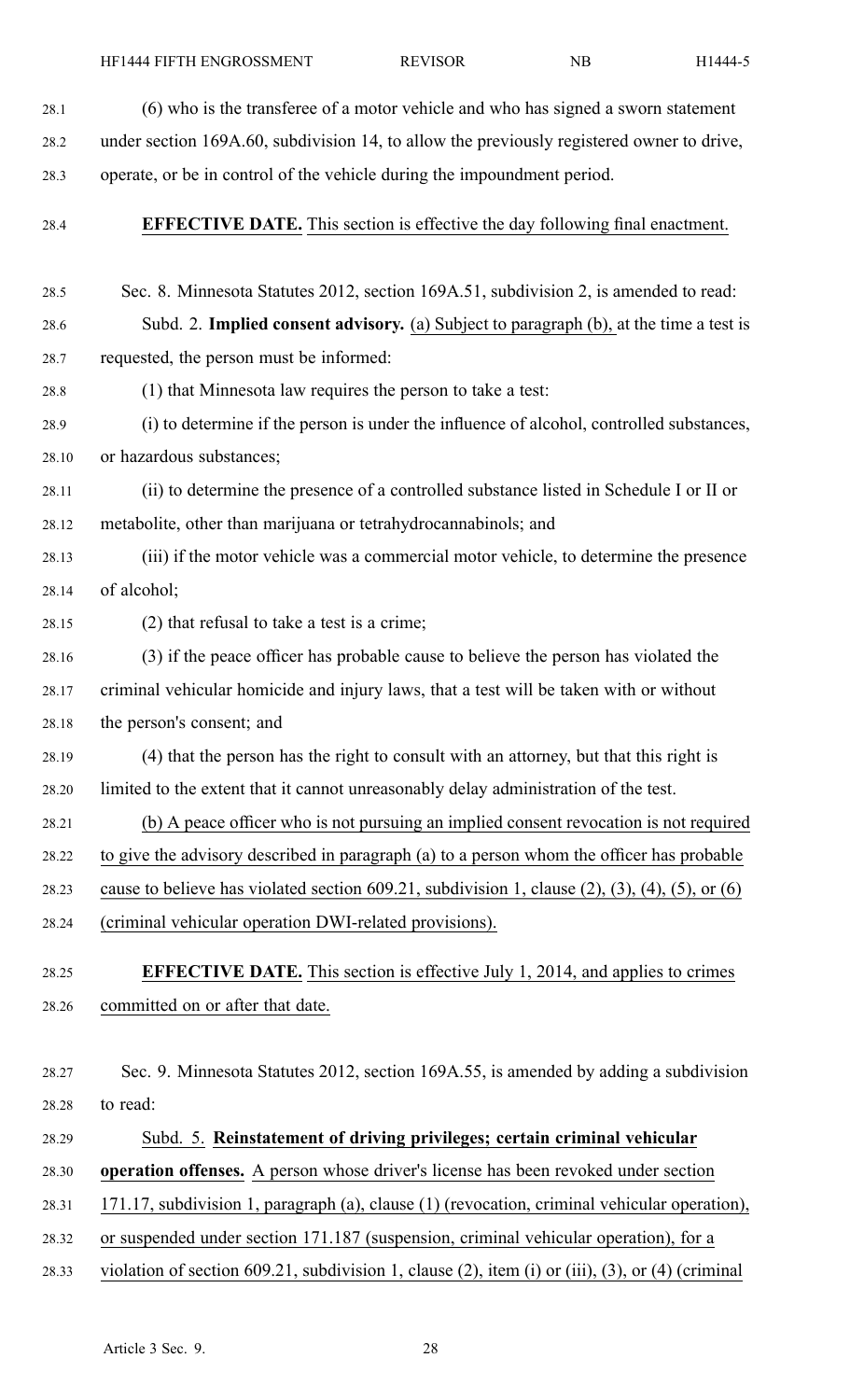(6) who is the transferee of a motor vehicle and who has signed a sworn statement under section 169A.60, subdivision 14, to allow the previously registered owner to drive, operate, or be in control of the vehicle during the impoundment period.

**EFFECTIVE DATE.** This section is effective the day following final enactment.

Sec. 8. Minnesota Statutes 2012, section 169A.51, subdivision 2, is amended to read:

Subd. 2. **Implied consent advisory.** (a) Subject to paragraph (b), at the time a test is requested, the person must be informed:

(1) that Minnesota law requires the person to take a test:

(i) to determine if the person is under the influence of alcohol, controlled substances, or hazardous substances;

(ii) to determine the presence of a controlled substance listed in Schedule I or II or metabolite, other than marijuana or tetrahydrocannabinols; and

(iii) if the motor vehicle was a commercial motor vehicle, to determine the presence of alcohol;

(2) that refusal to take a test is a crime;

(3) if the peace officer has probable cause to believe the person has violated the criminal vehicular homicide and injury laws, that a test will be taken with or without the person's consent; and

(4) that the person has the right to consult with an attorney, but that this right is limited to the extent that it cannot unreasonably delay administration of the test.

(b) A peace officer who is not pursuing an implied consent revocation is not required to give the advisory described in paragraph (a) to a person whom the officer has probable cause to believe has violated section 609.21, subdivision 1, clause (2), (3), (4), (5), or (6) (criminal vehicular operation DWI-related provisions).

**EFFECTIVE DATE.** This section is effective July 1, 2014, and applies to crimes committed on or after that date.

Sec. 9. Minnesota Statutes 2012, section 169A.55, is amended by adding a subdivision to read:

Subd. 5. **Reinstatement of driving privileges; certain criminal vehicular operation offenses.** A person whose driver's license has been revoked under section 171.17, subdivision 1, paragraph (a), clause (1) (revocation, criminal vehicular operation), or suspended under section 171.187 (suspension, criminal vehicular operation), for a violation of section 609.21, subdivision 1, clause (2), item (i) or (iii), (3), or (4) (criminal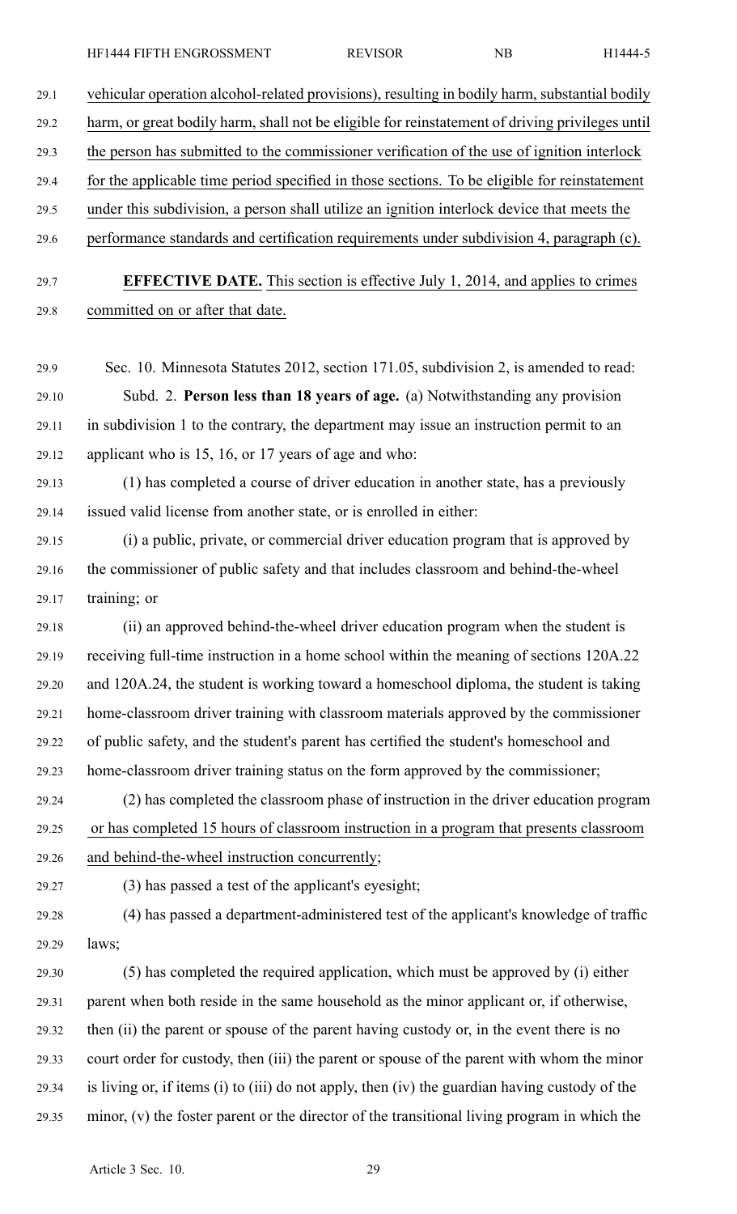vehicular operation alcohol-related provisions), resulting in bodily harm, substantial bodily harm, or great bodily harm, shall not be eligible for reinstatement of driving privileges until the person has submitted to the commissioner verification of the use of ignition interlock for the applicable time period specified in those sections. To be eligible for reinstatement under this subdivision, a person shall utilize an ignition interlock device that meets the performance standards and certification requirements under subdivision 4, paragraph (c).

**EFFECTIVE DATE.** This section is effective July 1, 2014, and applies to crimes committed on or after that date.

Sec. 10. Minnesota Statutes 2012, section 171.05, subdivision 2, is amended to read:

Subd. 2. **Person less than 18 years of age.** (a) Notwithstanding any provision in subdivision 1 to the contrary, the department may issue an instruction permit to an applicant who is 15, 16, or 17 years of age and who:

(1) has completed a course of driver education in another state, has a previously issued valid license from another state, or is enrolled in either:

(i) a public, private, or commercial driver education program that is approved by the commissioner of public safety and that includes classroom and behind-the-wheel training; or

(ii) an approved behind-the-wheel driver education program when the student is receiving full-time instruction in a home school within the meaning of sections 120A.22 and 120A.24, the student is working toward a homeschool diploma, the student is taking home-classroom driver training with classroom materials approved by the commissioner of public safety, and the student's parent has certified the student's homeschool and home-classroom driver training status on the form approved by the commissioner;

(2) has completed the classroom phase of instruction in the driver education program or has completed 15 hours of classroom instruction in a program that presents classroom and behind-the-wheel instruction concurrently;

(3) has passed a test of the applicant's eyesight;

(4) has passed a department-administered test of the applicant's knowledge of traffic laws;

(5) has completed the required application, which must be approved by (i) either parent when both reside in the same household as the minor applicant or, if otherwise, then (ii) the parent or spouse of the parent having custody or, in the event there is no court order for custody, then (iii) the parent or spouse of the parent with whom the minor is living or, if items (i) to (iii) do not apply, then (iv) the guardian having custody of the minor, (v) the foster parent or the director of the transitional living program in which the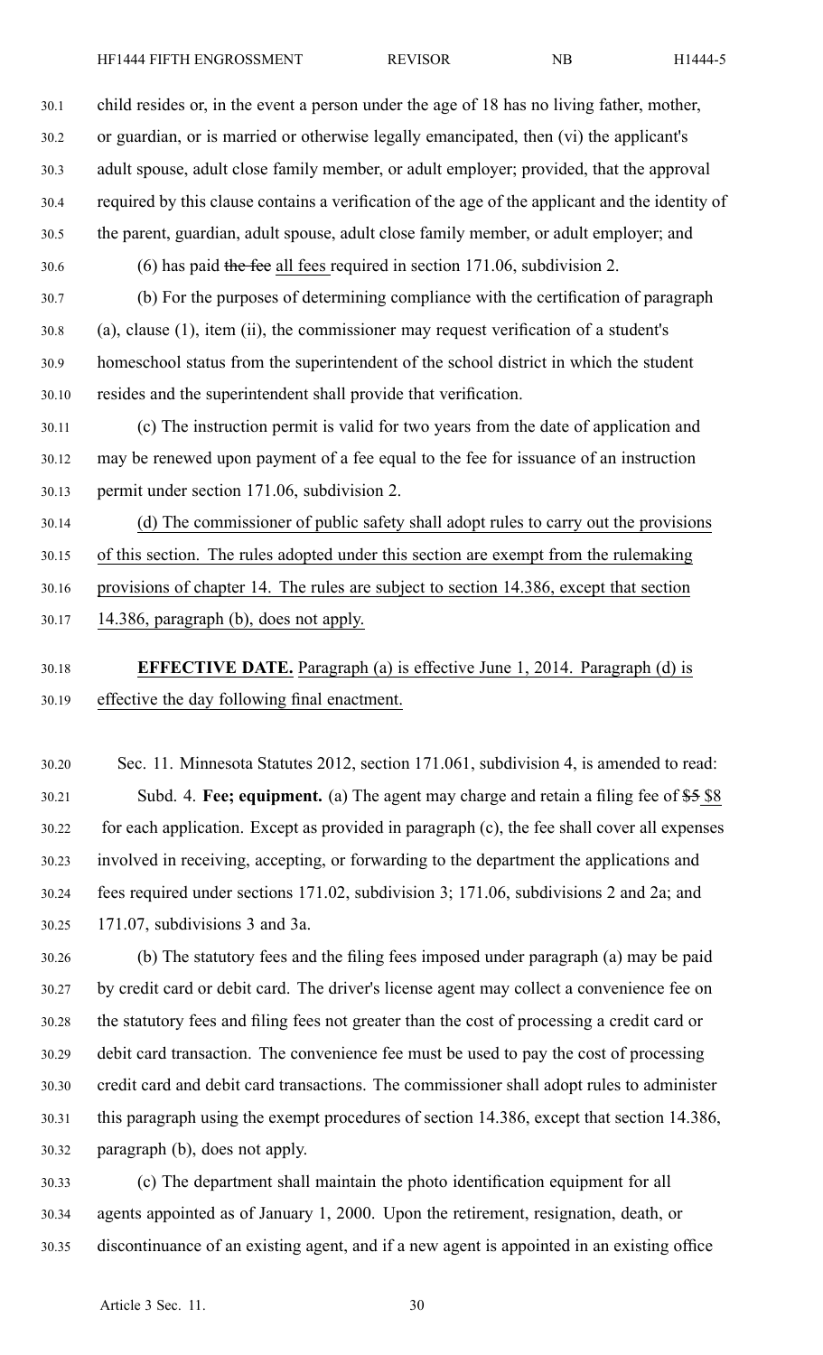child resides or, in the event a person under the age of 18 has no living father, mother, or guardian, or is married or otherwise legally emancipated, then (vi) the applicant's adult spouse, adult close family member, or adult employer; provided, that the approval required by this clause contains a verification of the age of the applicant and the identity of the parent, guardian, adult spouse, adult close family member, or adult employer; and

(6) has paid ~~the fee~~ all fees required in section 171.06, subdivision 2.

(b) For the purposes of determining compliance with the certification of paragraph (a), clause (1), item (ii), the commissioner may request verification of a student's homeschool status from the superintendent of the school district in which the student resides and the superintendent shall provide that verification.

(c) The instruction permit is valid for two years from the date of application and may be renewed upon payment of a fee equal to the fee for issuance of an instruction permit under section 171.06, subdivision 2.

(d) The commissioner of public safety shall adopt rules to carry out the provisions of this section. The rules adopted under this section are exempt from the rulemaking provisions of chapter 14. The rules are subject to section 14.386, except that section 14.386, paragraph (b), does not apply.

**EFFECTIVE DATE.** Paragraph (a) is effective June 1, 2014. Paragraph (d) is effective the day following final enactment.

Sec. 11. Minnesota Statutes 2012, section 171.061, subdivision 4, is amended to read:

Subd. 4. **Fee; equipment.** (a) The agent may charge and retain a filing fee of ~~$5~~ $8 for each application. Except as provided in paragraph (c), the fee shall cover all expenses involved in receiving, accepting, or forwarding to the department the applications and fees required under sections 171.02, subdivision 3; 171.06, subdivisions 2 and 2a; and 171.07, subdivisions 3 and 3a.

(b) The statutory fees and the filing fees imposed under paragraph (a) may be paid by credit card or debit card. The driver's license agent may collect a convenience fee on the statutory fees and filing fees not greater than the cost of processing a credit card or debit card transaction. The convenience fee must be used to pay the cost of processing credit card and debit card transactions. The commissioner shall adopt rules to administer this paragraph using the exempt procedures of section 14.386, except that section 14.386, paragraph (b), does not apply.

(c) The department shall maintain the photo identification equipment for all agents appointed as of January 1, 2000. Upon the retirement, resignation, death, or discontinuance of an existing agent, and if a new agent is appointed in an existing office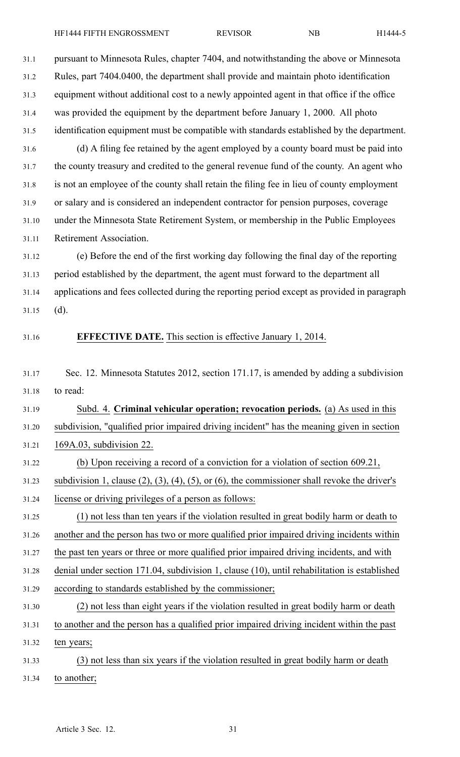pursuant to Minnesota Rules, chapter 7404, and notwithstanding the above or Minnesota Rules, part 7404.0400, the department shall provide and maintain photo identification equipment without additional cost to a newly appointed agent in that office if the office was provided the equipment by the department before January 1, 2000. All photo identification equipment must be compatible with standards established by the department.

(d) A filing fee retained by the agent employed by a county board must be paid into the county treasury and credited to the general revenue fund of the county. An agent who is not an employee of the county shall retain the filing fee in lieu of county employment or salary and is considered an independent contractor for pension purposes, coverage under the Minnesota State Retirement System, or membership in the Public Employees Retirement Association.

(e) Before the end of the first working day following the final day of the reporting period established by the department, the agent must forward to the department all applications and fees collected during the reporting period except as provided in paragraph (d).

**EFFECTIVE DATE.** This section is effective January 1, 2014.

Sec. 12. Minnesota Statutes 2012, section 171.17, is amended by adding a subdivision to read:

Subd. 4. **Criminal vehicular operation; revocation periods.** (a) As used in this subdivision, "qualified prior impaired driving incident" has the meaning given in section 169A.03, subdivision 22.

(b) Upon receiving a record of a conviction for a violation of section 609.21, subdivision 1, clause (2), (3), (4), (5), or (6), the commissioner shall revoke the driver's license or driving privileges of a person as follows:

(1) not less than ten years if the violation resulted in great bodily harm or death to another and the person has two or more qualified prior impaired driving incidents within the past ten years or three or more qualified prior impaired driving incidents, and with denial under section 171.04, subdivision 1, clause (10), until rehabilitation is established according to standards established by the commissioner;

(2) not less than eight years if the violation resulted in great bodily harm or death to another and the person has a qualified prior impaired driving incident within the past ten years;

(3) not less than six years if the violation resulted in great bodily harm or death to another;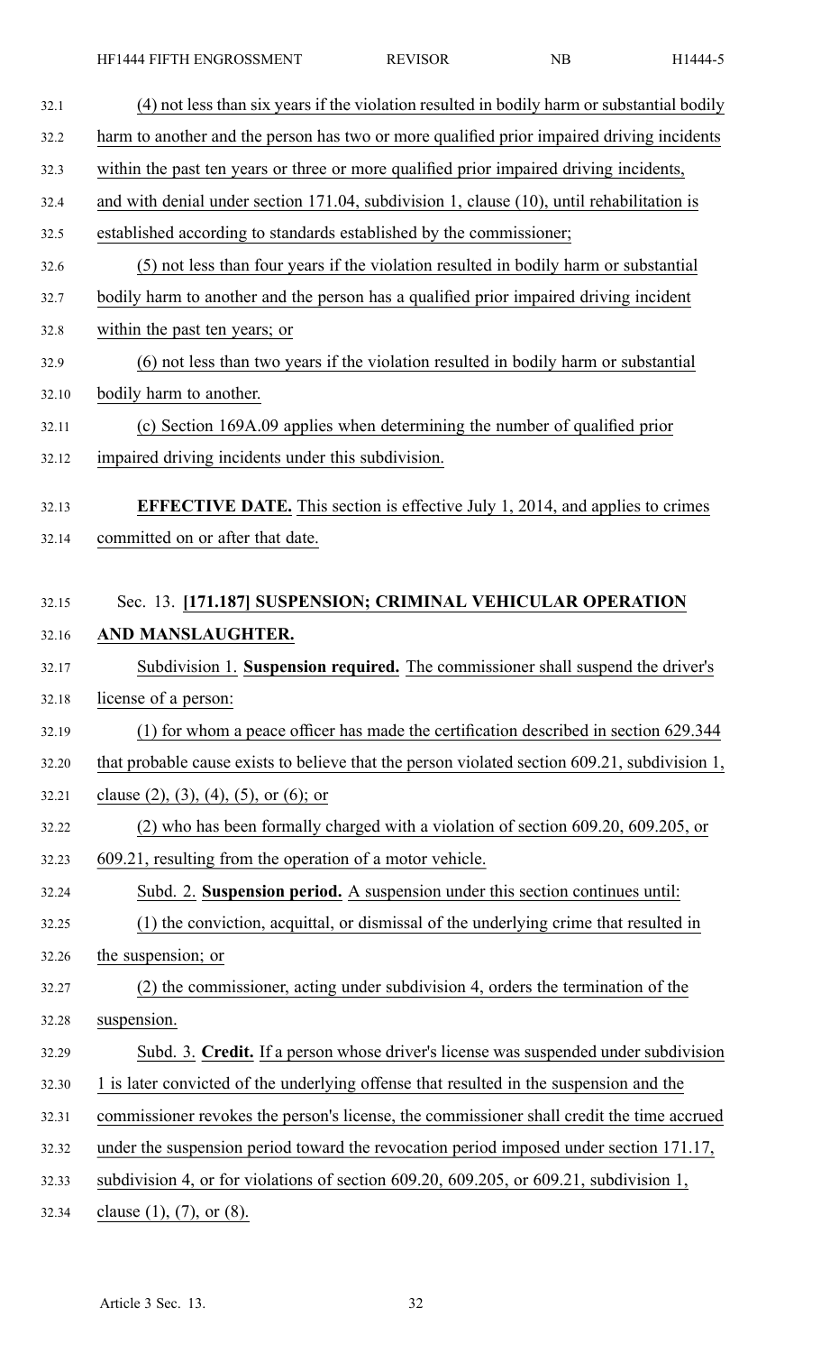(4) not less than six years if the violation resulted in bodily harm or substantial bodily harm to another and the person has two or more qualified prior impaired driving incidents within the past ten years or three or more qualified prior impaired driving incidents, and with denial under section 171.04, subdivision 1, clause (10), until rehabilitation is established according to standards established by the commissioner;

(5) not less than four years if the violation resulted in bodily harm or substantial bodily harm to another and the person has a qualified prior impaired driving incident within the past ten years; or

(6) not less than two years if the violation resulted in bodily harm or substantial bodily harm to another.

(c) Section 169A.09 applies when determining the number of qualified prior impaired driving incidents under this subdivision.

**EFFECTIVE DATE.** This section is effective July 1, 2014, and applies to crimes committed on or after that date.

Sec. 13. **[171.187] SUSPENSION; CRIMINAL VEHICULAR OPERATION AND MANSLAUGHTER.**

Subdivision 1. **Suspension required.** The commissioner shall suspend the driver's license of a person:

(1) for whom a peace officer has made the certification described in section 629.344 that probable cause exists to believe that the person violated section 609.21, subdivision 1, clause (2), (3), (4), (5), or (6); or

(2) who has been formally charged with a violation of section 609.20, 609.205, or 609.21, resulting from the operation of a motor vehicle.

Subd. 2. **Suspension period.** A suspension under this section continues until:

(1) the conviction, acquittal, or dismissal of the underlying crime that resulted in the suspension; or

(2) the commissioner, acting under subdivision 4, orders the termination of the suspension.

Subd. 3. **Credit.** If a person whose driver's license was suspended under subdivision 1 is later convicted of the underlying offense that resulted in the suspension and the commissioner revokes the person's license, the commissioner shall credit the time accrued under the suspension period toward the revocation period imposed under section 171.17, subdivision 4, or for violations of section 609.20, 609.205, or 609.21, subdivision 1, clause (1), (7), or (8).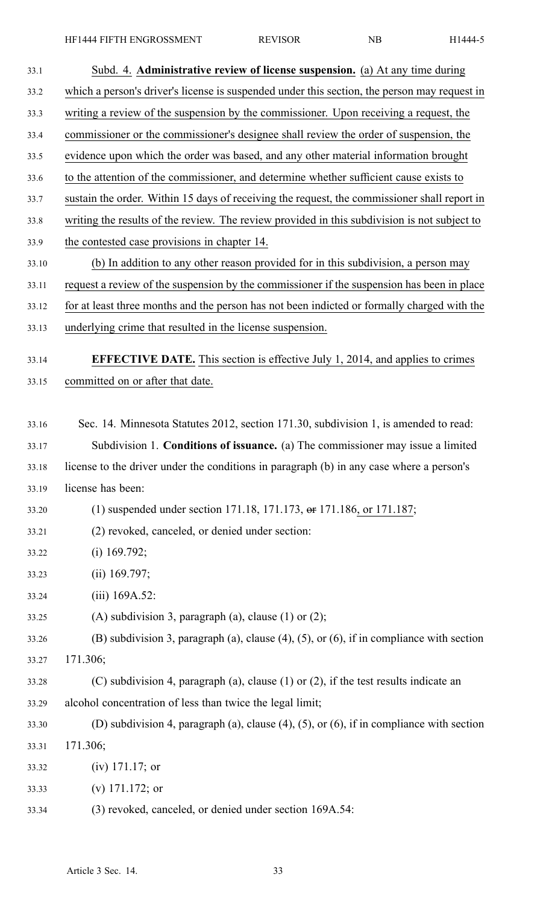Subd. 4. **Administrative review of license suspension.** (a) At any time during which a person's driver's license is suspended under this section, the person may request in writing a review of the suspension by the commissioner. Upon receiving a request, the commissioner or the commissioner's designee shall review the order of suspension, the evidence upon which the order was based, and any other material information brought to the attention of the commissioner, and determine whether sufficient cause exists to sustain the order. Within 15 days of receiving the request, the commissioner shall report in writing the results of the review. The review provided in this subdivision is not subject to the contested case provisions in chapter 14.

(b) In addition to any other reason provided for in this subdivision, a person may request a review of the suspension by the commissioner if the suspension has been in place for at least three months and the person has not been indicted or formally charged with the underlying crime that resulted in the license suspension.

**EFFECTIVE DATE.** This section is effective July 1, 2014, and applies to crimes committed on or after that date.

Sec. 14. Minnesota Statutes 2012, section 171.30, subdivision 1, is amended to read:

Subdivision 1. **Conditions of issuance.** (a) The commissioner may issue a limited license to the driver under the conditions in paragraph (b) in any case where a person's license has been:

(1) suspended under section 171.18, 171.173, ~~or~~ 171.186, or 171.187;

(2) revoked, canceled, or denied under section:

(i) 169.792;

(ii) 169.797;

(iii) 169A.52:

(A) subdivision 3, paragraph (a), clause (1) or (2);

(B) subdivision 3, paragraph (a), clause (4), (5), or (6), if in compliance with section 171.306;

(C) subdivision 4, paragraph (a), clause (1) or (2), if the test results indicate an alcohol concentration of less than twice the legal limit;

(D) subdivision 4, paragraph (a), clause (4), (5), or (6), if in compliance with section 171.306;

(iv) 171.17; or

(v) 171.172; or

(3) revoked, canceled, or denied under section 169A.54: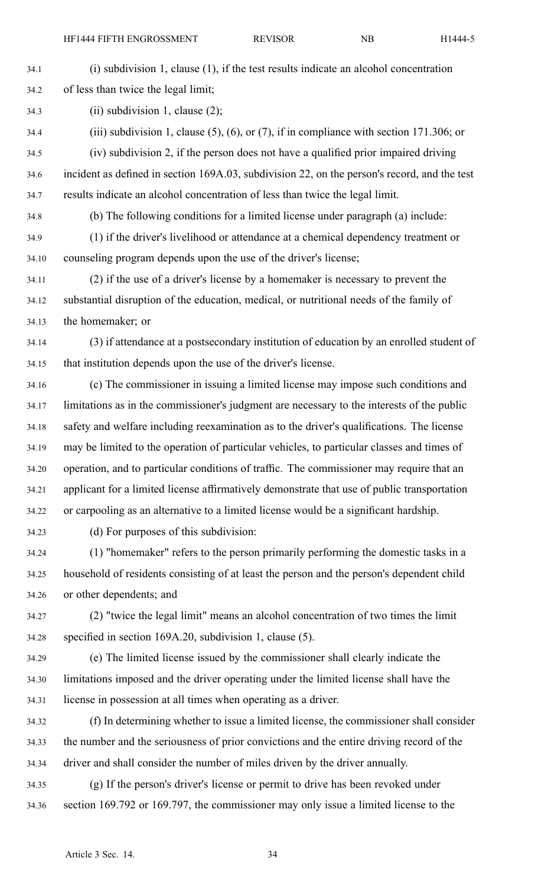(i) subdivision 1, clause (1), if the test results indicate an alcohol concentration of less than twice the legal limit;

(ii) subdivision 1, clause (2);

(iii) subdivision 1, clause (5), (6), or (7), if in compliance with section 171.306; or

(iv) subdivision 2, if the person does not have a qualified prior impaired driving incident as defined in section 169A.03, subdivision 22, on the person's record, and the test results indicate an alcohol concentration of less than twice the legal limit.

(b) The following conditions for a limited license under paragraph (a) include:

(1) if the driver's livelihood or attendance at a chemical dependency treatment or counseling program depends upon the use of the driver's license;

(2) if the use of a driver's license by a homemaker is necessary to prevent the substantial disruption of the education, medical, or nutritional needs of the family of the homemaker; or

(3) if attendance at a postsecondary institution of education by an enrolled student of that institution depends upon the use of the driver's license.

(c) The commissioner in issuing a limited license may impose such conditions and limitations as in the commissioner's judgment are necessary to the interests of the public safety and welfare including reexamination as to the driver's qualifications. The license may be limited to the operation of particular vehicles, to particular classes and times of operation, and to particular conditions of traffic. The commissioner may require that an applicant for a limited license affirmatively demonstrate that use of public transportation or carpooling as an alternative to a limited license would be a significant hardship.

(d) For purposes of this subdivision:

(1) "homemaker" refers to the person primarily performing the domestic tasks in a household of residents consisting of at least the person and the person's dependent child or other dependents; and

(2) "twice the legal limit" means an alcohol concentration of two times the limit specified in section 169A.20, subdivision 1, clause (5).

(e) The limited license issued by the commissioner shall clearly indicate the limitations imposed and the driver operating under the limited license shall have the license in possession at all times when operating as a driver.

(f) In determining whether to issue a limited license, the commissioner shall consider the number and the seriousness of prior convictions and the entire driving record of the driver and shall consider the number of miles driven by the driver annually.

(g) If the person's driver's license or permit to drive has been revoked under section 169.792 or 169.797, the commissioner may only issue a limited license to the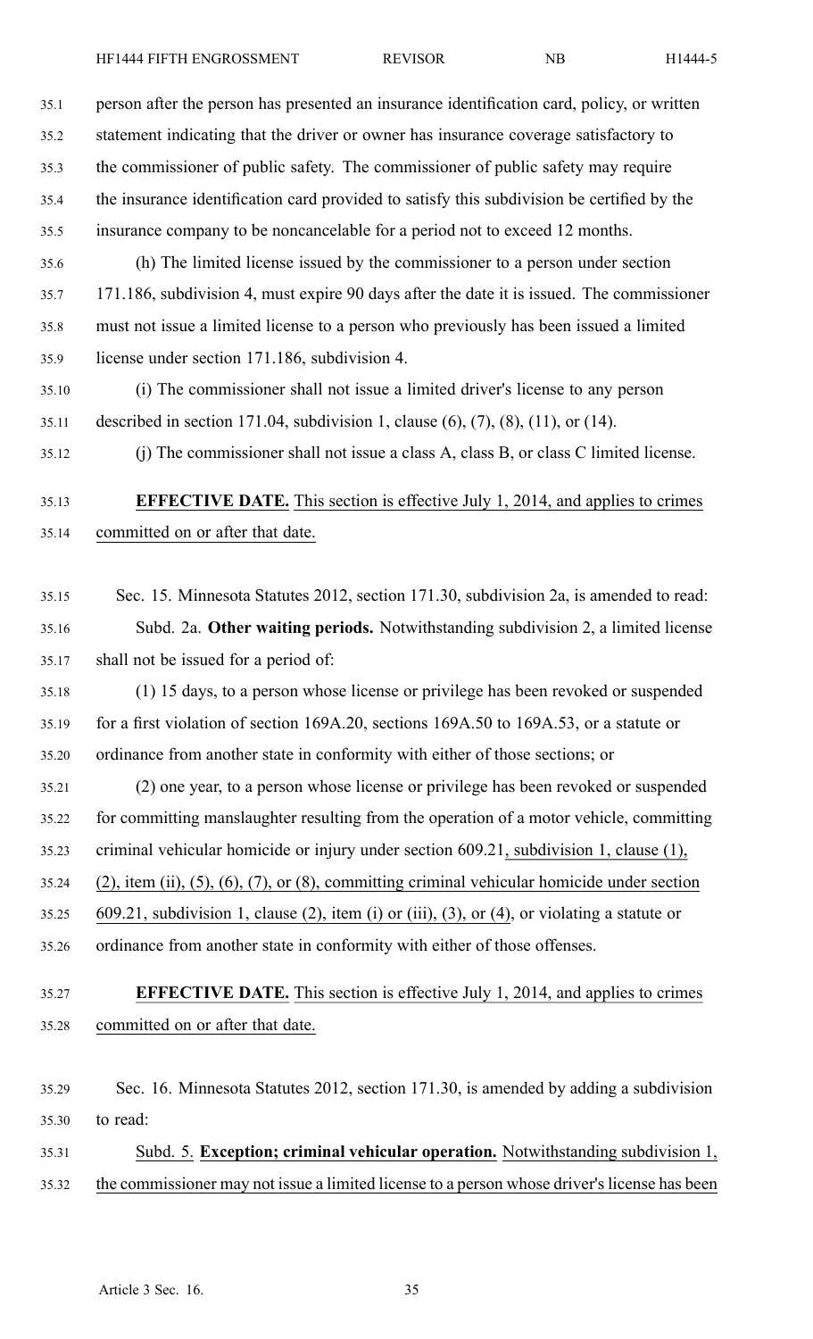person after the person has presented an insurance identification card, policy, or written statement indicating that the driver or owner has insurance coverage satisfactory to the commissioner of public safety. The commissioner of public safety may require the insurance identification card provided to satisfy this subdivision be certified by the insurance company to be noncancelable for a period not to exceed 12 months.

(h) The limited license issued by the commissioner to a person under section 171.186, subdivision 4, must expire 90 days after the date it is issued. The commissioner must not issue a limited license to a person who previously has been issued a limited license under section 171.186, subdivision 4.

(i) The commissioner shall not issue a limited driver's license to any person described in section 171.04, subdivision 1, clause (6), (7), (8), (11), or (14).

(j) The commissioner shall not issue a class A, class B, or class C limited license.

**EFFECTIVE DATE.** This section is effective July 1, 2014, and applies to crimes committed on or after that date.

Sec. 15. Minnesota Statutes 2012, section 171.30, subdivision 2a, is amended to read:

Subd. 2a. **Other waiting periods.** Notwithstanding subdivision 2, a limited license shall not be issued for a period of:

(1) 15 days, to a person whose license or privilege has been revoked or suspended for a first violation of section 169A.20, sections 169A.50 to 169A.53, or a statute or ordinance from another state in conformity with either of those sections; or

(2) one year, to a person whose license or privilege has been revoked or suspended for committing manslaughter resulting from the operation of a motor vehicle, committing criminal vehicular homicide or injury under section 609.21, subdivision 1, clause (1), (2), item (ii), (5), (6), (7), or (8), committing criminal vehicular homicide under section 609.21, subdivision 1, clause (2), item (i) or (iii), (3), or (4), or violating a statute or ordinance from another state in conformity with either of those offenses.

**EFFECTIVE DATE.** This section is effective July 1, 2014, and applies to crimes committed on or after that date.

Sec. 16. Minnesota Statutes 2012, section 171.30, is amended by adding a subdivision to read:

Subd. 5. **Exception; criminal vehicular operation.** Notwithstanding subdivision 1, the commissioner may not issue a limited license to a person whose driver's license has been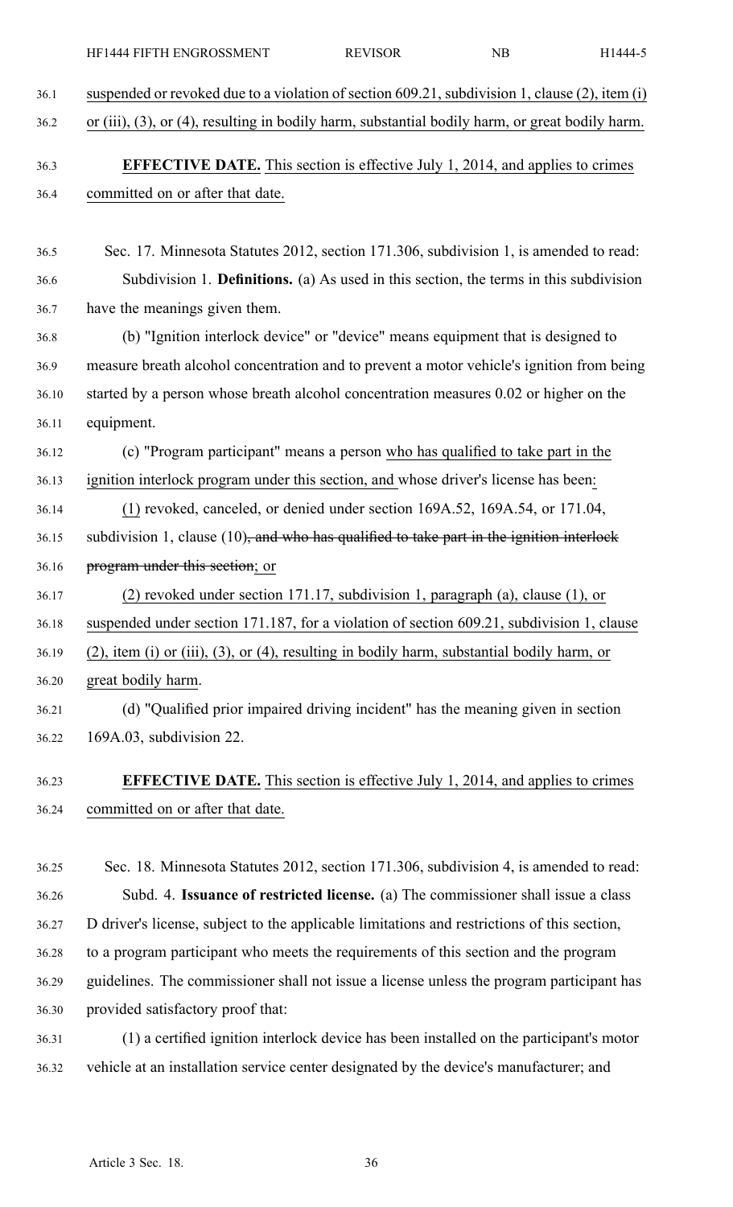suspended or revoked due to a violation of section 609.21, subdivision 1, clause (2), item (i) or (iii), (3), or (4), resulting in bodily harm, substantial bodily harm, or great bodily harm.

**EFFECTIVE DATE.** This section is effective July 1, 2014, and applies to crimes committed on or after that date.

Sec. 17. Minnesota Statutes 2012, section 171.306, subdivision 1, is amended to read:

Subdivision 1. **Definitions.** (a) As used in this section, the terms in this subdivision have the meanings given them.

(b) "Ignition interlock device" or "device" means equipment that is designed to measure breath alcohol concentration and to prevent a motor vehicle's ignition from being started by a person whose breath alcohol concentration measures 0.02 or higher on the equipment.

(c) "Program participant" means a person who has qualified to take part in the ignition interlock program under this section, and whose driver's license has been:

(1) revoked, canceled, or denied under section 169A.52, 169A.54, or 171.04, subdivision 1, clause (10)~~, and who has qualified to take part in the ignition interlock program under this section~~; or

(2) revoked under section 171.17, subdivision 1, paragraph (a), clause (1), or suspended under section 171.187, for a violation of section 609.21, subdivision 1, clause (2), item (i) or (iii), (3), or (4), resulting in bodily harm, substantial bodily harm, or great bodily harm.

(d) "Qualified prior impaired driving incident" has the meaning given in section 169A.03, subdivision 22.

**EFFECTIVE DATE.** This section is effective July 1, 2014, and applies to crimes committed on or after that date.

Sec. 18. Minnesota Statutes 2012, section 171.306, subdivision 4, is amended to read:

Subd. 4. **Issuance of restricted license.** (a) The commissioner shall issue a class D driver's license, subject to the applicable limitations and restrictions of this section, to a program participant who meets the requirements of this section and the program guidelines. The commissioner shall not issue a license unless the program participant has provided satisfactory proof that:

(1) a certified ignition interlock device has been installed on the participant's motor vehicle at an installation service center designated by the device's manufacturer; and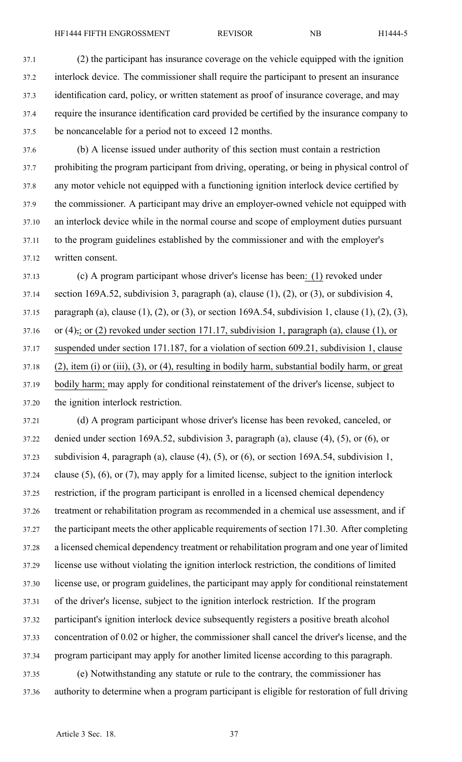(2) the participant has insurance coverage on the vehicle equipped with the ignition interlock device. The commissioner shall require the participant to present an insurance identification card, policy, or written statement as proof of insurance coverage, and may require the insurance identification card provided be certified by the insurance company to be noncancelable for a period not to exceed 12 months.

(b) A license issued under authority of this section must contain a restriction prohibiting the program participant from driving, operating, or being in physical control of any motor vehicle not equipped with a functioning ignition interlock device certified by the commissioner. A participant may drive an employer-owned vehicle not equipped with an interlock device while in the normal course and scope of employment duties pursuant to the program guidelines established by the commissioner and with the employer's written consent.

(c) A program participant whose driver's license has been: (1) revoked under section 169A.52, subdivision 3, paragraph (a), clause (1), (2), or (3), or subdivision 4, paragraph (a), clause (1), (2), or (3), or section 169A.54, subdivision 1, clause (1), (2), (3), or (4),; or (2) revoked under section 171.17, subdivision 1, paragraph (a), clause (1), or suspended under section 171.187, for a violation of section 609.21, subdivision 1, clause (2), item (i) or (iii), (3), or (4), resulting in bodily harm, substantial bodily harm, or great bodily harm; may apply for conditional reinstatement of the driver's license, subject to the ignition interlock restriction.

(d) A program participant whose driver's license has been revoked, canceled, or denied under section 169A.52, subdivision 3, paragraph (a), clause (4), (5), or (6), or subdivision 4, paragraph (a), clause (4), (5), or (6), or section 169A.54, subdivision 1, clause (5), (6), or (7), may apply for a limited license, subject to the ignition interlock restriction, if the program participant is enrolled in a licensed chemical dependency treatment or rehabilitation program as recommended in a chemical use assessment, and if the participant meets the other applicable requirements of section 171.30. After completing a licensed chemical dependency treatment or rehabilitation program and one year of limited license use without violating the ignition interlock restriction, the conditions of limited license use, or program guidelines, the participant may apply for conditional reinstatement of the driver's license, subject to the ignition interlock restriction. If the program participant's ignition interlock device subsequently registers a positive breath alcohol concentration of 0.02 or higher, the commissioner shall cancel the driver's license, and the program participant may apply for another limited license according to this paragraph.

(e) Notwithstanding any statute or rule to the contrary, the commissioner has authority to determine when a program participant is eligible for restoration of full driving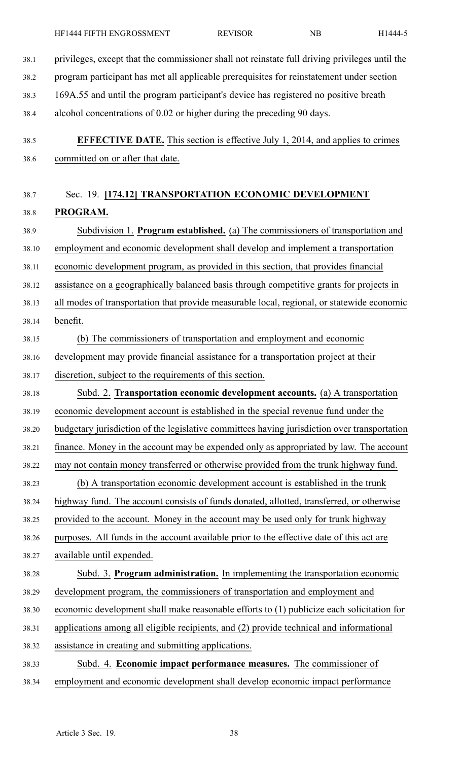privileges, except that the commissioner shall not reinstate full driving privileges until the program participant has met all applicable prerequisites for reinstatement under section 169A.55 and until the program participant's device has registered no positive breath alcohol concentrations of 0.02 or higher during the preceding 90 days.

**EFFECTIVE DATE.** This section is effective July 1, 2014, and applies to crimes committed on or after that date.

Sec. 19. **[174.12] TRANSPORTATION ECONOMIC DEVELOPMENT PROGRAM.**

Subdivision 1. **Program established.** (a) The commissioners of transportation and employment and economic development shall develop and implement a transportation economic development program, as provided in this section, that provides financial assistance on a geographically balanced basis through competitive grants for projects in all modes of transportation that provide measurable local, regional, or statewide economic benefit.

(b) The commissioners of transportation and employment and economic development may provide financial assistance for a transportation project at their discretion, subject to the requirements of this section.

Subd. 2. **Transportation economic development accounts.** (a) A transportation economic development account is established in the special revenue fund under the budgetary jurisdiction of the legislative committees having jurisdiction over transportation finance. Money in the account may be expended only as appropriated by law. The account may not contain money transferred or otherwise provided from the trunk highway fund.

(b) A transportation economic development account is established in the trunk highway fund. The account consists of funds donated, allotted, transferred, or otherwise provided to the account. Money in the account may be used only for trunk highway purposes. All funds in the account available prior to the effective date of this act are available until expended.

Subd. 3. **Program administration.** In implementing the transportation economic development program, the commissioners of transportation and employment and economic development shall make reasonable efforts to (1) publicize each solicitation for applications among all eligible recipients, and (2) provide technical and informational assistance in creating and submitting applications.

Subd. 4. **Economic impact performance measures.** The commissioner of employment and economic development shall develop economic impact performance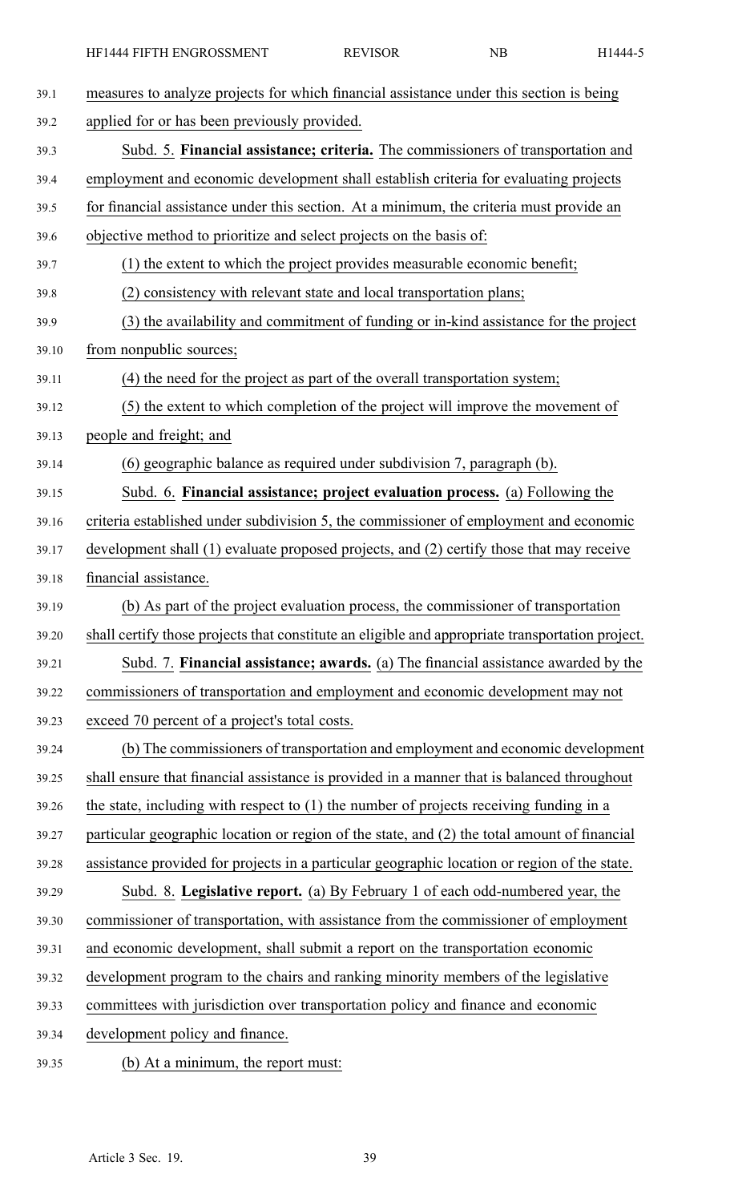measures to analyze projects for which financial assistance under this section is being applied for or has been previously provided.

Subd. 5. **Financial assistance; criteria.** The commissioners of transportation and employment and economic development shall establish criteria for evaluating projects for financial assistance under this section. At a minimum, the criteria must provide an objective method to prioritize and select projects on the basis of:

(1) the extent to which the project provides measurable economic benefit;

(2) consistency with relevant state and local transportation plans;

(3) the availability and commitment of funding or in-kind assistance for the project from nonpublic sources;

(4) the need for the project as part of the overall transportation system;

(5) the extent to which completion of the project will improve the movement of people and freight; and

(6) geographic balance as required under subdivision 7, paragraph (b).

Subd. 6. **Financial assistance; project evaluation process.** (a) Following the criteria established under subdivision 5, the commissioner of employment and economic development shall (1) evaluate proposed projects, and (2) certify those that may receive financial assistance.

(b) As part of the project evaluation process, the commissioner of transportation shall certify those projects that constitute an eligible and appropriate transportation project.

Subd. 7. **Financial assistance; awards.** (a) The financial assistance awarded by the commissioners of transportation and employment and economic development may not exceed 70 percent of a project's total costs.

(b) The commissioners of transportation and employment and economic development shall ensure that financial assistance is provided in a manner that is balanced throughout the state, including with respect to (1) the number of projects receiving funding in a particular geographic location or region of the state, and (2) the total amount of financial assistance provided for projects in a particular geographic location or region of the state.

Subd. 8. **Legislative report.** (a) By February 1 of each odd-numbered year, the commissioner of transportation, with assistance from the commissioner of employment and economic development, shall submit a report on the transportation economic development program to the chairs and ranking minority members of the legislative committees with jurisdiction over transportation policy and finance and economic development policy and finance.

(b) At a minimum, the report must: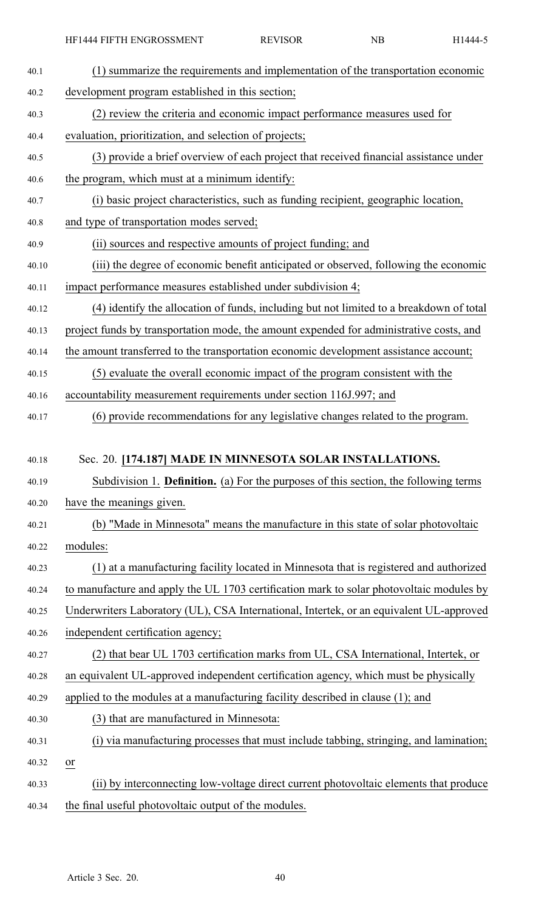(1) summarize the requirements and implementation of the transportation economic development program established in this section;

(2) review the criteria and economic impact performance measures used for evaluation, prioritization, and selection of projects;

(3) provide a brief overview of each project that received financial assistance under the program, which must at a minimum identify:

(i) basic project characteristics, such as funding recipient, geographic location, and type of transportation modes served;

(ii) sources and respective amounts of project funding; and

(iii) the degree of economic benefit anticipated or observed, following the economic impact performance measures established under subdivision 4;

(4) identify the allocation of funds, including but not limited to a breakdown of total project funds by transportation mode, the amount expended for administrative costs, and the amount transferred to the transportation economic development assistance account;

(5) evaluate the overall economic impact of the program consistent with the accountability measurement requirements under section 116J.997; and

(6) provide recommendations for any legislative changes related to the program.

Sec. 20. **[174.187] MADE IN MINNESOTA SOLAR INSTALLATIONS.**

Subdivision 1. **Definition.** (a) For the purposes of this section, the following terms have the meanings given.

(b) "Made in Minnesota" means the manufacture in this state of solar photovoltaic modules:

(1) at a manufacturing facility located in Minnesota that is registered and authorized to manufacture and apply the UL 1703 certification mark to solar photovoltaic modules by Underwriters Laboratory (UL), CSA International, Intertek, or an equivalent UL-approved independent certification agency;

(2) that bear UL 1703 certification marks from UL, CSA International, Intertek, or an equivalent UL-approved independent certification agency, which must be physically applied to the modules at a manufacturing facility described in clause (1); and

(3) that are manufactured in Minnesota:

(i) via manufacturing processes that must include tabbing, stringing, and lamination; or

(ii) by interconnecting low-voltage direct current photovoltaic elements that produce the final useful photovoltaic output of the modules.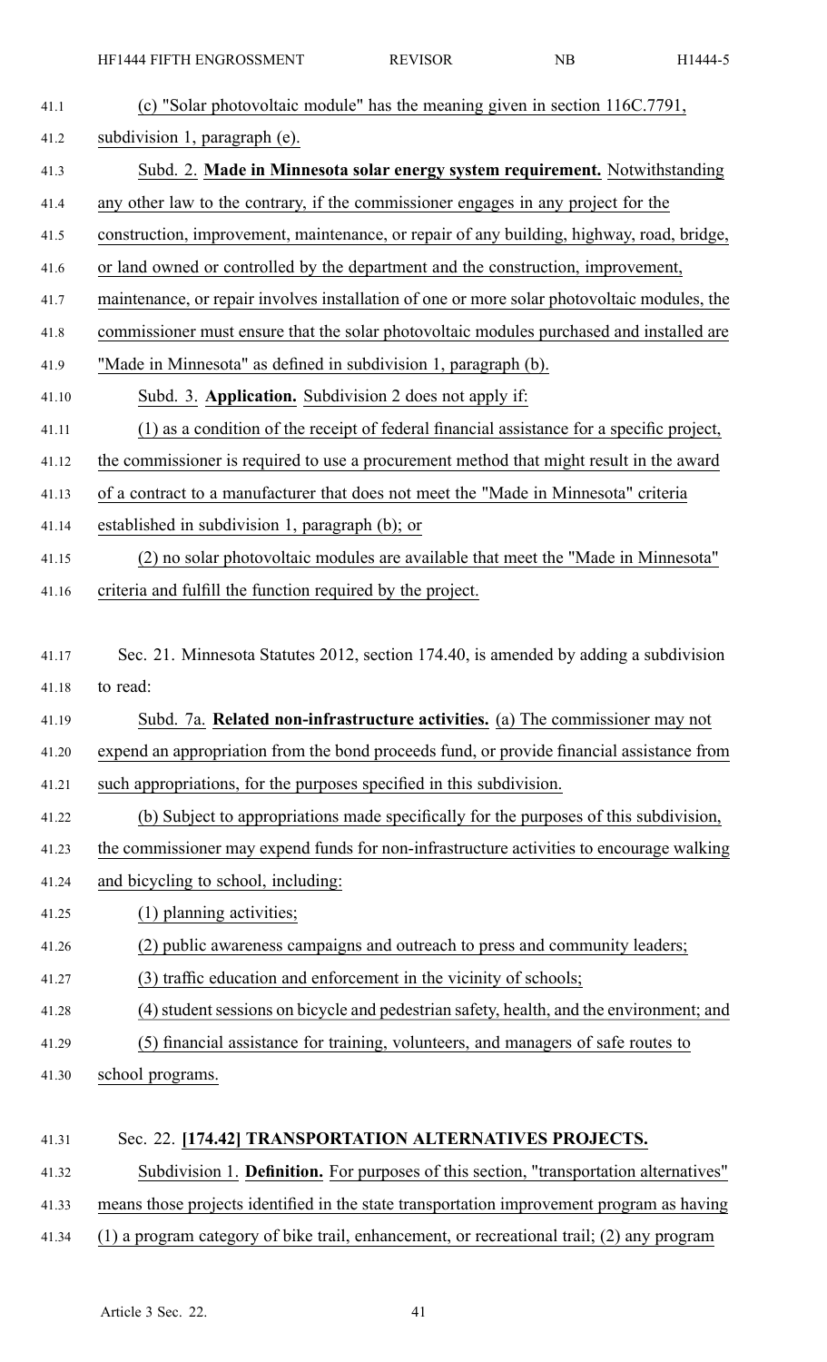(c) "Solar photovoltaic module" has the meaning given in section 116C.7791, subdivision 1, paragraph (e).

Subd. 2. **Made in Minnesota solar energy system requirement.** Notwithstanding any other law to the contrary, if the commissioner engages in any project for the construction, improvement, maintenance, or repair of any building, highway, road, bridge, or land owned or controlled by the department and the construction, improvement, maintenance, or repair involves installation of one or more solar photovoltaic modules, the commissioner must ensure that the solar photovoltaic modules purchased and installed are "Made in Minnesota" as defined in subdivision 1, paragraph (b).

Subd. 3. **Application.** Subdivision 2 does not apply if:

(1) as a condition of the receipt of federal financial assistance for a specific project, the commissioner is required to use a procurement method that might result in the award of a contract to a manufacturer that does not meet the "Made in Minnesota" criteria established in subdivision 1, paragraph (b); or

(2) no solar photovoltaic modules are available that meet the "Made in Minnesota" criteria and fulfill the function required by the project.

Sec. 21. Minnesota Statutes 2012, section 174.40, is amended by adding a subdivision to read:

Subd. 7a. **Related non-infrastructure activities.** (a) The commissioner may not expend an appropriation from the bond proceeds fund, or provide financial assistance from such appropriations, for the purposes specified in this subdivision.

(b) Subject to appropriations made specifically for the purposes of this subdivision, the commissioner may expend funds for non-infrastructure activities to encourage walking and bicycling to school, including:

(1) planning activities;

(2) public awareness campaigns and outreach to press and community leaders;

(3) traffic education and enforcement in the vicinity of schools;

(4) student sessions on bicycle and pedestrian safety, health, and the environment; and

(5) financial assistance for training, volunteers, and managers of safe routes to school programs.

Sec. 22. **[174.42] TRANSPORTATION ALTERNATIVES PROJECTS.**

Subdivision 1. **Definition.** For purposes of this section, "transportation alternatives" means those projects identified in the state transportation improvement program as having (1) a program category of bike trail, enhancement, or recreational trail; (2) any program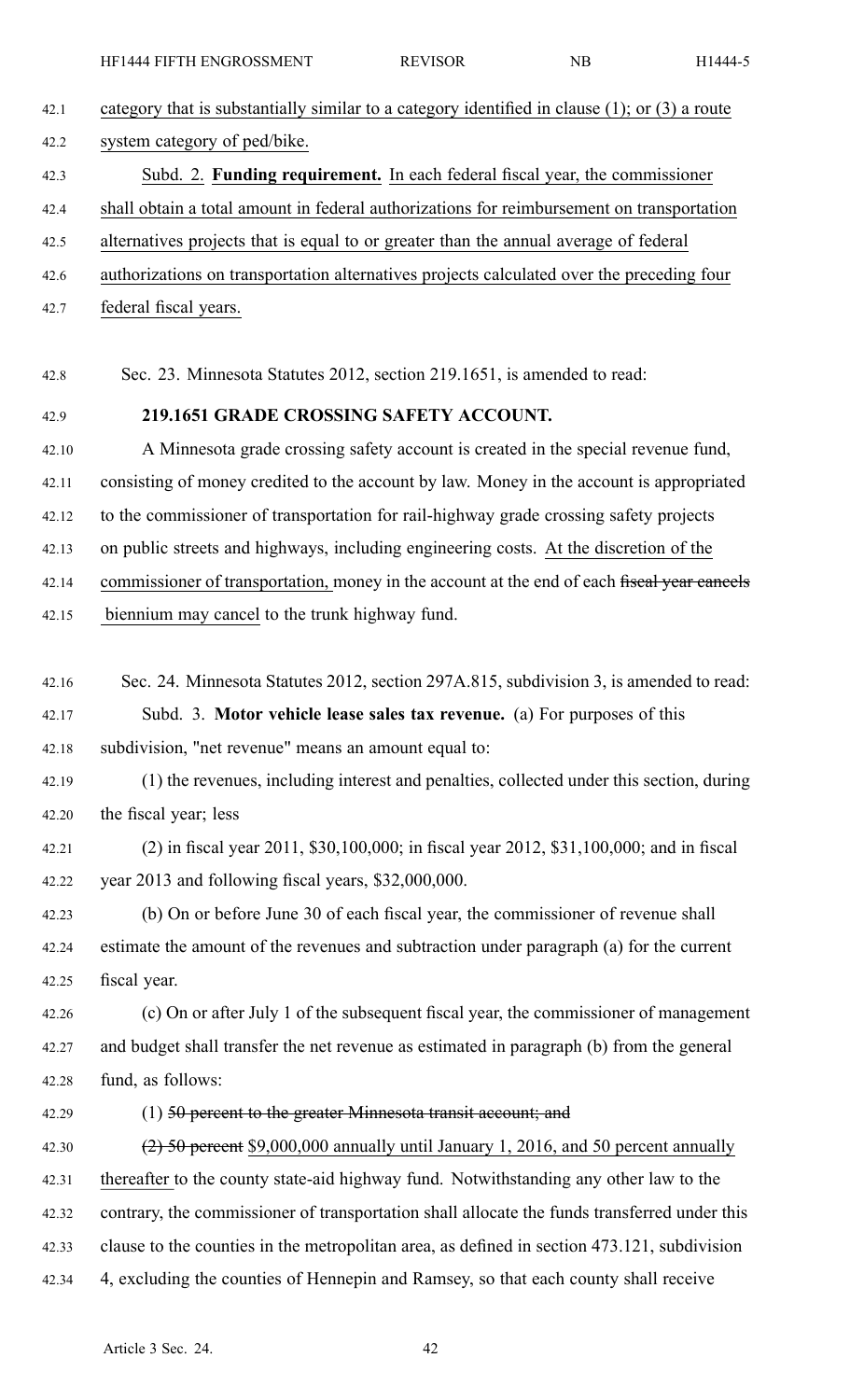category that is substantially similar to a category identified in clause (1); or (3) a route system category of ped/bike.

Subd. 2. **Funding requirement.** In each federal fiscal year, the commissioner shall obtain a total amount in federal authorizations for reimbursement on transportation alternatives projects that is equal to or greater than the annual average of federal authorizations on transportation alternatives projects calculated over the preceding four federal fiscal years.

Sec. 23. Minnesota Statutes 2012, section 219.1651, is amended to read:

**219.1651 GRADE CROSSING SAFETY ACCOUNT.**

A Minnesota grade crossing safety account is created in the special revenue fund, consisting of money credited to the account by law. Money in the account is appropriated to the commissioner of transportation for rail-highway grade crossing safety projects on public streets and highways, including engineering costs. At the discretion of the commissioner of transportation, money in the account at the end of each ~~fiscal year cancels~~ biennium may cancel to the trunk highway fund.

Sec. 24. Minnesota Statutes 2012, section 297A.815, subdivision 3, is amended to read:

Subd. 3. **Motor vehicle lease sales tax revenue.** (a) For purposes of this subdivision, "net revenue" means an amount equal to:

(1) the revenues, including interest and penalties, collected under this section, during the fiscal year; less

(2) in fiscal year 2011, $30,100,000; in fiscal year 2012, $31,100,000; and in fiscal year 2013 and following fiscal years, $32,000,000.

(b) On or before June 30 of each fiscal year, the commissioner of revenue shall estimate the amount of the revenues and subtraction under paragraph (a) for the current fiscal year.

(c) On or after July 1 of the subsequent fiscal year, the commissioner of management and budget shall transfer the net revenue as estimated in paragraph (b) from the general fund, as follows:

(1) ~~50 percent to the greater Minnesota transit account; and~~

~~(2) 50 percent~~ $9,000,000 annually until January 1, 2016, and 50 percent annually thereafter to the county state-aid highway fund. Notwithstanding any other law to the contrary, the commissioner of transportation shall allocate the funds transferred under this clause to the counties in the metropolitan area, as defined in section 473.121, subdivision 4, excluding the counties of Hennepin and Ramsey, so that each county shall receive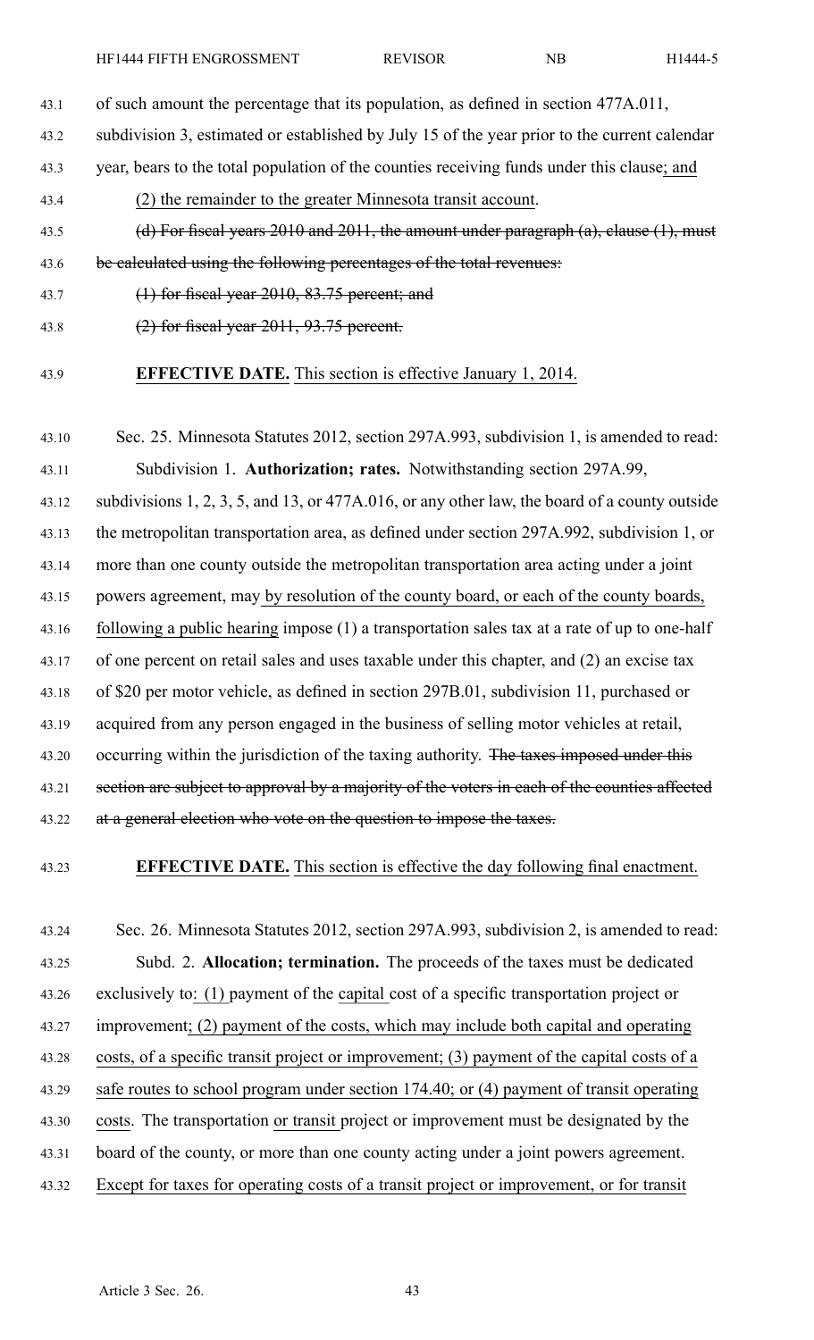of such amount the percentage that its population, as defined in section 477A.011, subdivision 3, estimated or established by July 15 of the year prior to the current calendar year, bears to the total population of the counties receiving funds under this clause; and

(2) the remainder to the greater Minnesota transit account.

~~(d) For fiscal years 2010 and 2011, the amount under paragraph (a), clause (1), must be calculated using the following percentages of the total revenues:~~

~~(1) for fiscal year 2010, 83.75 percent; and~~

~~(2) for fiscal year 2011, 93.75 percent.~~

**EFFECTIVE DATE.** This section is effective January 1, 2014.

Sec. 25. Minnesota Statutes 2012, section 297A.993, subdivision 1, is amended to read:

Subdivision 1. **Authorization; rates.** Notwithstanding section 297A.99, subdivisions 1, 2, 3, 5, and 13, or 477A.016, or any other law, the board of a county outside the metropolitan transportation area, as defined under section 297A.992, subdivision 1, or more than one county outside the metropolitan transportation area acting under a joint powers agreement, may by resolution of the county board, or each of the county boards, following a public hearing impose (1) a transportation sales tax at a rate of up to one-half of one percent on retail sales and uses taxable under this chapter, and (2) an excise tax of $20 per motor vehicle, as defined in section 297B.01, subdivision 11, purchased or acquired from any person engaged in the business of selling motor vehicles at retail, occurring within the jurisdiction of the taxing authority. ~~The taxes imposed under this section are subject to approval by a majority of the voters in each of the counties affected at a general election who vote on the question to impose the taxes.~~

**EFFECTIVE DATE.** This section is effective the day following final enactment.

Sec. 26. Minnesota Statutes 2012, section 297A.993, subdivision 2, is amended to read:

Subd. 2. **Allocation; termination.** The proceeds of the taxes must be dedicated exclusively to: (1) payment of the capital cost of a specific transportation project or improvement; (2) payment of the costs, which may include both capital and operating costs, of a specific transit project or improvement; (3) payment of the capital costs of a safe routes to school program under section 174.40; or (4) payment of transit operating costs. The transportation or transit project or improvement must be designated by the board of the county, or more than one county acting under a joint powers agreement. Except for taxes for operating costs of a transit project or improvement, or for transit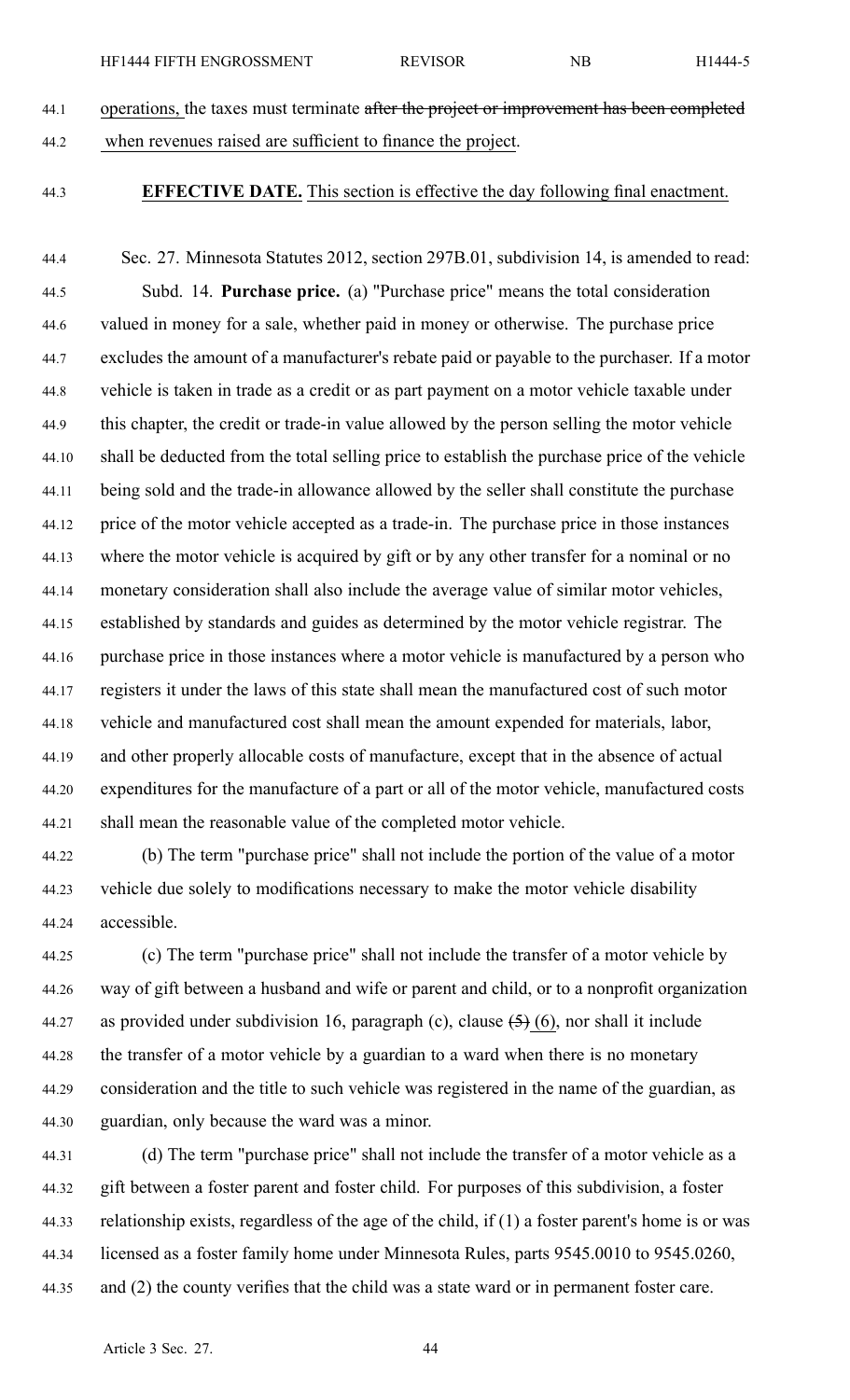operations, the taxes must terminate ~~after the project or improvement has been completed~~ when revenues raised are sufficient to finance the project.

**EFFECTIVE DATE.** This section is effective the day following final enactment.

Sec. 27. Minnesota Statutes 2012, section 297B.01, subdivision 14, is amended to read:

Subd. 14. **Purchase price.** (a) "Purchase price" means the total consideration valued in money for a sale, whether paid in money or otherwise. The purchase price excludes the amount of a manufacturer's rebate paid or payable to the purchaser. If a motor vehicle is taken in trade as a credit or as part payment on a motor vehicle taxable under this chapter, the credit or trade-in value allowed by the person selling the motor vehicle shall be deducted from the total selling price to establish the purchase price of the vehicle being sold and the trade-in allowance allowed by the seller shall constitute the purchase price of the motor vehicle accepted as a trade-in. The purchase price in those instances where the motor vehicle is acquired by gift or by any other transfer for a nominal or no monetary consideration shall also include the average value of similar motor vehicles, established by standards and guides as determined by the motor vehicle registrar. The purchase price in those instances where a motor vehicle is manufactured by a person who registers it under the laws of this state shall mean the manufactured cost of such motor vehicle and manufactured cost shall mean the amount expended for materials, labor, and other properly allocable costs of manufacture, except that in the absence of actual expenditures for the manufacture of a part or all of the motor vehicle, manufactured costs shall mean the reasonable value of the completed motor vehicle.

(b) The term "purchase price" shall not include the portion of the value of a motor vehicle due solely to modifications necessary to make the motor vehicle disability accessible.

(c) The term "purchase price" shall not include the transfer of a motor vehicle by way of gift between a husband and wife or parent and child, or to a nonprofit organization as provided under subdivision 16, paragraph (c), clause ~~(5)~~ (6), nor shall it include the transfer of a motor vehicle by a guardian to a ward when there is no monetary consideration and the title to such vehicle was registered in the name of the guardian, as guardian, only because the ward was a minor.

(d) The term "purchase price" shall not include the transfer of a motor vehicle as a gift between a foster parent and foster child. For purposes of this subdivision, a foster relationship exists, regardless of the age of the child, if (1) a foster parent's home is or was licensed as a foster family home under Minnesota Rules, parts 9545.0010 to 9545.0260, and (2) the county verifies that the child was a state ward or in permanent foster care.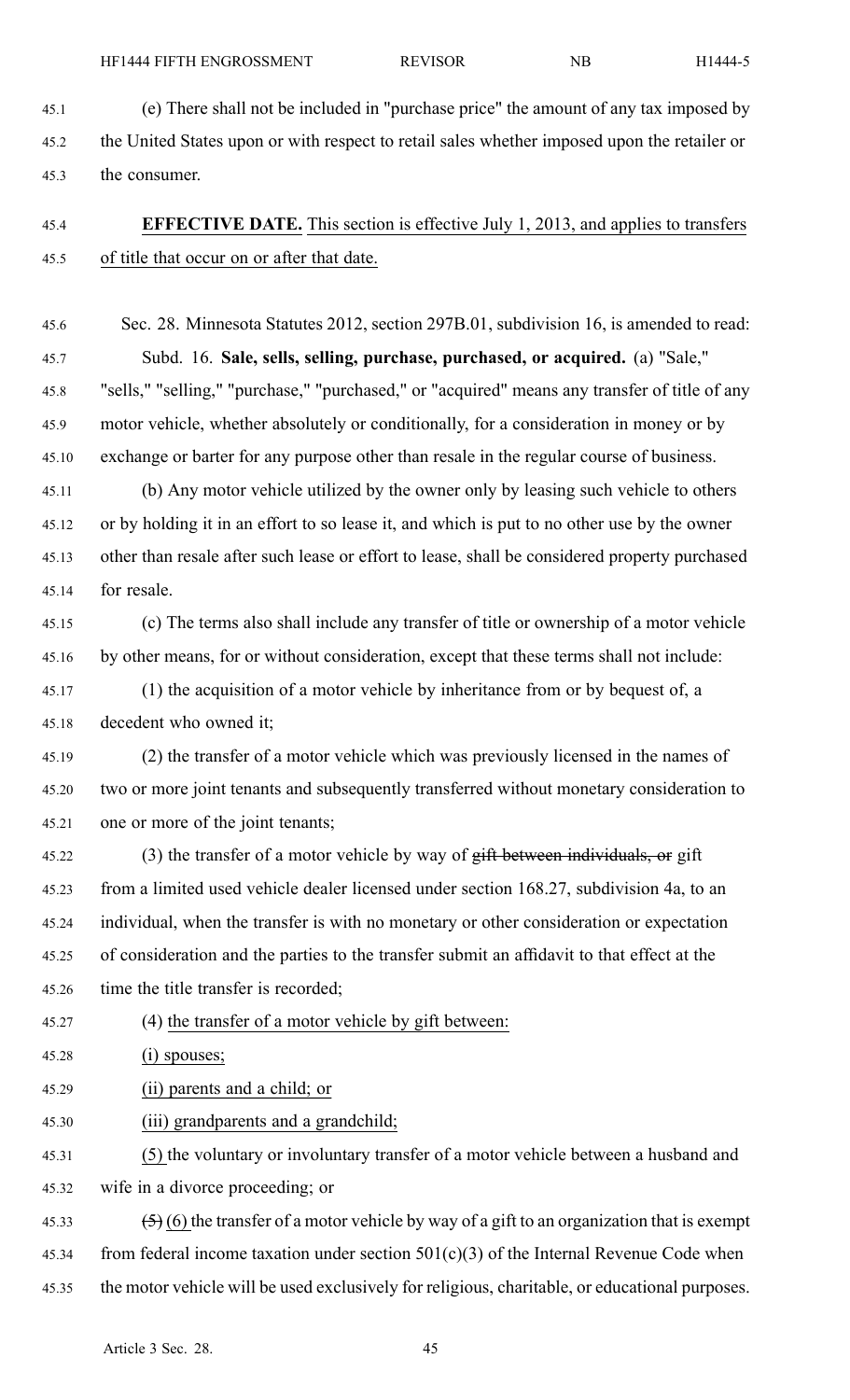(e) There shall not be included in "purchase price" the amount of any tax imposed by the United States upon or with respect to retail sales whether imposed upon the retailer or the consumer.

**EFFECTIVE DATE.** This section is effective July 1, 2013, and applies to transfers of title that occur on or after that date.

Sec. 28. Minnesota Statutes 2012, section 297B.01, subdivision 16, is amended to read:

Subd. 16. **Sale, sells, selling, purchase, purchased, or acquired.** (a) "Sale," "sells," "selling," "purchase," "purchased," or "acquired" means any transfer of title of any motor vehicle, whether absolutely or conditionally, for a consideration in money or by exchange or barter for any purpose other than resale in the regular course of business.

(b) Any motor vehicle utilized by the owner only by leasing such vehicle to others or by holding it in an effort to so lease it, and which is put to no other use by the owner other than resale after such lease or effort to lease, shall be considered property purchased for resale.

(c) The terms also shall include any transfer of title or ownership of a motor vehicle by other means, for or without consideration, except that these terms shall not include:

(1) the acquisition of a motor vehicle by inheritance from or by bequest of, a decedent who owned it;

(2) the transfer of a motor vehicle which was previously licensed in the names of two or more joint tenants and subsequently transferred without monetary consideration to one or more of the joint tenants;

(3) the transfer of a motor vehicle by way of ~~gift between individuals, or~~ gift from a limited used vehicle dealer licensed under section 168.27, subdivision 4a, to an individual, when the transfer is with no monetary or other consideration or expectation of consideration and the parties to the transfer submit an affidavit to that effect at the time the title transfer is recorded;

(4) the transfer of a motor vehicle by gift between:

(i) spouses;

(ii) parents and a child; or

(iii) grandparents and a grandchild;

(5) the voluntary or involuntary transfer of a motor vehicle between a husband and wife in a divorce proceeding; or

~~(5)~~ (6) the transfer of a motor vehicle by way of a gift to an organization that is exempt from federal income taxation under section 501(c)(3) of the Internal Revenue Code when the motor vehicle will be used exclusively for religious, charitable, or educational purposes.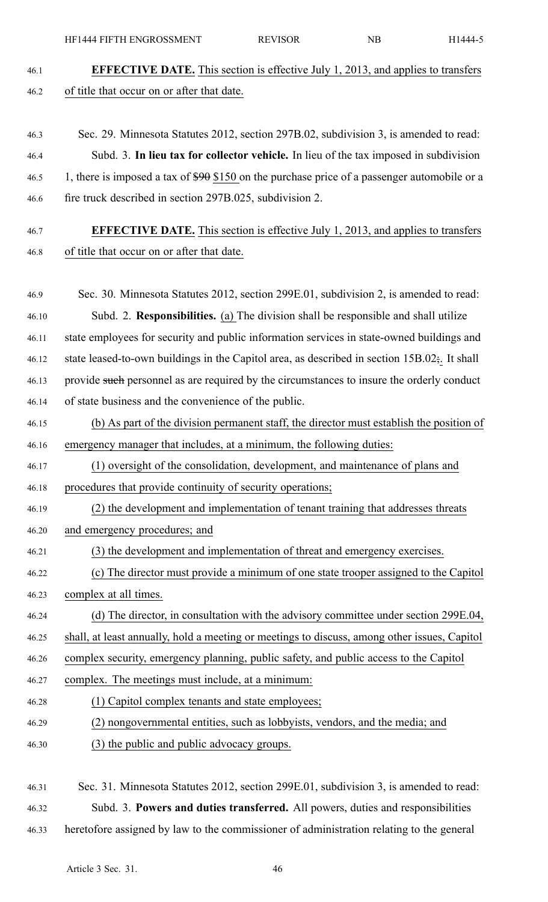**EFFECTIVE DATE.** This section is effective July 1, 2013, and applies to transfers of title that occur on or after that date.

Sec. 29. Minnesota Statutes 2012, section 297B.02, subdivision 3, is amended to read:

Subd. 3. **In lieu tax for collector vehicle.** In lieu of the tax imposed in subdivision 1, there is imposed a tax of ~~$90~~ $150 on the purchase price of a passenger automobile or a fire truck described in section 297B.025, subdivision 2.

**EFFECTIVE DATE.** This section is effective July 1, 2013, and applies to transfers of title that occur on or after that date.

Sec. 30. Minnesota Statutes 2012, section 299E.01, subdivision 2, is amended to read:

Subd. 2. **Responsibilities.** (a) The division shall be responsible and shall utilize state employees for security and public information services in state-owned buildings and state leased-to-own buildings in the Capitol area, as described in section 15B.02~~;~~. It shall provide ~~such~~ personnel as are required by the circumstances to insure the orderly conduct of state business and the convenience of the public.

(b) As part of the division permanent staff, the director must establish the position of emergency manager that includes, at a minimum, the following duties:

(1) oversight of the consolidation, development, and maintenance of plans and procedures that provide continuity of security operations;

(2) the development and implementation of tenant training that addresses threats and emergency procedures; and

(3) the development and implementation of threat and emergency exercises.

(c) The director must provide a minimum of one state trooper assigned to the Capitol complex at all times.

(d) The director, in consultation with the advisory committee under section 299E.04, shall, at least annually, hold a meeting or meetings to discuss, among other issues, Capitol complex security, emergency planning, public safety, and public access to the Capitol complex. The meetings must include, at a minimum:

(1) Capitol complex tenants and state employees;

(2) nongovernmental entities, such as lobbyists, vendors, and the media; and

(3) the public and public advocacy groups.

Sec. 31. Minnesota Statutes 2012, section 299E.01, subdivision 3, is amended to read:

Subd. 3. **Powers and duties transferred.** All powers, duties and responsibilities heretofore assigned by law to the commissioner of administration relating to the general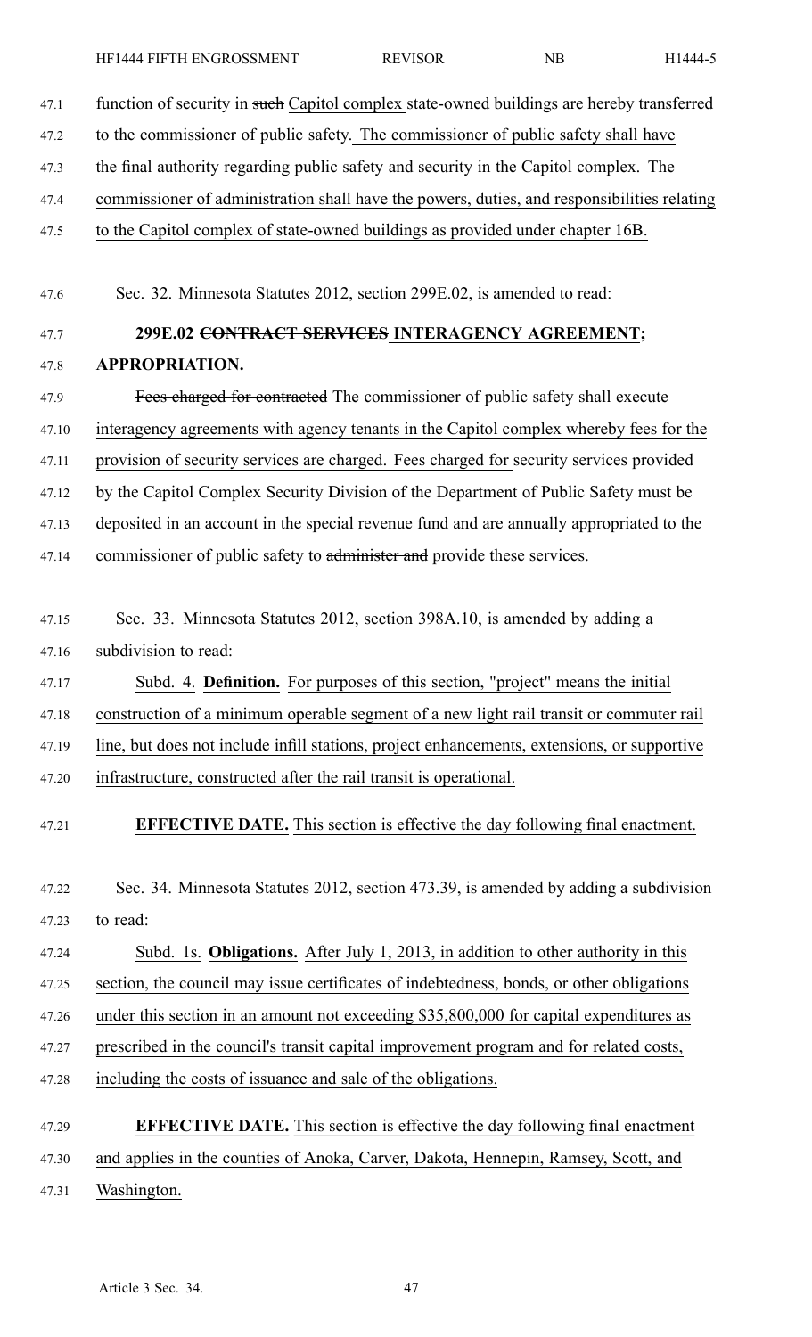function of security in ~~such~~ Capitol complex state-owned buildings are hereby transferred to the commissioner of public safety. The commissioner of public safety shall have the final authority regarding public safety and security in the Capitol complex. The commissioner of administration shall have the powers, duties, and responsibilities relating to the Capitol complex of state-owned buildings as provided under chapter 16B.

Sec. 32. Minnesota Statutes 2012, section 299E.02, is amended to read:

**299E.02 ~~CONTRACT SERVICES~~ INTERAGENCY AGREEMENT; APPROPRIATION.**

~~Fees charged for contracted~~ The commissioner of public safety shall execute interagency agreements with agency tenants in the Capitol complex whereby fees for the provision of security services are charged. Fees charged for security services provided by the Capitol Complex Security Division of the Department of Public Safety must be deposited in an account in the special revenue fund and are annually appropriated to the commissioner of public safety to ~~administer and~~ provide these services.

Sec. 33. Minnesota Statutes 2012, section 398A.10, is amended by adding a subdivision to read:

Subd. 4. **Definition.** For purposes of this section, "project" means the initial construction of a minimum operable segment of a new light rail transit or commuter rail line, but does not include infill stations, project enhancements, extensions, or supportive infrastructure, constructed after the rail transit is operational.

**EFFECTIVE DATE.** This section is effective the day following final enactment.

Sec. 34. Minnesota Statutes 2012, section 473.39, is amended by adding a subdivision to read:

Subd. 1s. **Obligations.** After July 1, 2013, in addition to other authority in this section, the council may issue certificates of indebtedness, bonds, or other obligations under this section in an amount not exceeding $35,800,000 for capital expenditures as prescribed in the council's transit capital improvement program and for related costs, including the costs of issuance and sale of the obligations.

**EFFECTIVE DATE.** This section is effective the day following final enactment and applies in the counties of Anoka, Carver, Dakota, Hennepin, Ramsey, Scott, and Washington.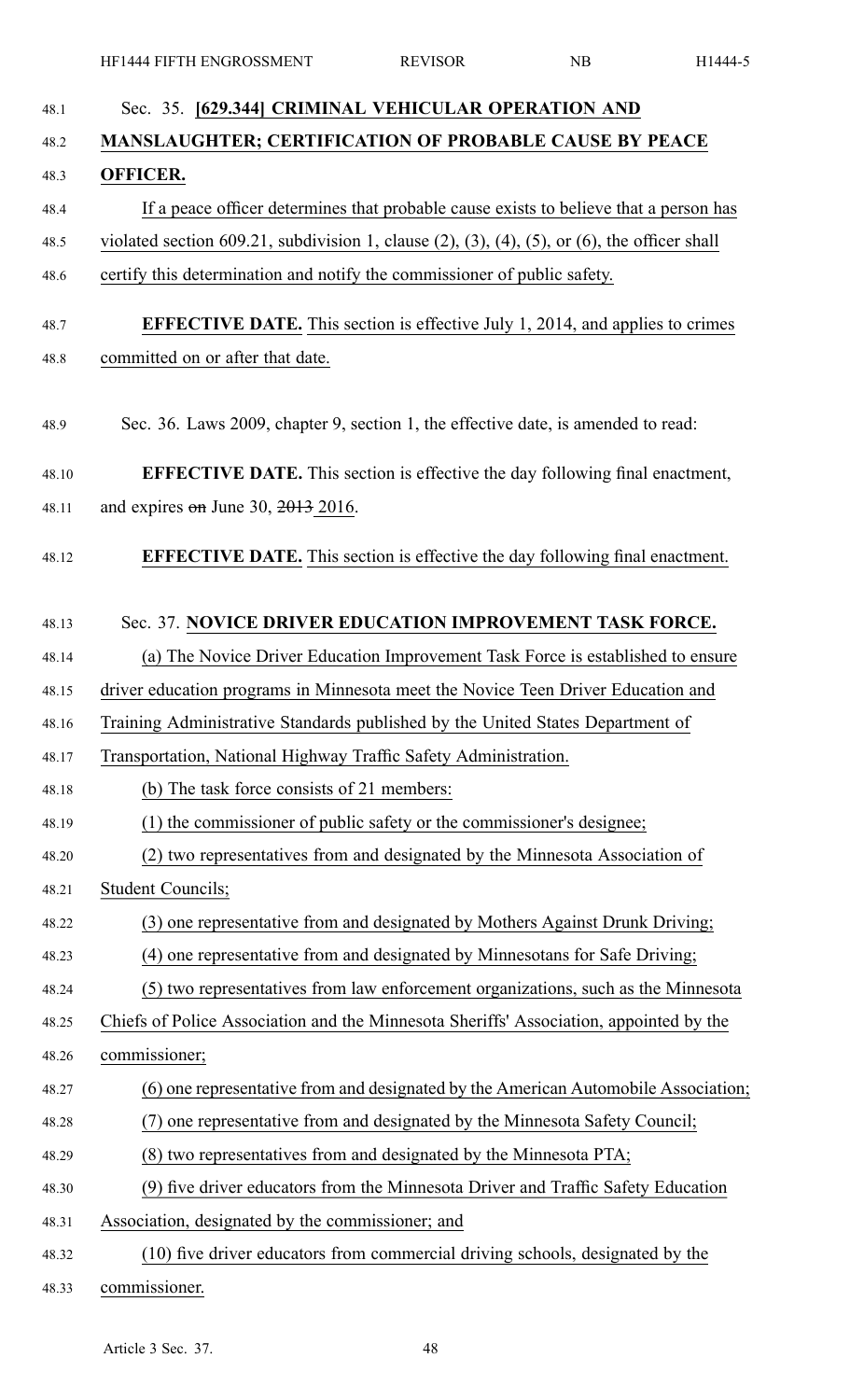Sec. 35. **[629.344] CRIMINAL VEHICULAR OPERATION AND MANSLAUGHTER; CERTIFICATION OF PROBABLE CAUSE BY PEACE OFFICER.**

If a peace officer determines that probable cause exists to believe that a person has violated section 609.21, subdivision 1, clause (2), (3), (4), (5), or (6), the officer shall certify this determination and notify the commissioner of public safety.

**EFFECTIVE DATE.** This section is effective July 1, 2014, and applies to crimes committed on or after that date.

Sec. 36. Laws 2009, chapter 9, section 1, the effective date, is amended to read:

**EFFECTIVE DATE.** This section is effective the day following final enactment, and expires ~~on~~ June 30, ~~2013~~ 2016.

**EFFECTIVE DATE.** This section is effective the day following final enactment.

Sec. 37. **NOVICE DRIVER EDUCATION IMPROVEMENT TASK FORCE.**

(a) The Novice Driver Education Improvement Task Force is established to ensure driver education programs in Minnesota meet the Novice Teen Driver Education and Training Administrative Standards published by the United States Department of Transportation, National Highway Traffic Safety Administration.

(b) The task force consists of 21 members:

(1) the commissioner of public safety or the commissioner's designee;

(2) two representatives from and designated by the Minnesota Association of Student Councils;

(3) one representative from and designated by Mothers Against Drunk Driving;

(4) one representative from and designated by Minnesotans for Safe Driving;

(5) two representatives from law enforcement organizations, such as the Minnesota Chiefs of Police Association and the Minnesota Sheriffs' Association, appointed by the commissioner;

(6) one representative from and designated by the American Automobile Association;

(7) one representative from and designated by the Minnesota Safety Council;

(8) two representatives from and designated by the Minnesota PTA;

(9) five driver educators from the Minnesota Driver and Traffic Safety Education Association, designated by the commissioner; and

(10) five driver educators from commercial driving schools, designated by the commissioner.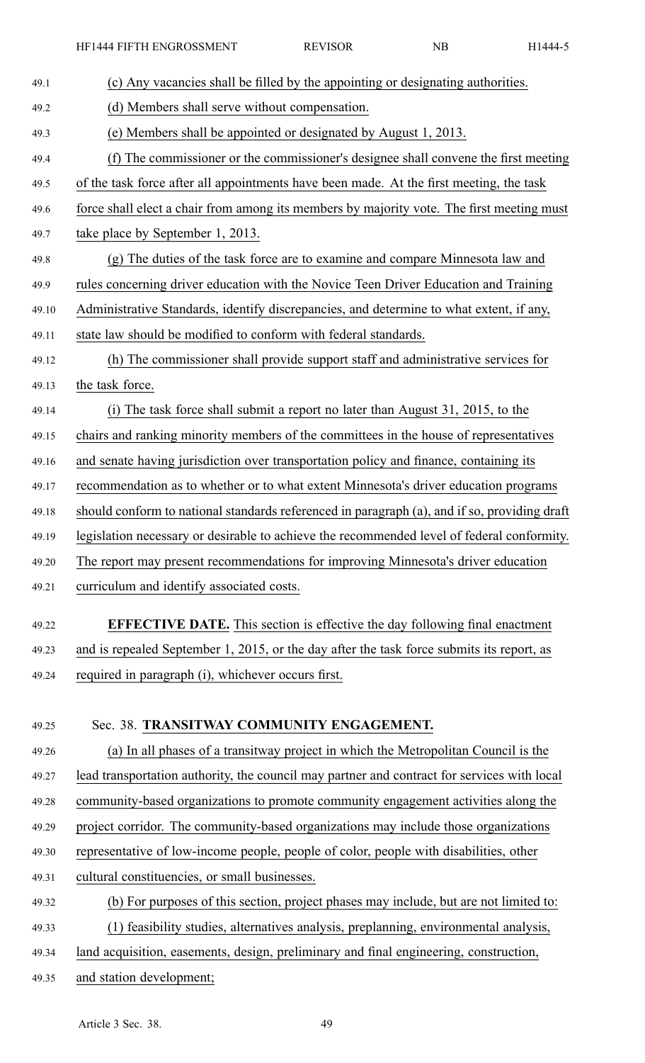(c) Any vacancies shall be filled by the appointing or designating authorities.

(d) Members shall serve without compensation.

(e) Members shall be appointed or designated by August 1, 2013.

(f) The commissioner or the commissioner's designee shall convene the first meeting of the task force after all appointments have been made. At the first meeting, the task force shall elect a chair from among its members by majority vote. The first meeting must take place by September 1, 2013.

(g) The duties of the task force are to examine and compare Minnesota law and rules concerning driver education with the Novice Teen Driver Education and Training Administrative Standards, identify discrepancies, and determine to what extent, if any, state law should be modified to conform with federal standards.

(h) The commissioner shall provide support staff and administrative services for the task force.

(i) The task force shall submit a report no later than August 31, 2015, to the chairs and ranking minority members of the committees in the house of representatives and senate having jurisdiction over transportation policy and finance, containing its recommendation as to whether or to what extent Minnesota's driver education programs should conform to national standards referenced in paragraph (a), and if so, providing draft legislation necessary or desirable to achieve the recommended level of federal conformity. The report may present recommendations for improving Minnesota's driver education curriculum and identify associated costs.

**EFFECTIVE DATE.** This section is effective the day following final enactment and is repealed September 1, 2015, or the day after the task force submits its report, as required in paragraph (i), whichever occurs first.

Sec. 38. **TRANSITWAY COMMUNITY ENGAGEMENT.**

(a) In all phases of a transitway project in which the Metropolitan Council is the lead transportation authority, the council may partner and contract for services with local community-based organizations to promote community engagement activities along the project corridor. The community-based organizations may include those organizations representative of low-income people, people of color, people with disabilities, other cultural constituencies, or small businesses.

(b) For purposes of this section, project phases may include, but are not limited to:

(1) feasibility studies, alternatives analysis, preplanning, environmental analysis, land acquisition, easements, design, preliminary and final engineering, construction, and station development;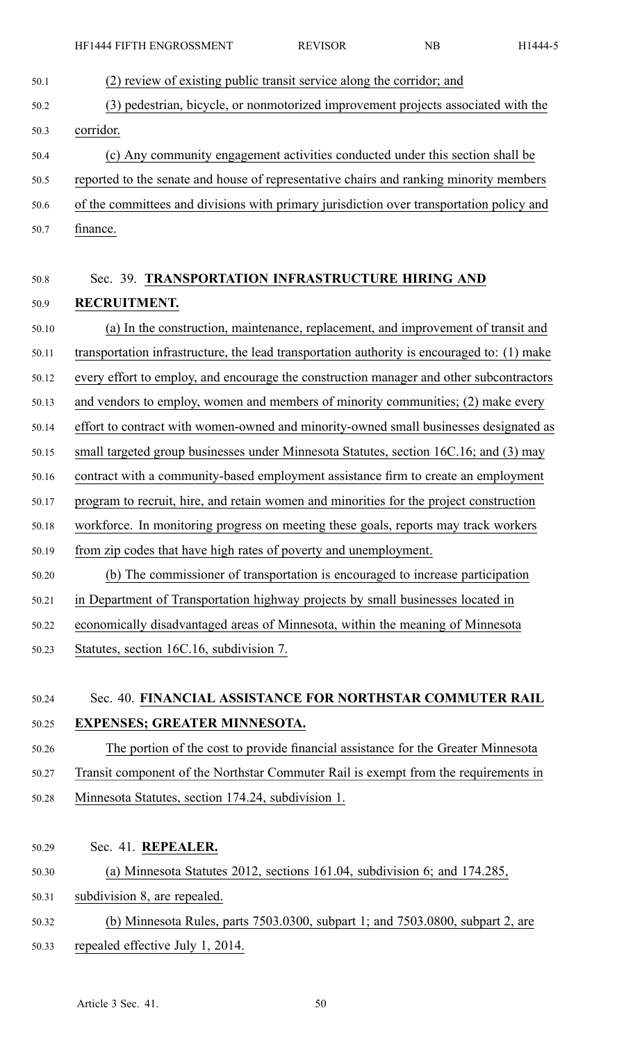(2) review of existing public transit service along the corridor; and

(3) pedestrian, bicycle, or nonmotorized improvement projects associated with the corridor.

(c) Any community engagement activities conducted under this section shall be reported to the senate and house of representative chairs and ranking minority members of the committees and divisions with primary jurisdiction over transportation policy and finance.

Sec. 39. **TRANSPORTATION INFRASTRUCTURE HIRING AND RECRUITMENT.**

(a) In the construction, maintenance, replacement, and improvement of transit and transportation infrastructure, the lead transportation authority is encouraged to: (1) make every effort to employ, and encourage the construction manager and other subcontractors and vendors to employ, women and members of minority communities; (2) make every effort to contract with women-owned and minority-owned small businesses designated as small targeted group businesses under Minnesota Statutes, section 16C.16; and (3) may contract with a community-based employment assistance firm to create an employment program to recruit, hire, and retain women and minorities for the project construction workforce. In monitoring progress on meeting these goals, reports may track workers from zip codes that have high rates of poverty and unemployment.

(b) The commissioner of transportation is encouraged to increase participation in Department of Transportation highway projects by small businesses located in economically disadvantaged areas of Minnesota, within the meaning of Minnesota Statutes, section 16C.16, subdivision 7.

Sec. 40. **FINANCIAL ASSISTANCE FOR NORTHSTAR COMMUTER RAIL EXPENSES; GREATER MINNESOTA.**

The portion of the cost to provide financial assistance for the Greater Minnesota Transit component of the Northstar Commuter Rail is exempt from the requirements in Minnesota Statutes, section 174.24, subdivision 1.

Sec. 41. **REPEALER.**

(a) Minnesota Statutes 2012, sections 161.04, subdivision 6; and 174.285, subdivision 8, are repealed.

(b) Minnesota Rules, parts 7503.0300, subpart 1; and 7503.0800, subpart 2, are repealed effective July 1, 2014.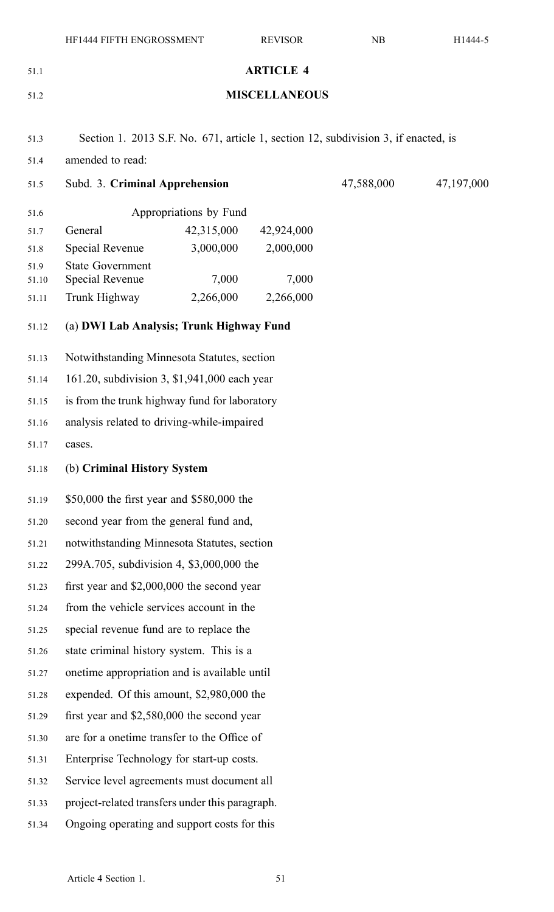## ARTICLE 4

## MISCELLANEOUS

Section 1. 2013 S.F. No. 671, article 1, section 12, subdivision 3, if enacted, is amended to read:

| Subd. 3. **Criminal Apprehension** | | | 47,588,000 | 47,197,000 |
|---|---|---|---|---|
| Appropriations by Fund | | | | |
| General | 42,315,000 | 42,924,000 | | |
| Special Revenue | 3,000,000 | 2,000,000 | | |
| State Government Special Revenue | 7,000 | 7,000 | | |
| Trunk Highway | 2,266,000 | 2,266,000 | | |

(a) **DWI Lab Analysis; Trunk Highway Fund**

Notwithstanding Minnesota Statutes, section 161.20, subdivision 3, $1,941,000 each year is from the trunk highway fund for laboratory analysis related to driving-while-impaired cases.

(b) **Criminal History System**

$50,000 the first year and $580,000 the second year from the general fund and, notwithstanding Minnesota Statutes, section 299A.705, subdivision 4, $3,000,000 the first year and $2,000,000 the second year from the vehicle services account in the special revenue fund are to replace the state criminal history system. This is a onetime appropriation and is available until expended. Of this amount, $2,980,000 the first year and $2,580,000 the second year are for a onetime transfer to the Office of Enterprise Technology for start-up costs. Service level agreements must document all project-related transfers under this paragraph. Ongoing operating and support costs for this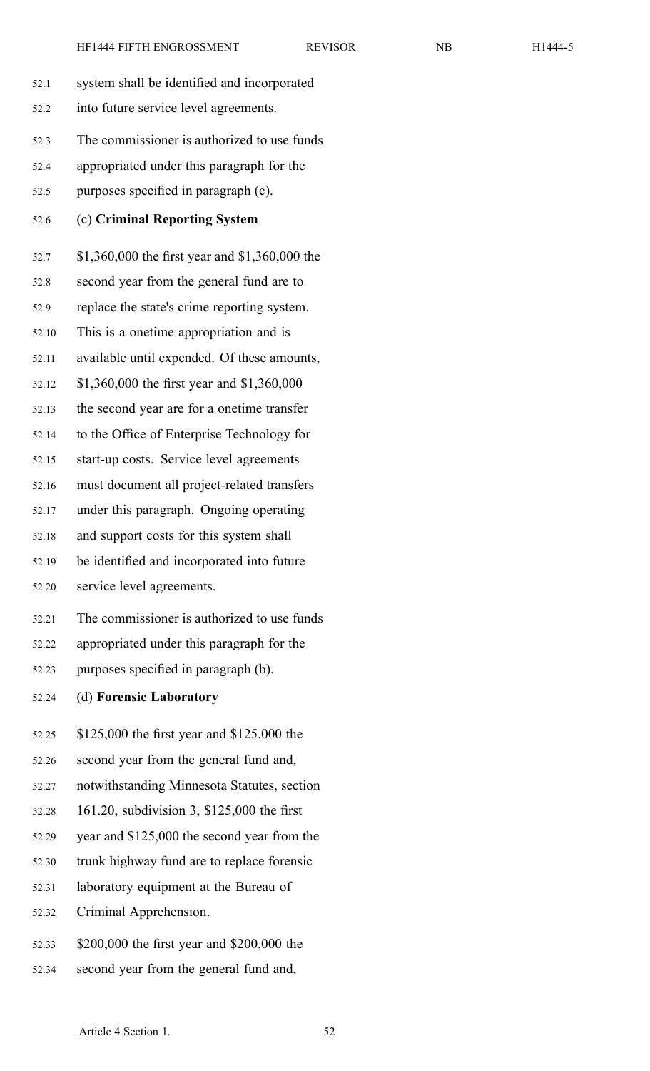system shall be identified and incorporated into future service level agreements.

The commissioner is authorized to use funds appropriated under this paragraph for the purposes specified in paragraph (c).

(c) **Criminal Reporting System**

$1,360,000 the first year and $1,360,000 the second year from the general fund are to replace the state's crime reporting system. This is a onetime appropriation and is available until expended. Of these amounts, $1,360,000 the first year and $1,360,000 the second year are for a onetime transfer to the Office of Enterprise Technology for start-up costs. Service level agreements must document all project-related transfers under this paragraph. Ongoing operating and support costs for this system shall be identified and incorporated into future service level agreements.

The commissioner is authorized to use funds appropriated under this paragraph for the purposes specified in paragraph (b).

(d) **Forensic Laboratory**

$125,000 the first year and $125,000 the second year from the general fund and, notwithstanding Minnesota Statutes, section 161.20, subdivision 3, $125,000 the first year and $125,000 the second year from the trunk highway fund are to replace forensic laboratory equipment at the Bureau of Criminal Apprehension.

$200,000 the first year and $200,000 the second year from the general fund and,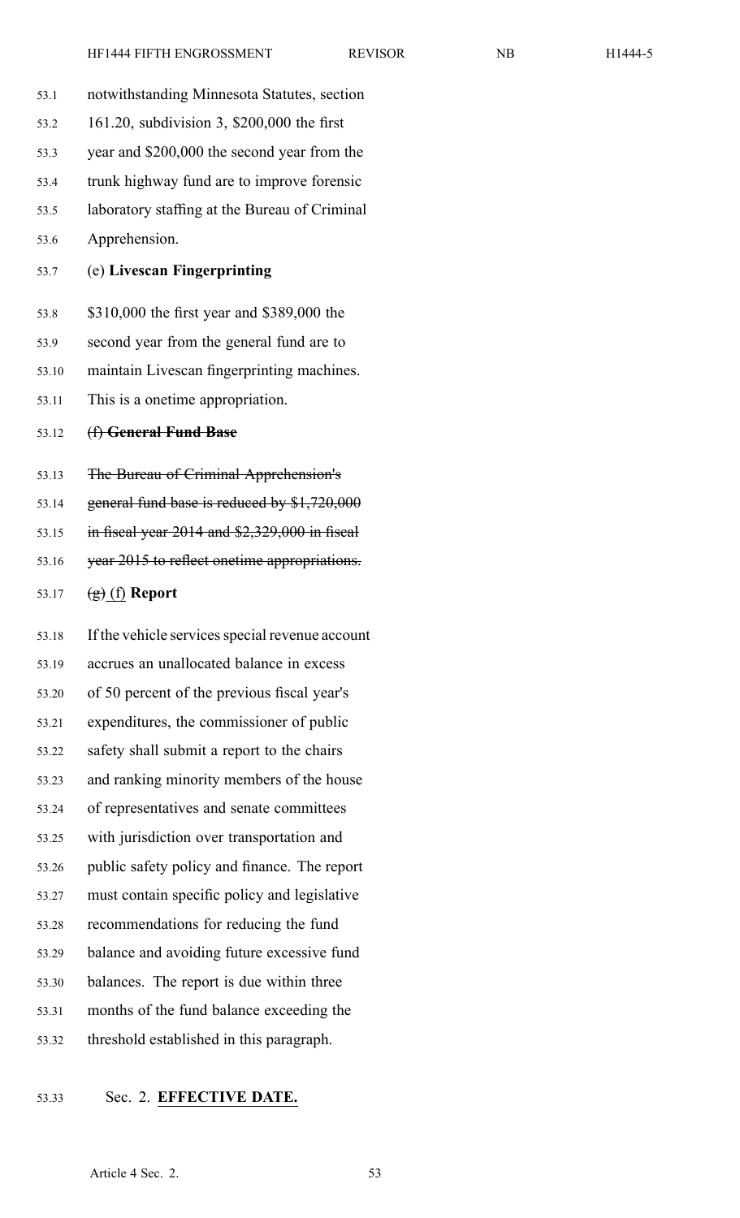notwithstanding Minnesota Statutes, section 161.20, subdivision 3, \$200,000 the first year and \$200,000 the second year from the trunk highway fund are to improve forensic laboratory staffing at the Bureau of Criminal Apprehension.

(e) **Livescan Fingerprinting**

\$310,000 the first year and \$389,000 the second year from the general fund are to maintain Livescan fingerprinting machines. This is a onetime appropriation.

~~(f) **General Fund Base**~~

~~The Bureau of Criminal Apprehension's general fund base is reduced by \$1,720,000 in fiscal year 2014 and \$2,329,000 in fiscal year 2015 to reflect onetime appropriations.~~

~~(g)~~ <u>(f)</u> **Report**

If the vehicle services special revenue account accrues an unallocated balance in excess of 50 percent of the previous fiscal year's expenditures, the commissioner of public safety shall submit a report to the chairs and ranking minority members of the house of representatives and senate committees with jurisdiction over transportation and public safety policy and finance. The report must contain specific policy and legislative recommendations for reducing the fund balance and avoiding future excessive fund balances. The report is due within three months of the fund balance exceeding the threshold established in this paragraph.

Sec. 2. <u>**EFFECTIVE DATE.**</u>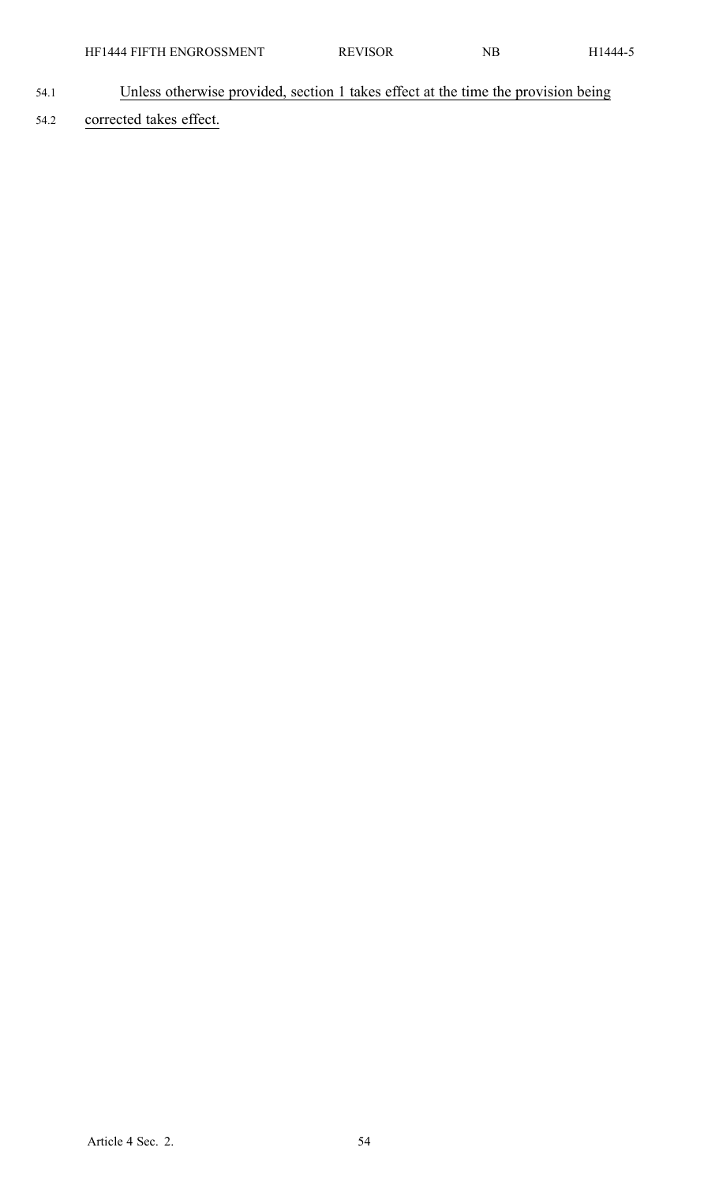Unless otherwise provided, section 1 takes effect at the time the provision being corrected takes effect.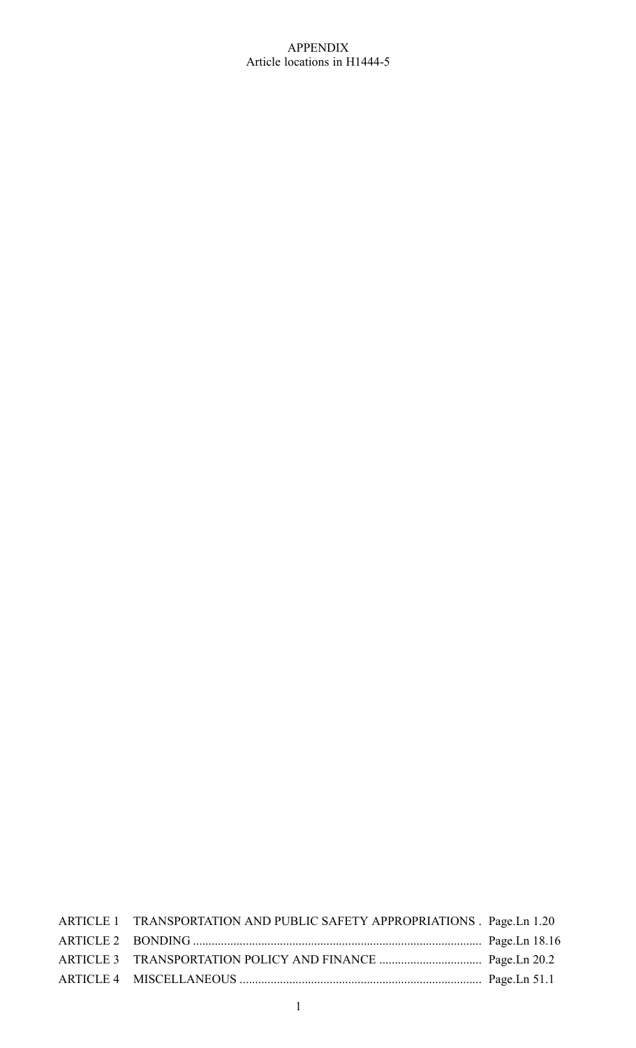# APPENDIX
Article locations in H1444-5

| | | |
|---|---|---|
| ARTICLE 1 | TRANSPORTATION AND PUBLIC SAFETY APPROPRIATIONS | Page.Ln 1.20 |
| ARTICLE 2 | BONDING | Page.Ln 18.16 |
| ARTICLE 3 | TRANSPORTATION POLICY AND FINANCE | Page.Ln 20.2 |
| ARTICLE 4 | MISCELLANEOUS | Page.Ln 51.1 |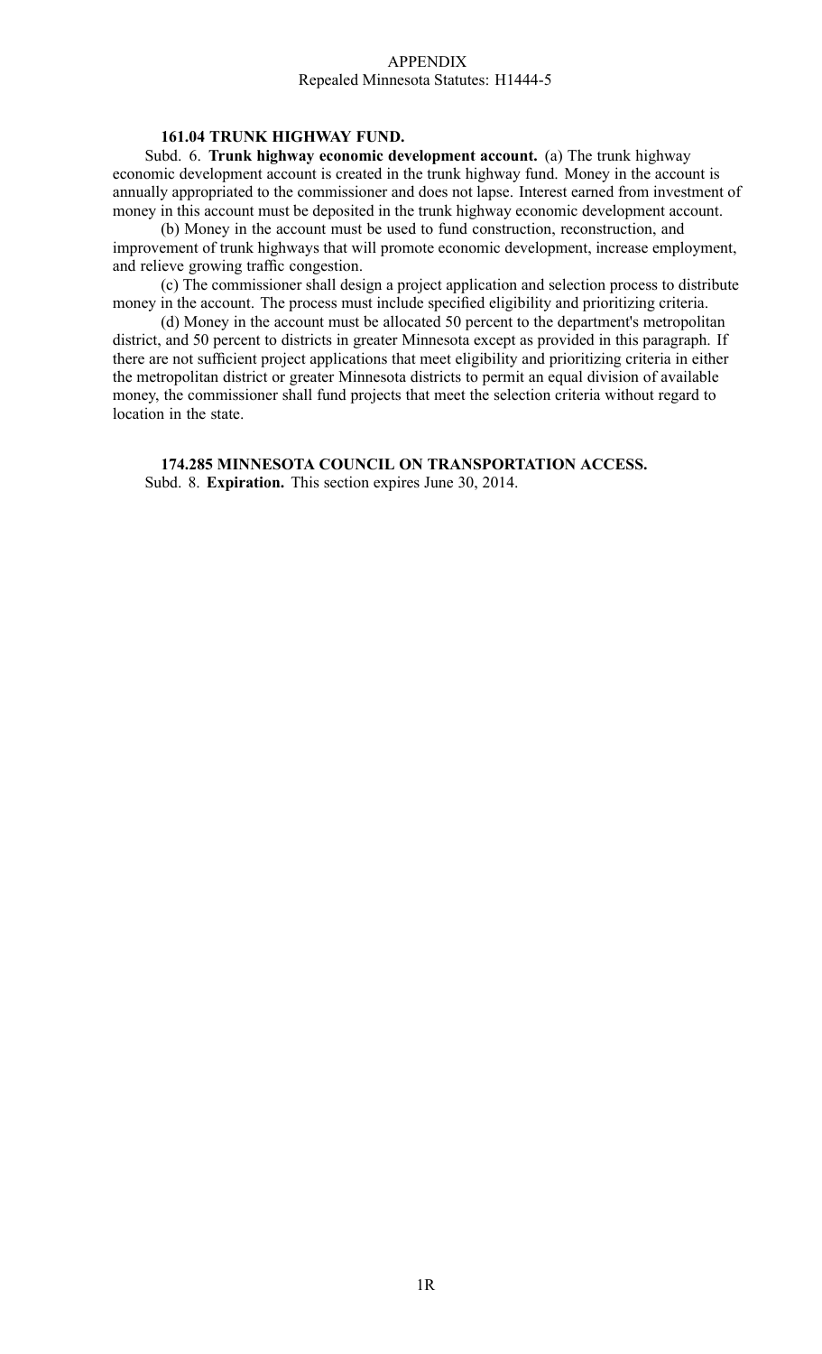APPENDIX
Repealed Minnesota Statutes: H1444-5

**161.04 TRUNK HIGHWAY FUND.**

Subd. 6. **Trunk highway economic development account.** (a) The trunk highway economic development account is created in the trunk highway fund. Money in the account is annually appropriated to the commissioner and does not lapse. Interest earned from investment of money in this account must be deposited in the trunk highway economic development account.

(b) Money in the account must be used to fund construction, reconstruction, and improvement of trunk highways that will promote economic development, increase employment, and relieve growing traffic congestion.

(c) The commissioner shall design a project application and selection process to distribute money in the account. The process must include specified eligibility and prioritizing criteria.

(d) Money in the account must be allocated 50 percent to the department's metropolitan district, and 50 percent to districts in greater Minnesota except as provided in this paragraph. If there are not sufficient project applications that meet eligibility and prioritizing criteria in either the metropolitan district or greater Minnesota districts to permit an equal division of available money, the commissioner shall fund projects that meet the selection criteria without regard to location in the state.

**174.285 MINNESOTA COUNCIL ON TRANSPORTATION ACCESS.**

Subd. 8. **Expiration.** This section expires June 30, 2014.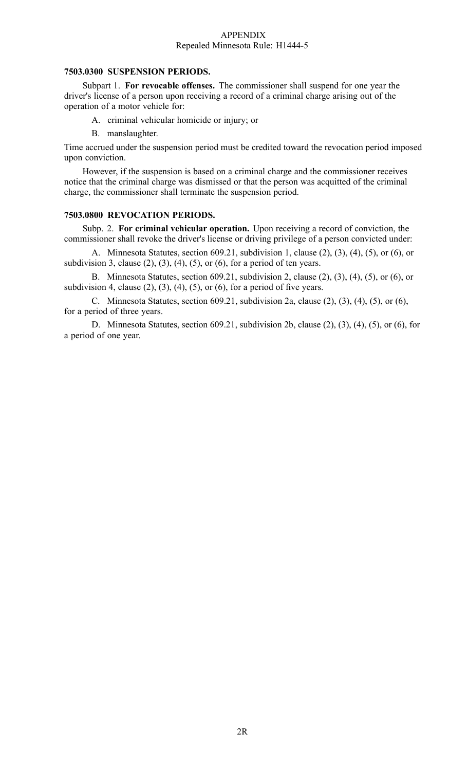APPENDIX
Repealed Minnesota Rule: H1444-5

**7503.0300 SUSPENSION PERIODS.**

Subpart 1. **For revocable offenses.** The commissioner shall suspend for one year the driver's license of a person upon receiving a record of a criminal charge arising out of the operation of a motor vehicle for:

A. criminal vehicular homicide or injury; or

B. manslaughter.

Time accrued under the suspension period must be credited toward the revocation period imposed upon conviction.

However, if the suspension is based on a criminal charge and the commissioner receives notice that the criminal charge was dismissed or that the person was acquitted of the criminal charge, the commissioner shall terminate the suspension period.

**7503.0800 REVOCATION PERIODS.**

Subp. 2. **For criminal vehicular operation.** Upon receiving a record of conviction, the commissioner shall revoke the driver's license or driving privilege of a person convicted under:

A. Minnesota Statutes, section 609.21, subdivision 1, clause (2), (3), (4), (5), or (6), or subdivision 3, clause (2), (3), (4), (5), or (6), for a period of ten years.

B. Minnesota Statutes, section 609.21, subdivision 2, clause (2), (3), (4), (5), or (6), or subdivision 4, clause (2), (3), (4), (5), or (6), for a period of five years.

C. Minnesota Statutes, section 609.21, subdivision 2a, clause (2), (3), (4), (5), or (6), for a period of three years.

D. Minnesota Statutes, section 609.21, subdivision 2b, clause (2), (3), (4), (5), or (6), for a period of one year.